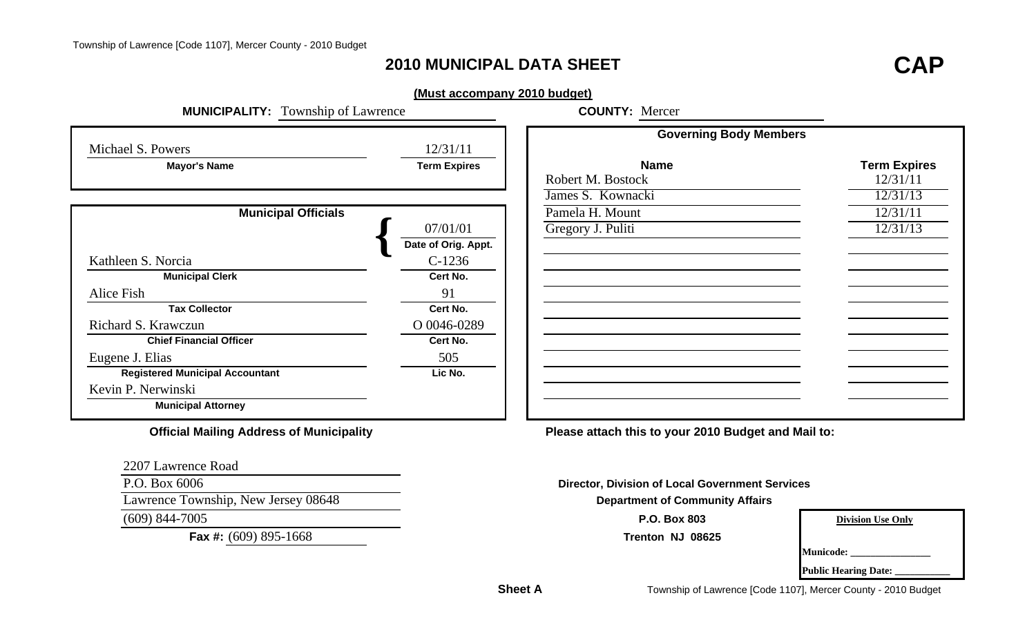# 2010 MUNICIPAL DATA SHEET

**CAP**

**(Must accompany 2010 budget)**

**MUNICIPALITY:** Township of Lawrence

**COUNTY:** Mercer

| Mayor's Name | Term Expires |
|---|---|
| Michael S. Powers | 12/31/11 |

**Municipal Officials**

| Official | Name | Date of Orig. Appt. / Cert No. / Lic No. |
|---|---|---|
| Municipal Clerk | Kathleen S. Norcia | Date of Orig. Appt.: 07/01/01; Cert No.: C-1236 |
| Tax Collector | Alice Fish | Cert No.: 91 |
| Chief Financial Officer | Richard S. Krawczun | Cert No.: O 0046-0289 |
| Registered Municipal Accountant | Eugene J. Elias | Lic No.: 505 |
| Municipal Attorney | Kevin P. Nerwinski | |

**Governing Body Members**

| Name | Term Expires |
|---|---|
| Robert M. Bostock | 12/31/11 |
| James S. Kownacki | 12/31/13 |
| Pamela H. Mount | 12/31/11 |
| Gregory J. Puliti | 12/31/13 |

**Official Mailing Address of Municipality**

2207 Lawrence Road
P.O. Box 6006
Lawrence Township, New Jersey 08648
(609) 844-7005
**Fax #:** (609) 895-1668

**Please attach this to your 2010 Budget and Mail to:**

**Director, Division of Local Government Services**
**Department of Community Affairs**
**P.O. Box 803**
**Trenton NJ 08625**

| Division Use Only |
|---|
| Municode: _______________ |
| Public Hearing Date: ___________ |

**Sheet A**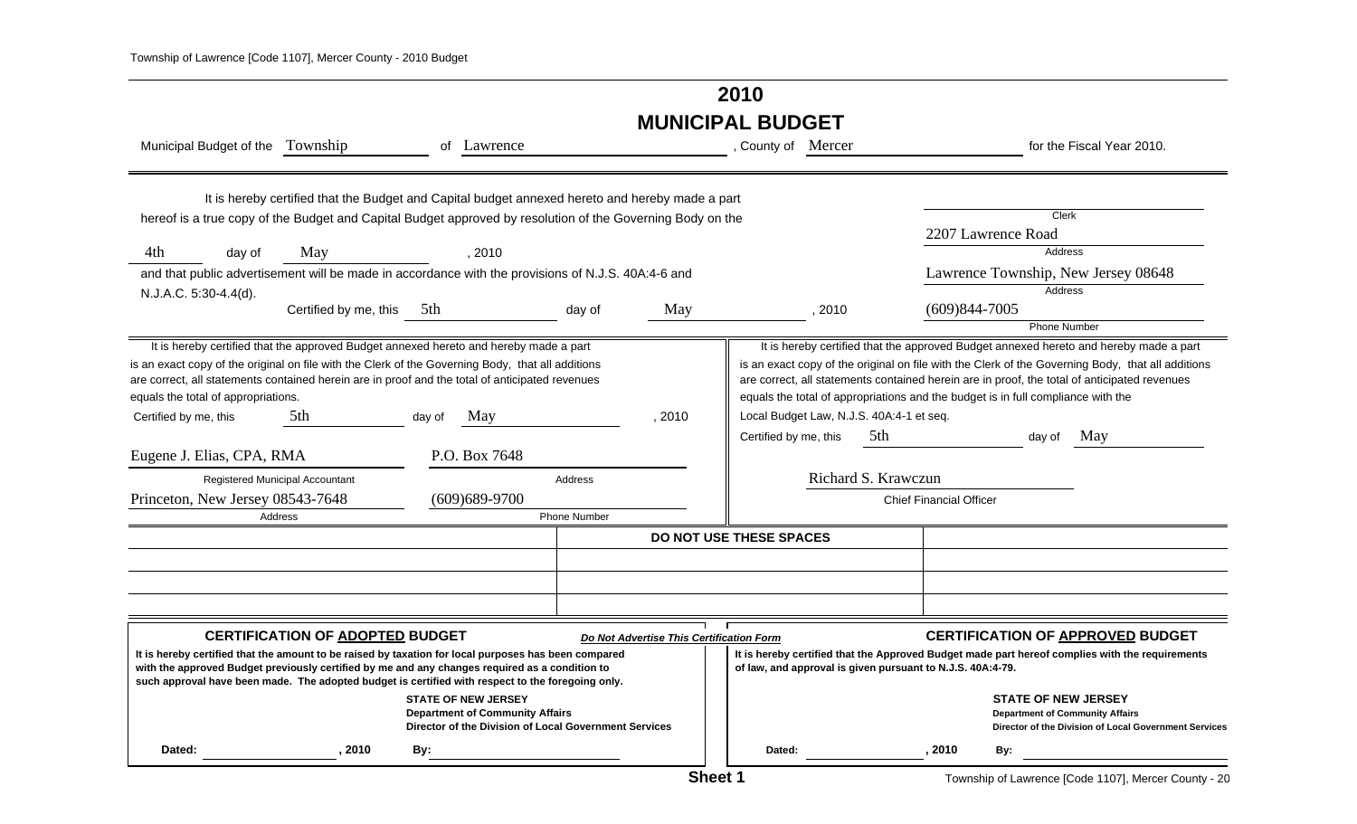# 2010

# MUNICIPAL BUDGET

Municipal Budget of the Township of Lawrence, County of Mercer for the Fiscal Year 2010.

It is hereby certified that the Budget and Capital budget annexed hereto and hereby made a part hereof is a true copy of the Budget and Capital Budget approved by resolution of the Governing Body on the 4th day of May, 2010 and that public advertisement will be made in accordance with the provisions of N.J.S. 40A:4-6 and N.J.A.C. 5:30-4.4(d).

Certified by me, this 5th day of May, 2010

_______________
Clerk

2207 Lawrence Road
Address

Lawrence Township, New Jersey 08648
Address

(609)844-7005
Phone Number

---

It is hereby certified that the approved Budget annexed hereto and hereby made a part is an exact copy of the original on file with the Clerk of the Governing Body, that all additions are correct, all statements contained herein are in proof and the total of anticipated revenues equals the total of appropriations.

Certified by me, this 5th day of May, 2010

Eugene J. Elias, CPA, RMA
Registered Municipal Accountant

P.O. Box 7648
Address

Princeton, New Jersey 08543-7648
Address

(609)689-9700
Phone Number

---

It is hereby certified that the approved Budget annexed hereto and hereby made a part is an exact copy of the original on file with the Clerk of the Governing Body, that all additions are correct, all statements contained herein are in proof, the total of anticipated revenues equals the total of appropriations and the budget is in full compliance with the Local Budget Law, N.J.S. 40A:4-1 et seq.

Certified by me, this 5th day of May

Richard S. Krawczun
Chief Financial Officer

---

**DO NOT USE THESE SPACES**

---

## CERTIFICATION OF ADOPTED BUDGET

***Do Not Advertise This Certification Form***

**It is hereby certified that the amount to be raised by taxation for local purposes has been compared with the approved Budget previously certified by me and any changes required as a condition to such approval have been made. The adopted budget is certified with respect to the foregoing only.**

**STATE OF NEW JERSEY**
**Department of Community Affairs**
**Director of the Division of Local Government Services**

**Dated:** _______________ **, 2010** **By:** _______________

## CERTIFICATION OF APPROVED BUDGET

**It is hereby certified that the Approved Budget made part hereof complies with the requirements of law, and approval is given pursuant to N.J.S. 40A:4-79.**

**STATE OF NEW JERSEY**
**Department of Community Affairs**
**Director of the Division of Local Government Services**

**Dated:** _______________ **, 2010** **By:** _______________

**Sheet 1**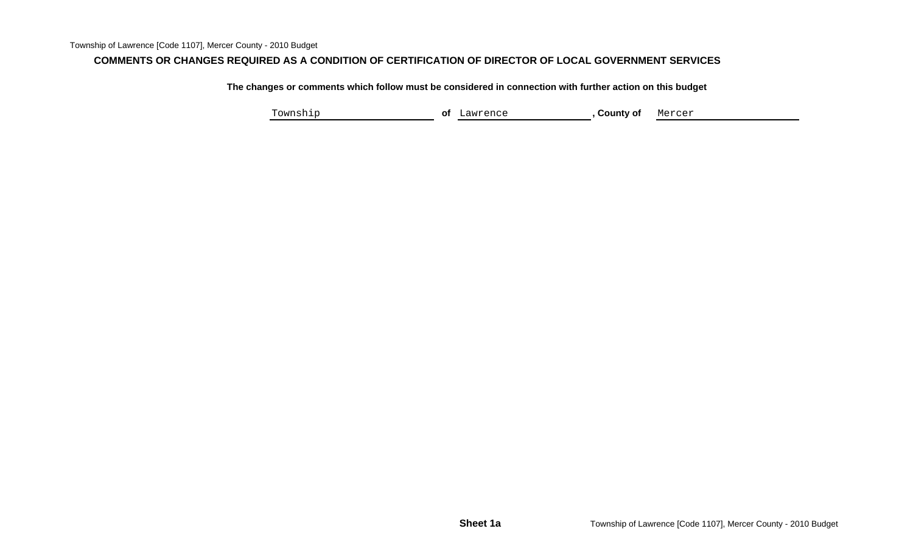## COMMENTS OR CHANGES REQUIRED AS A CONDITION OF CERTIFICATION OF DIRECTOR OF LOCAL GOVERNMENT SERVICES

**The changes or comments which follow must be considered in connection with further action on this budget**

Township **of** Lawrence **, County of** Mercer

**Sheet 1a**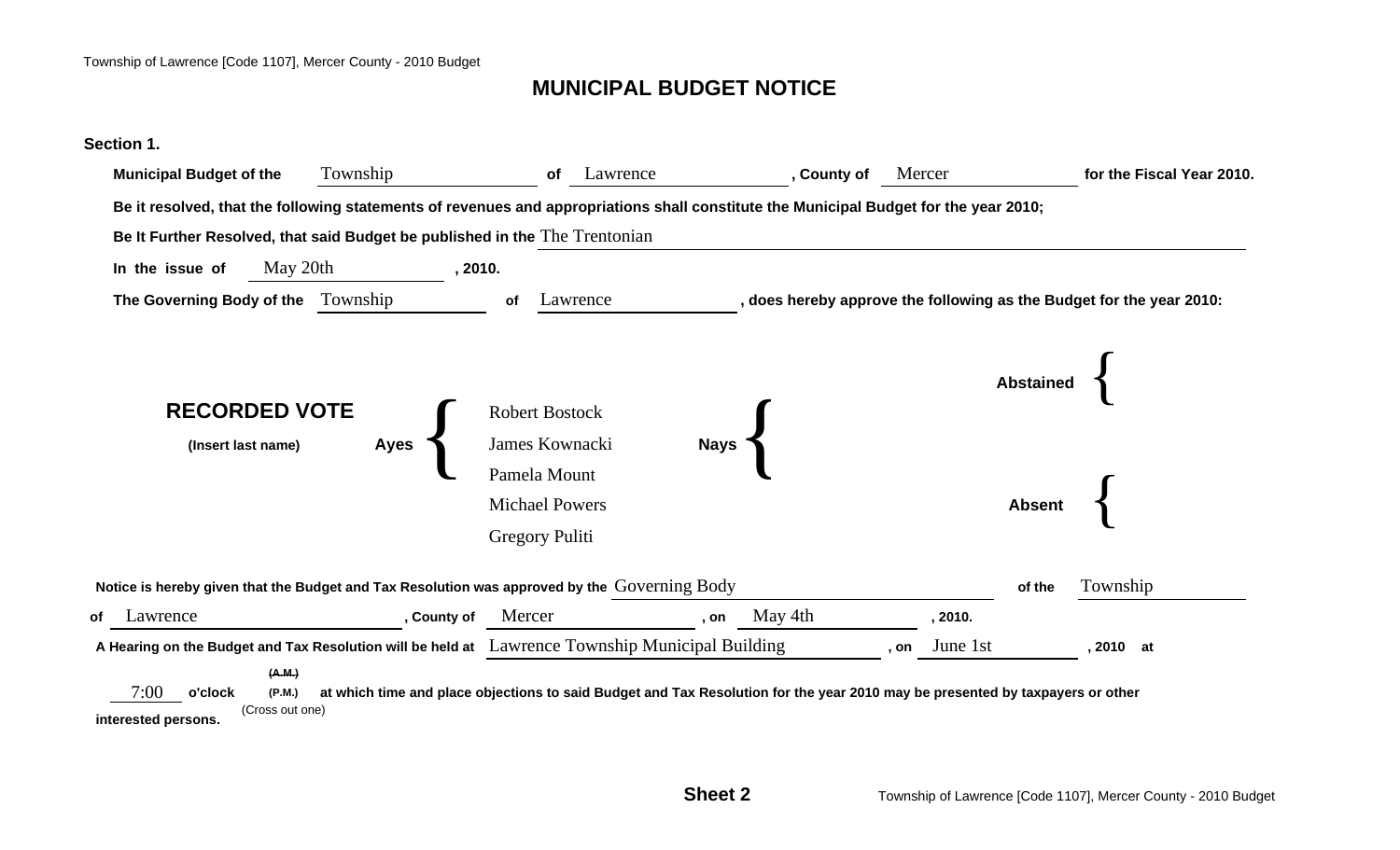# MUNICIPAL BUDGET NOTICE

**Section 1.**

**Municipal Budget of the** Township **of** Lawrence **, County of** Mercer **for the Fiscal Year 2010.**

**Be it resolved, that the following statements of revenues and appropriations shall constitute the Municipal Budget for the year 2010;**

**Be It Further Resolved, that said Budget be published in the** The Trentonian

**In the issue of** May 20th **, 2010.**

**The Governing Body of the** Township **of** Lawrence **, does hereby approve the following as the Budget for the year 2010:**

**RECORDED VOTE**

**(Insert last name)**

| | |
|---|---|
| **Ayes** | Robert Bostock<br>James Kownacki<br>Pamela Mount<br>Michael Powers<br>Gregory Puliti |
| **Nays** | |
| **Abstained** | |
| **Absent** | |

**Notice is hereby given that the Budget and Tax Resolution was approved by the** Governing Body **of the** Township **of** Lawrence **, County of** Mercer **, on** May 4th **, 2010.**

**A Hearing on the Budget and Tax Resolution will be held at** Lawrence Township Municipal Building **, on** June 1st **, 2010 at** 7:00 **o'clock** ~~**(A.M.)**~~ **(P.M.)** (Cross out one) **at which time and place objections to said Budget and Tax Resolution for the year 2010 may be presented by taxpayers or other interested persons.**

**Sheet 2**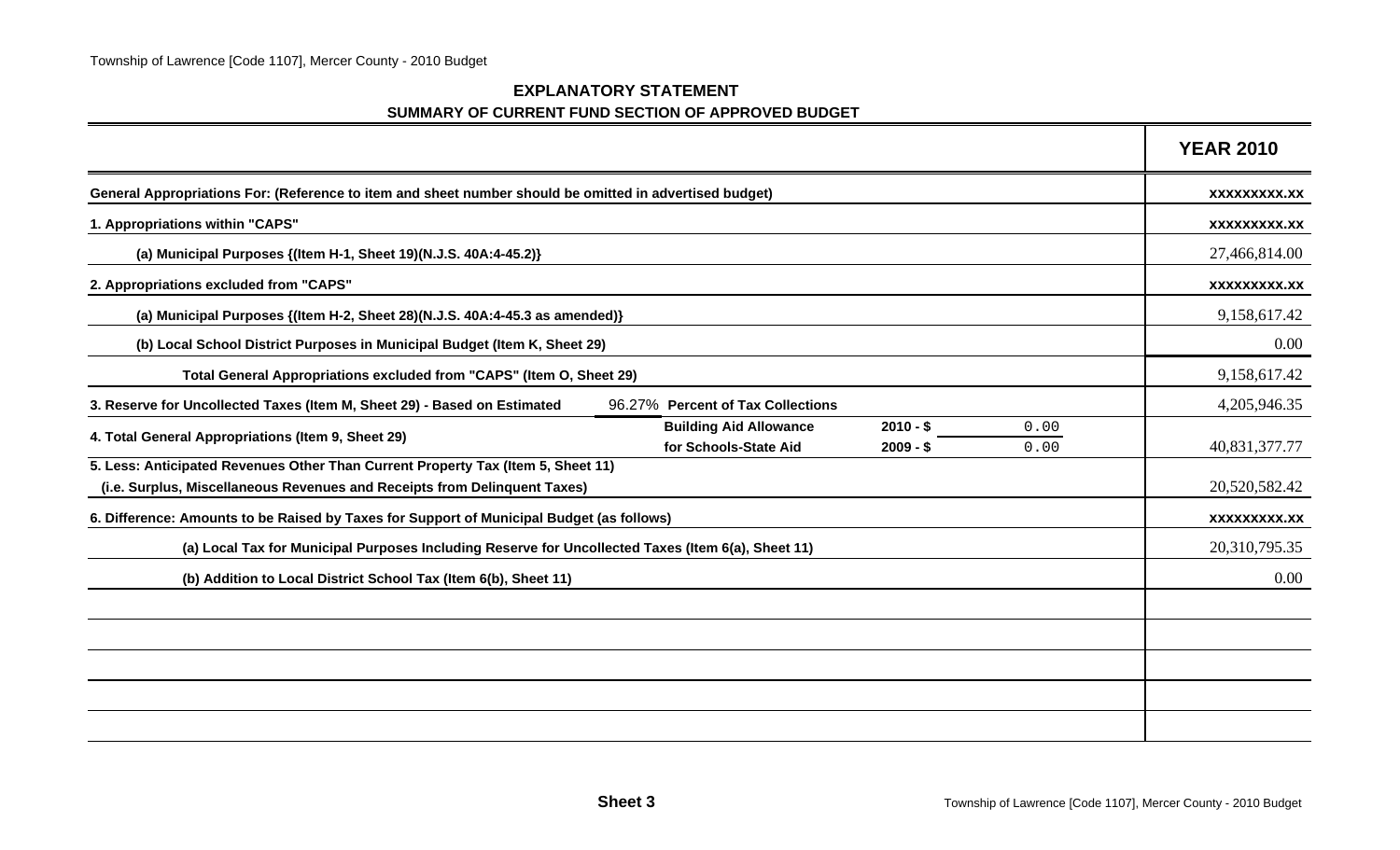## EXPLANATORY STATEMENT

### SUMMARY OF CURRENT FUND SECTION OF APPROVED BUDGET

| | YEAR 2010 |
|---|---|
| **General Appropriations For: (Reference to item and sheet number should be omitted in advertised budget)** | xxxxxxxxx.xx |
| **1. Appropriations within "CAPS"** | xxxxxxxxx.xx |
| **(a) Municipal Purposes {(Item H-1, Sheet 19)(N.J.S. 40A:4-45.2)}** | 27,466,814.00 |
| **2. Appropriations excluded from "CAPS"** | xxxxxxxxx.xx |
| **(a) Municipal Purposes {(Item H-2, Sheet 28)(N.J.S. 40A:4-45.3 as amended)}** | 9,158,617.42 |
| **(b) Local School District Purposes in Municipal Budget (Item K, Sheet 29)** | 0.00 |
| **Total General Appropriations excluded from "CAPS" (Item O, Sheet 29)** | 9,158,617.42 |
| **3. Reserve for Uncollected Taxes (Item M, Sheet 29) - Based on Estimated** 96.27% **Percent of Tax Collections** | 4,205,946.35 |
| **4. Total General Appropriations (Item 9, Sheet 29)** — **Building Aid Allowance for Schools-State Aid** **2010 - $** 0.00 **2009 - $** 0.00 | 40,831,377.77 |
| **5. Less: Anticipated Revenues Other Than Current Property Tax (Item 5, Sheet 11) (i.e. Surplus, Miscellaneous Revenues and Receipts from Delinquent Taxes)** | 20,520,582.42 |
| **6. Difference: Amounts to be Raised by Taxes for Support of Municipal Budget (as follows)** | xxxxxxxxx.xx |
| **(a) Local Tax for Municipal Purposes Including Reserve for Uncollected Taxes (Item 6(a), Sheet 11)** | 20,310,795.35 |
| **(b) Addition to Local District School Tax (Item 6(b), Sheet 11)** | 0.00 |
| | |
| | |
| | |
| | |
| | |

**Sheet 3**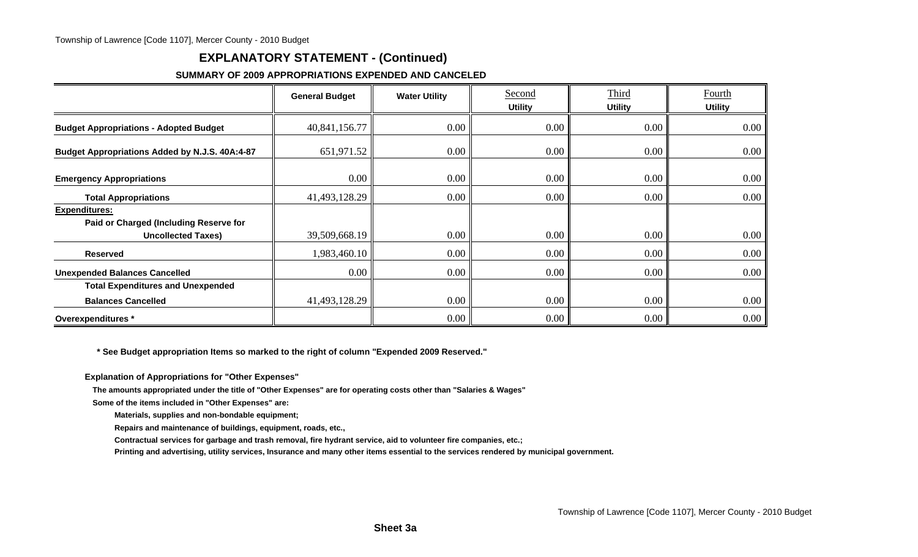## EXPLANATORY STATEMENT - (Continued)

### SUMMARY OF 2009 APPROPRIATIONS EXPENDED AND CANCELED

| | General Budget | Water Utility | Second Utility | Third Utility | Fourth Utility |
|---|---|---|---|---|---|
| **Budget Appropriations - Adopted Budget** | 40,841,156.77 | 0.00 | 0.00 | 0.00 | 0.00 |
| **Budget Appropriations Added by N.J.S. 40A:4-87** | 651,971.52 | 0.00 | 0.00 | 0.00 | 0.00 |
| **Emergency Appropriations** | 0.00 | 0.00 | 0.00 | 0.00 | 0.00 |
| **Total Appropriations** | 41,493,128.29 | 0.00 | 0.00 | 0.00 | 0.00 |
| **Expenditures:** | | | | | |
| **Paid or Charged (Including Reserve for Uncollected Taxes)** | 39,509,668.19 | 0.00 | 0.00 | 0.00 | 0.00 |
| **Reserved** | 1,983,460.10 | 0.00 | 0.00 | 0.00 | 0.00 |
| **Unexpended Balances Cancelled** | 0.00 | 0.00 | 0.00 | 0.00 | 0.00 |
| **Total Expenditures and Unexpended Balances Cancelled** | 41,493,128.29 | 0.00 | 0.00 | 0.00 | 0.00 |
| **Overexpenditures *** | | 0.00 | 0.00 | 0.00 | 0.00 |

**\* See Budget appropriation Items so marked to the right of column "Expended 2009 Reserved."**

**Explanation of Appropriations for "Other Expenses"**

**The amounts appropriated under the title of "Other Expenses" are for operating costs other than "Salaries & Wages"**

**Some of the items included in "Other Expenses" are:**

**Materials, supplies and non-bondable equipment;**

**Repairs and maintenance of buildings, equipment, roads, etc.,**

**Contractual services for garbage and trash removal, fire hydrant service, aid to volunteer fire companies, etc.;**

**Printing and advertising, utility services, Insurance and many other items essential to the services rendered by municipal government.**

**Sheet 3a**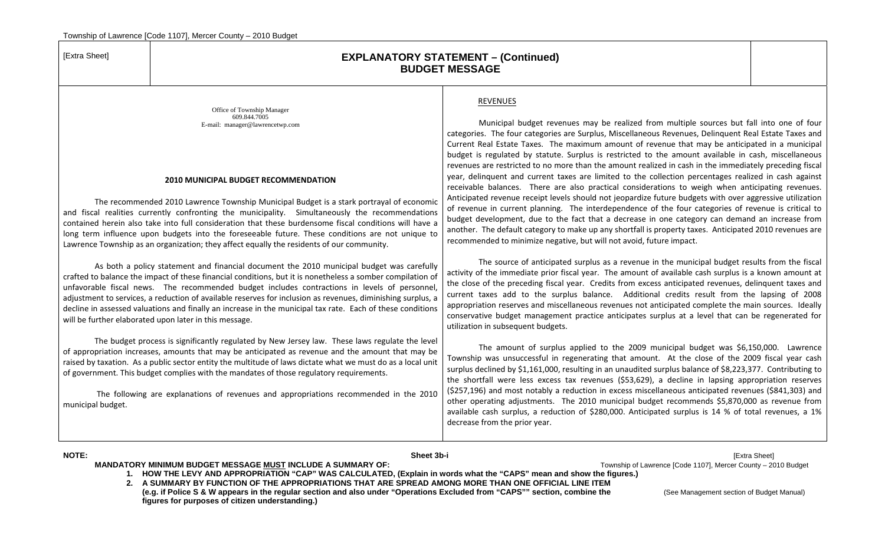[Extra Sheet]

# EXPLANATORY STATEMENT – (Continued)
## BUDGET MESSAGE

Office of Township Manager
609.844.7005
E-mail: manager@lawrencetwp.com

### 2010 MUNICIPAL BUDGET RECOMMENDATION

The recommended 2010 Lawrence Township Municipal Budget is a stark portrayal of economic and fiscal realities currently confronting the municipality. Simultaneously the recommendations contained herein also take into full consideration that these burdensome fiscal conditions will have a long term influence upon budgets into the foreseeable future. These conditions are not unique to Lawrence Township as an organization; they affect equally the residents of our community.

As both a policy statement and financial document the 2010 municipal budget was carefully crafted to balance the impact of these financial conditions, but it is nonetheless a somber compilation of unfavorable fiscal news. The recommended budget includes contractions in levels of personnel, adjustment to services, a reduction of available reserves for inclusion as revenues, diminishing surplus, a decline in assessed valuations and finally an increase in the municipal tax rate. Each of these conditions will be further elaborated upon later in this message.

The budget process is significantly regulated by New Jersey law. These laws regulate the level of appropriation increases, amounts that may be anticipated as revenue and the amount that may be raised by taxation. As a public sector entity the multitude of laws dictate what we must do as a local unit of government. This budget complies with the mandates of those regulatory requirements.

The following are explanations of revenues and appropriations recommended in the 2010 municipal budget.

REVENUES

Municipal budget revenues may be realized from multiple sources but fall into one of four categories. The four categories are Surplus, Miscellaneous Revenues, Delinquent Real Estate Taxes and Current Real Estate Taxes. The maximum amount of revenue that may be anticipated in a municipal budget is regulated by statute. Surplus is restricted to the amount available in cash, miscellaneous revenues are restricted to no more than the amount realized in cash in the immediately preceding fiscal year, delinquent and current taxes are limited to the collection percentages realized in cash against receivable balances. There are also practical considerations to weigh when anticipating revenues. Anticipated revenue receipt levels should not jeopardize future budgets with over aggressive utilization of revenue in current planning. The interdependence of the four categories of revenue is critical to budget development, due to the fact that a decrease in one category can demand an increase from another. The default category to make up any shortfall is property taxes. Anticipated 2010 revenues are recommended to minimize negative, but will not avoid, future impact.

The source of anticipated surplus as a revenue in the municipal budget results from the fiscal activity of the immediate prior fiscal year. The amount of available cash surplus is a known amount at the close of the preceding fiscal year. Credits from excess anticipated revenues, delinquent taxes and current taxes add to the surplus balance. Additional credits result from the lapsing of 2008 appropriation reserves and miscellaneous revenues not anticipated complete the main sources. Ideally conservative budget management practice anticipates surplus at a level that can be regenerated for utilization in subsequent budgets.

The amount of surplus applied to the 2009 municipal budget was $6,150,000. Lawrence Township was unsuccessful in regenerating that amount. At the close of the 2009 fiscal year cash surplus declined by $1,161,000, resulting in an unaudited surplus balance of $8,223,377. Contributing to the shortfall were less excess tax revenues ($53,629), a decline in lapsing appropriation reserves ($257,196) and most notably a reduction in excess miscellaneous anticipated revenues ($841,303) and other operating adjustments. The 2010 municipal budget recommends $5,870,000 as revenue from available cash surplus, a reduction of $280,000. Anticipated surplus is 14 % of total revenues, a 1% decrease from the prior year.

**NOTE:**
**MANDATORY MINIMUM BUDGET MESSAGE MUST INCLUDE A SUMMARY OF:**

1. **HOW THE LEVY AND APPROPRIATION "CAP" WAS CALCULATED, (Explain in words what the "CAPS" mean and show the figures.)**
2. **A SUMMARY BY FUNCTION OF THE APPROPRIATIONS THAT ARE SPREAD AMONG MORE THAN ONE OFFICIAL LINE ITEM (e.g. if Police S & W appears in the regular section and also under "Operations Excluded from "CAPS"" section, combine the figures for purposes of citizen understanding.)**

(See Management section of Budget Manual)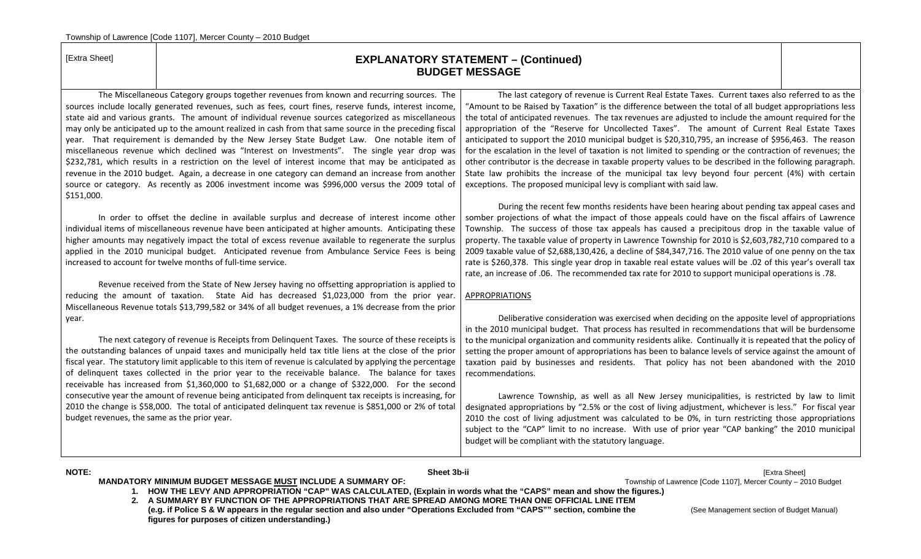[Extra Sheet]

# EXPLANATORY STATEMENT – (Continued)
## BUDGET MESSAGE

The Miscellaneous Category groups together revenues from known and recurring sources. The sources include locally generated revenues, such as fees, court fines, reserve funds, interest income, state aid and various grants. The amount of individual revenue sources categorized as miscellaneous may only be anticipated up to the amount realized in cash from that same source in the preceding fiscal year. That requirement is demanded by the New Jersey State Budget Law. One notable item of miscellaneous revenue which declined was "Interest on Investments". The single year drop was $232,781, which results in a restriction on the level of interest income that may be anticipated as revenue in the 2010 budget. Again, a decrease in one category can demand an increase from another source or category. As recently as 2006 investment income was $996,000 versus the 2009 total of $151,000.

In order to offset the decline in available surplus and decrease of interest income other individual items of miscellaneous revenue have been anticipated at higher amounts. Anticipating these higher amounts may negatively impact the total of excess revenue available to regenerate the surplus applied in the 2010 municipal budget. Anticipated revenue from Ambulance Service Fees is being increased to account for twelve months of full-time service.

Revenue received from the State of New Jersey having no offsetting appropriation is applied to reducing the amount of taxation. State Aid has decreased $1,023,000 from the prior year. Miscellaneous Revenue totals $13,799,582 or 34% of all budget revenues, a 1% decrease from the prior year.

The next category of revenue is Receipts from Delinquent Taxes. The source of these receipts is the outstanding balances of unpaid taxes and municipally held tax title liens at the close of the prior fiscal year. The statutory limit applicable to this item of revenue is calculated by applying the percentage of delinquent taxes collected in the prior year to the receivable balance. The balance for taxes receivable has increased from $1,360,000 to $1,682,000 or a change of $322,000. For the second consecutive year the amount of revenue being anticipated from delinquent tax receipts is increasing, for 2010 the change is $58,000. The total of anticipated delinquent tax revenue is $851,000 or 2% of total budget revenues, the same as the prior year.

The last category of revenue is Current Real Estate Taxes. Current taxes also referred to as the "Amount to be Raised by Taxation" is the difference between the total of all budget appropriations less the total of anticipated revenues. The tax revenues are adjusted to include the amount required for the appropriation of the "Reserve for Uncollected Taxes". The amount of Current Real Estate Taxes anticipated to support the 2010 municipal budget is $20,310,795, an increase of $956,463. The reason for the escalation in the level of taxation is not limited to spending or the contraction of revenues; the other contributor is the decrease in taxable property values to be described in the following paragraph. State law prohibits the increase of the municipal tax levy beyond four percent (4%) with certain exceptions. The proposed municipal levy is compliant with said law.

During the recent few months residents have been hearing about pending tax appeal cases and somber projections of what the impact of those appeals could have on the fiscal affairs of Lawrence Township. The success of those tax appeals has caused a precipitous drop in the taxable value of property. The taxable value of property in Lawrence Township for 2010 is $2,603,782,710 compared to a 2009 taxable value of $2,688,130,426, a decline of $84,347,716. The 2010 value of one penny on the tax rate is $260,378. This single year drop in taxable real estate values will be .02 of this year's overall tax rate, an increase of .06. The recommended tax rate for 2010 to support municipal operations is .78.

APPROPRIATIONS

Deliberative consideration was exercised when deciding on the apposite level of appropriations in the 2010 municipal budget. That process has resulted in recommendations that will be burdensome to the municipal organization and community residents alike. Continually it is repeated that the policy of setting the proper amount of appropriations has been to balance levels of service against the amount of taxation paid by businesses and residents. That policy has not been abandoned with the 2010 recommendations.

Lawrence Township, as well as all New Jersey municipalities, is restricted by law to limit designated appropriations by "2.5% or the cost of living adjustment, whichever is less." For fiscal year 2010 the cost of living adjustment was calculated to be 0%, in turn restricting those appropriations subject to the "CAP" limit to no increase. With use of prior year "CAP banking" the 2010 municipal budget will be compliant with the statutory language.

**NOTE:**

**MANDATORY MINIMUM BUDGET MESSAGE MUST INCLUDE A SUMMARY OF:**

1. **HOW THE LEVY AND APPROPRIATION "CAP" WAS CALCULATED, (Explain in words what the "CAPS" mean and show the figures.)**
2. **A SUMMARY BY FUNCTION OF THE APPROPRIATIONS THAT ARE SPREAD AMONG MORE THAN ONE OFFICIAL LINE ITEM (e.g. if Police S & W appears in the regular section and also under "Operations Excluded from "CAPS"" section, combine the figures for purposes of citizen understanding.)**

(See Management section of Budget Manual)

[Extra Sheet]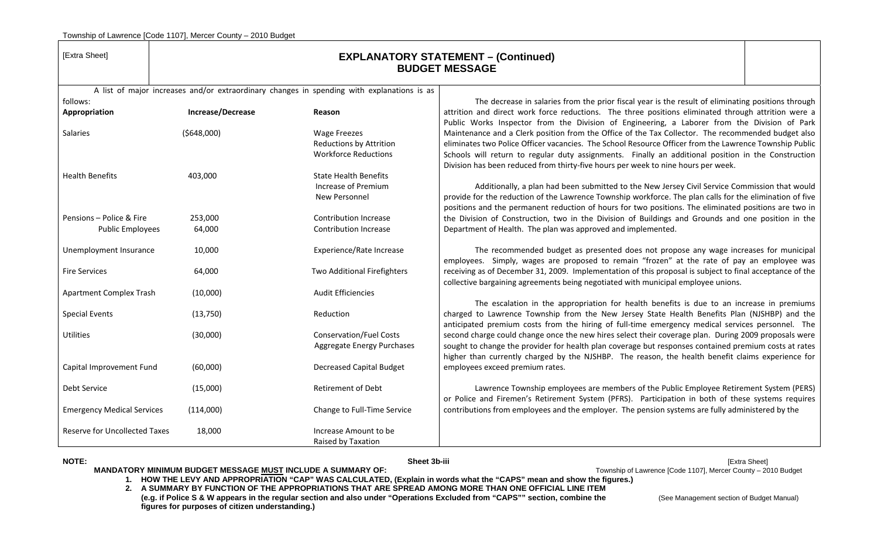[Extra Sheet]

# EXPLANATORY STATEMENT – (Continued)
## BUDGET MESSAGE

A list of major increases and/or extraordinary changes in spending with explanations is as follows:

| Appropriation | Increase/Decrease | Reason |
|---|---|---|
| Salaries | ($648,000) | Wage Freezes<br>Reductions by Attrition<br>Workforce Reductions |
| Health Benefits | 403,000 | State Health Benefits<br>Increase of Premium<br>New Personnel |
| Pensions – Police & Fire | 253,000 | Contribution Increase |
| Public Employees | 64,000 | Contribution Increase |
| Unemployment Insurance | 10,000 | Experience/Rate Increase |
| Fire Services | 64,000 | Two Additional Firefighters |
| Apartment Complex Trash | (10,000) | Audit Efficiencies |
| Special Events | (13,750) | Reduction |
| Utilities | (30,000) | Conservation/Fuel Costs<br>Aggregate Energy Purchases |
| Capital Improvement Fund | (60,000) | Decreased Capital Budget |
| Debt Service | (15,000) | Retirement of Debt |
| Emergency Medical Services | (114,000) | Change to Full-Time Service |
| Reserve for Uncollected Taxes | 18,000 | Increase Amount to be Raised by Taxation |

The decrease in salaries from the prior fiscal year is the result of eliminating positions through attrition and direct work force reductions. The three positions eliminated through attrition were a Public Works Inspector from the Division of Engineering, a Laborer from the Division of Park Maintenance and a Clerk position from the Office of the Tax Collector. The recommended budget also eliminates two Police Officer vacancies. The School Resource Officer from the Lawrence Township Public Schools will return to regular duty assignments. Finally an additional position in the Construction Division has been reduced from thirty-five hours per week to nine hours per week.

Additionally, a plan had been submitted to the New Jersey Civil Service Commission that would provide for the reduction of the Lawrence Township workforce. The plan calls for the elimination of five positions and the permanent reduction of hours for two positions. The eliminated positions are two in the Division of Construction, two in the Division of Buildings and Grounds and one position in the Department of Health. The plan was approved and implemented.

The recommended budget as presented does not propose any wage increases for municipal employees. Simply, wages are proposed to remain "frozen" at the rate of pay an employee was receiving as of December 31, 2009. Implementation of this proposal is subject to final acceptance of the collective bargaining agreements being negotiated with municipal employee unions.

The escalation in the appropriation for health benefits is due to an increase in premiums charged to Lawrence Township from the New Jersey State Health Benefits Plan (NJSHBP) and the anticipated premium costs from the hiring of full-time emergency medical services personnel. The second charge could change once the new hires select their coverage plan. During 2009 proposals were sought to change the provider for health plan coverage but responses contained premium costs at rates higher than currently charged by the NJSHBP. The reason, the health benefit claims experience for employees exceed premium rates.

Lawrence Township employees are members of the Public Employee Retirement System (PERS) or Police and Firemen's Retirement System (PFRS). Participation in both of these systems requires contributions from employees and the employer. The pension systems are fully administered by the

**NOTE:**

**MANDATORY MINIMUM BUDGET MESSAGE MUST INCLUDE A SUMMARY OF:**

1. **HOW THE LEVY AND APPROPRIATION "CAP" WAS CALCULATED, (Explain in words what the "CAPS" mean and show the figures.)**
2. **A SUMMARY BY FUNCTION OF THE APPROPRIATIONS THAT ARE SPREAD AMONG MORE THAN ONE OFFICIAL LINE ITEM (e.g. if Police S & W appears in the regular section and also under "Operations Excluded from "CAPS"" section, combine the figures for purposes of citizen understanding.)**

(See Management section of Budget Manual)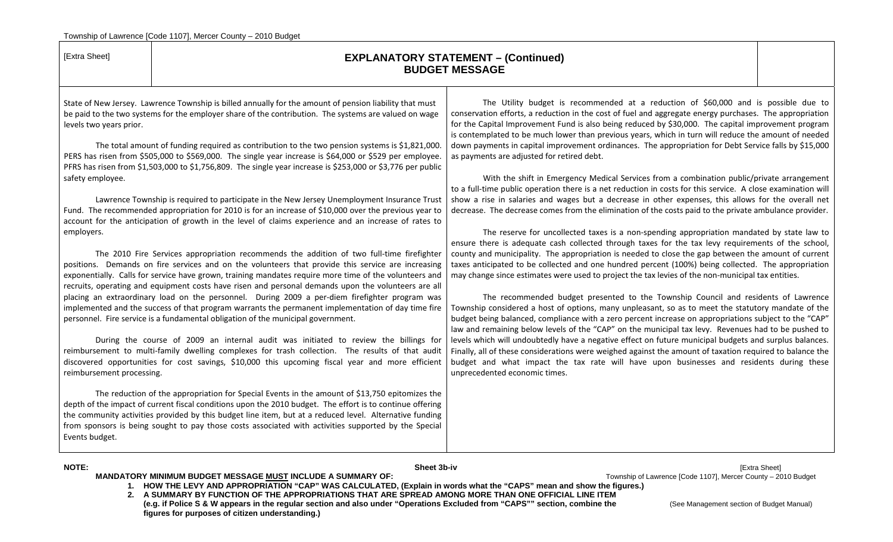[Extra Sheet]

# EXPLANATORY STATEMENT – (Continued)
## BUDGET MESSAGE

State of New Jersey. Lawrence Township is billed annually for the amount of pension liability that must be paid to the two systems for the employer share of the contribution. The systems are valued on wage levels two years prior.

The total amount of funding required as contribution to the two pension systems is $1,821,000. PERS has risen from $505,000 to $569,000. The single year increase is $64,000 or $529 per employee. PFRS has risen from $1,503,000 to $1,756,809. The single year increase is $253,000 or $3,776 per public safety employee.

Lawrence Township is required to participate in the New Jersey Unemployment Insurance Trust Fund. The recommended appropriation for 2010 is for an increase of $10,000 over the previous year to account for the anticipation of growth in the level of claims experience and an increase of rates to employers.

The 2010 Fire Services appropriation recommends the addition of two full-time firefighter positions. Demands on fire services and on the volunteers that provide this service are increasing exponentially. Calls for service have grown, training mandates require more time of the volunteers and recruits, operating and equipment costs have risen and personal demands upon the volunteers are all placing an extraordinary load on the personnel. During 2009 a per-diem firefighter program was implemented and the success of that program warrants the permanent implementation of day time fire personnel. Fire service is a fundamental obligation of the municipal government.

During the course of 2009 an internal audit was initiated to review the billings for reimbursement to multi-family dwelling complexes for trash collection. The results of that audit discovered opportunities for cost savings, $10,000 this upcoming fiscal year and more efficient reimbursement processing.

The reduction of the appropriation for Special Events in the amount of $13,750 epitomizes the depth of the impact of current fiscal conditions upon the 2010 budget. The effort is to continue offering the community activities provided by this budget line item, but at a reduced level. Alternative funding from sponsors is being sought to pay those costs associated with activities supported by the Special Events budget.

The Utility budget is recommended at a reduction of $60,000 and is possible due to conservation efforts, a reduction in the cost of fuel and aggregate energy purchases. The appropriation for the Capital Improvement Fund is also being reduced by $30,000. The capital improvement program is contemplated to be much lower than previous years, which in turn will reduce the amount of needed down payments in capital improvement ordinances. The appropriation for Debt Service falls by $15,000 as payments are adjusted for retired debt.

With the shift in Emergency Medical Services from a combination public/private arrangement to a full-time public operation there is a net reduction in costs for this service. A close examination will show a rise in salaries and wages but a decrease in other expenses, this allows for the overall net decrease. The decrease comes from the elimination of the costs paid to the private ambulance provider.

The reserve for uncollected taxes is a non-spending appropriation mandated by state law to ensure there is adequate cash collected through taxes for the tax levy requirements of the school, county and municipality. The appropriation is needed to close the gap between the amount of current taxes anticipated to be collected and one hundred percent (100%) being collected. The appropriation may change since estimates were used to project the tax levies of the non-municipal tax entities.

The recommended budget presented to the Township Council and residents of Lawrence Township considered a host of options, many unpleasant, so as to meet the statutory mandate of the budget being balanced, compliance with a zero percent increase on appropriations subject to the "CAP" law and remaining below levels of the "CAP" on the municipal tax levy. Revenues had to be pushed to levels which will undoubtedly have a negative effect on future municipal budgets and surplus balances. Finally, all of these considerations were weighed against the amount of taxation required to balance the budget and what impact the tax rate will have upon businesses and residents during these unprecedented economic times.

**NOTE:**

**MANDATORY MINIMUM BUDGET MESSAGE MUST INCLUDE A SUMMARY OF:**

1. **HOW THE LEVY AND APPROPRIATION "CAP" WAS CALCULATED, (Explain in words what the "CAPS" mean and show the figures.)**
2. **A SUMMARY BY FUNCTION OF THE APPROPRIATIONS THAT ARE SPREAD AMONG MORE THAN ONE OFFICIAL LINE ITEM (e.g. if Police S & W appears in the regular section and also under "Operations Excluded from "CAPS"" section, combine the figures for purposes of citizen understanding.)**

(See Management section of Budget Manual)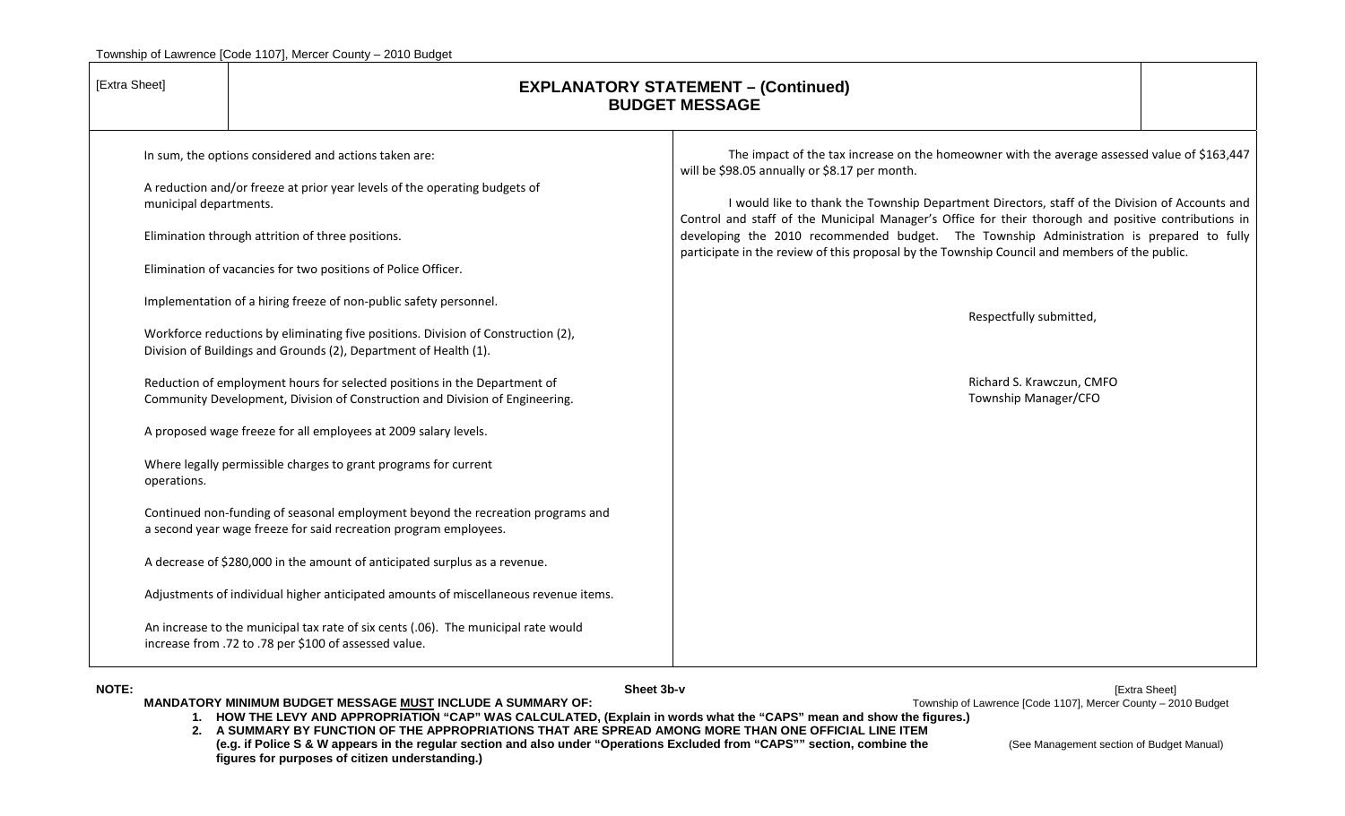[Extra Sheet]

# EXPLANATORY STATEMENT – (Continued)
## BUDGET MESSAGE

In sum, the options considered and actions taken are:

A reduction and/or freeze at prior year levels of the operating budgets of municipal departments.

Elimination through attrition of three positions.

Elimination of vacancies for two positions of Police Officer.

Implementation of a hiring freeze of non-public safety personnel.

Workforce reductions by eliminating five positions. Division of Construction (2), Division of Buildings and Grounds (2), Department of Health (1).

Reduction of employment hours for selected positions in the Department of Community Development, Division of Construction and Division of Engineering.

A proposed wage freeze for all employees at 2009 salary levels.

Where legally permissible charges to grant programs for current operations.

Continued non-funding of seasonal employment beyond the recreation programs and a second year wage freeze for said recreation program employees.

A decrease of $280,000 in the amount of anticipated surplus as a revenue.

Adjustments of individual higher anticipated amounts of miscellaneous revenue items.

An increase to the municipal tax rate of six cents (.06). The municipal rate would increase from .72 to .78 per $100 of assessed value.

The impact of the tax increase on the homeowner with the average assessed value of $163,447 will be $98.05 annually or $8.17 per month.

I would like to thank the Township Department Directors, staff of the Division of Accounts and Control and staff of the Municipal Manager's Office for their thorough and positive contributions in developing the 2010 recommended budget. The Township Administration is prepared to fully participate in the review of this proposal by the Township Council and members of the public.

Respectfully submitted,

Richard S. Krawczun, CMFO
Township Manager/CFO

**NOTE:**

Sheet 3b-v

[Extra Sheet]

**MANDATORY MINIMUM BUDGET MESSAGE MUST INCLUDE A SUMMARY OF:**

1. **HOW THE LEVY AND APPROPRIATION "CAP" WAS CALCULATED, (Explain in words what the "CAPS" mean and show the figures.)**
2. **A SUMMARY BY FUNCTION OF THE APPROPRIATIONS THAT ARE SPREAD AMONG MORE THAN ONE OFFICIAL LINE ITEM (e.g. if Police S & W appears in the regular section and also under "Operations Excluded from "CAPS"" section, combine the figures for purposes of citizen understanding.)**

(See Management section of Budget Manual)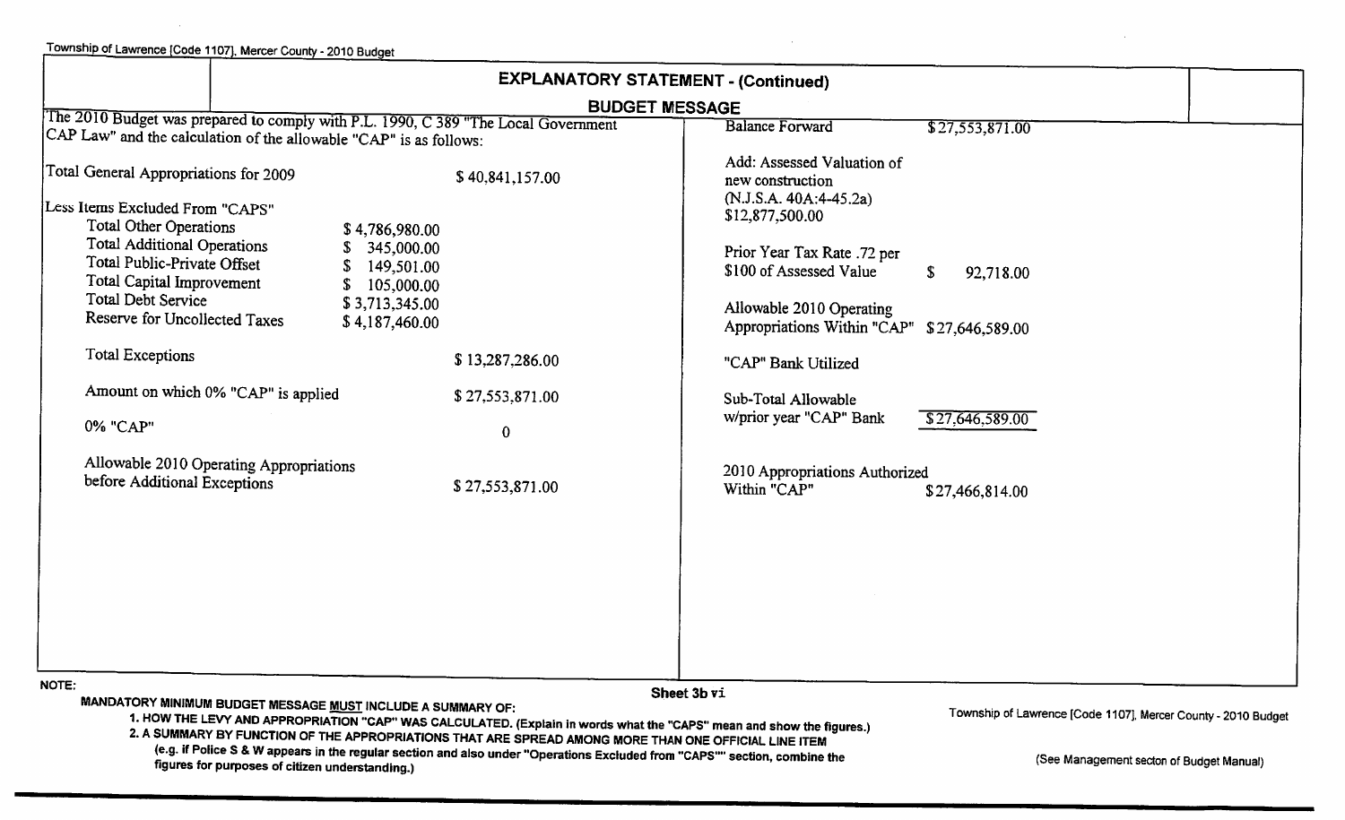## EXPLANATORY STATEMENT - (Continued)

### BUDGET MESSAGE

The 2010 Budget was prepared to comply with P.L. 1990, C 389 "The Local Government CAP Law" and the calculation of the allowable "CAP" is as follows:

| | | |
|---|---|---|
| Total General Appropriations for 2009 | | $ 40,841,157.00 |
| Less Items Excluded From "CAPS" | | |
| Total Other Operations | $ 4,786,980.00 | |
| Total Additional Operations | $ 345,000.00 | |
| Total Public-Private Offset | $ 149,501.00 | |
| Total Capital Improvement | $ 105,000.00 | |
| Total Debt Service | $ 3,713,345.00 | |
| Reserve for Uncollected Taxes | $ 4,187,460.00 | |
| Total Exceptions | | $ 13,287,286.00 |
| Amount on which 0% "CAP" is applied | | $ 27,553,871.00 |
| 0% "CAP" | | 0 |
| Allowable 2010 Operating Appropriations before Additional Exceptions | | $ 27,553,871.00 |

| | |
|---|---|
| Balance Forward | $27,553,871.00 |
| Add: Assessed Valuation of new construction (N.J.S.A. 40A:4-45.2a) $12,877,500.00 | |
| Prior Year Tax Rate .72 per $100 of Assessed Value | $ 92,718.00 |
| Allowable 2010 Operating Appropriations Within "CAP" | $27,646,589.00 |
| "CAP" Bank Utilized | |
| Sub-Total Allowable w/prior year "CAP" Bank | $27,646,589.00 |
| 2010 Appropriations Authorized Within "CAP" | $27,466,814.00 |

NOTE:

**MANDATORY MINIMUM BUDGET MESSAGE MUST INCLUDE A SUMMARY OF:**

1. **HOW THE LEVY AND APPROPRIATION "CAP" WAS CALCULATED. (Explain in words what the "CAPS" mean and show the figures.)**
2. **A SUMMARY BY FUNCTION OF THE APPROPRIATIONS THAT ARE SPREAD AMONG MORE THAN ONE OFFICIAL LINE ITEM (e.g. if Police S & W appears in the regular section and also under "Operations Excluded from "CAPS"" section, combine the figures for purposes of citizen understanding.)**

Sheet 3b vi

(See Management secton of Budget Manual)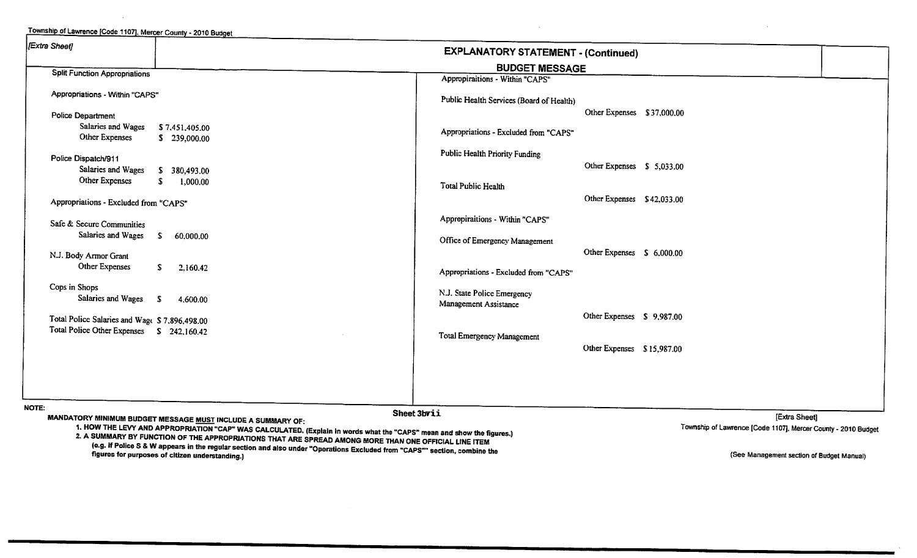Township of Lawrence [Code 1107], Mercer County - 2010 Budget

[Extra Sheet]

## EXPLANATORY STATEMENT - (Continued)

### BUDGET MESSAGE

**Split Function Appropriations**

Appropriations - Within "CAPS"

Police Department

| | |
|---|---|
| Salaries and Wages | $ 7,451,405.00 |
| Other Expenses | $ 239,000.00 |

Police Dispatch/911

| | |
|---|---|
| Salaries and Wages | $ 380,493.00 |
| Other Expenses | $ 1,000.00 |

Appropriations - Excluded from "CAPS"

Safe & Secure Communities

| | |
|---|---|
| Salaries and Wages | $ 60,000.00 |

N.J. Body Armor Grant

| | |
|---|---|
| Other Expenses | $ 2,160.42 |

Cops in Shops

| | |
|---|---|
| Salaries and Wages | $ 4,600.00 |

| | |
|---|---|
| Total Police Salaries and Wag | $ 7,896,498.00 |
| Total Police Other Expenses | $ 242,160.42 |

Appropraitions - Within "CAPS"

Public Health Services (Board of Health)

| | |
|---|---|
| Other Expenses | $37,000.00 |

Appropriations - Excluded from "CAPS"

Public Health Priority Funding

| | |
|---|---|
| Other Expenses | $ 5,033.00 |

Total Public Health

| | |
|---|---|
| Other Expenses | $42,033.00 |

Appropraitions - Within "CAPS"

Office of Emergency Management

| | |
|---|---|
| Other Expenses | $ 6,000.00 |

Appropriations - Excluded from "CAPS"

N.J. State Police Emergency Management Assistance

| | |
|---|---|
| Other Expenses | $ 9,987.00 |

Total Emergency Management

| | |
|---|---|
| Other Expenses | $15,987.00 |

NOTE:

**MANDATORY MINIMUM BUDGET MESSAGE MUST INCLUDE A SUMMARY OF:**

1. **HOW THE LEVY AND APPROPRIATION "CAP" WAS CALCULATED. (Explain in words what the "CAPS" mean and show the figures.)**
2. **A SUMMARY BY FUNCTION OF THE APPROPRIATIONS THAT ARE SPREAD AMONG MORE THAN ONE OFFICIAL LINE ITEM (e.g. if Police S & W appears in the regular section and also under "Operations Excluded from "CAPS"" section, combine the figures for purposes of citizen understanding.)**

Sheet 3bvii

[Extra Sheet]

(See Management section of Budget Manual)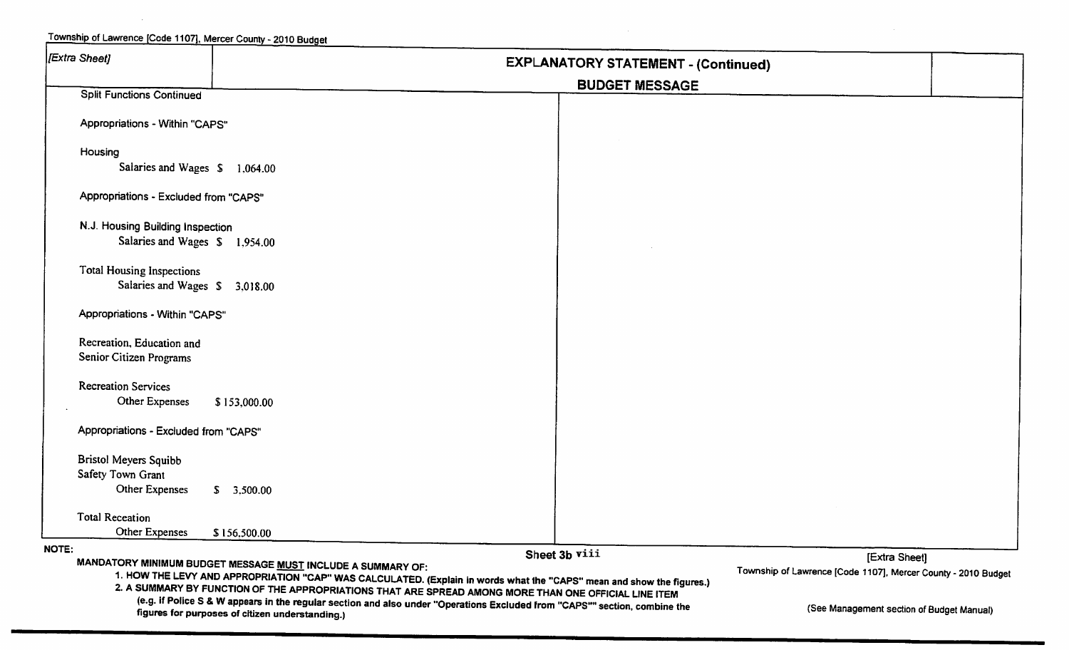*[Extra Sheet]*

## EXPLANATORY STATEMENT - (Continued)

### BUDGET MESSAGE

Split Functions Continued

Appropriations - Within "CAPS"

Housing
Salaries and Wages $ 1,064.00

Appropriations - Excluded from "CAPS"

N.J. Housing Building Inspection
Salaries and Wages $ 1,954.00

Total Housing Inspections
Salaries and Wages $ 3,018.00

Appropriations - Within "CAPS"

Recreation, Education and
Senior Citizen Programs

Recreation Services
Other Expenses $ 153,000.00

Appropriations - Excluded from "CAPS"

Bristol Meyers Squibb
Safety Town Grant
Other Expenses $ 3,500.00

Total Receation
Other Expenses $ 156,500.00

NOTE:

MANDATORY MINIMUM BUDGET MESSAGE MUST INCLUDE A SUMMARY OF:

1. HOW THE LEVY AND APPROPRIATION "CAP" WAS CALCULATED. (Explain in words what the "CAPS" mean and show the figures.)
2. A SUMMARY BY FUNCTION OF THE APPROPRIATIONS THAT ARE SPREAD AMONG MORE THAN ONE OFFICIAL LINE ITEM (e.g. If Police S & W appears in the regular section and also under "Operations Excluded from "CAPS"" section, combine the figures for purposes of citizen understanding.)

Sheet 3b viii

(See Management section of Budget Manual)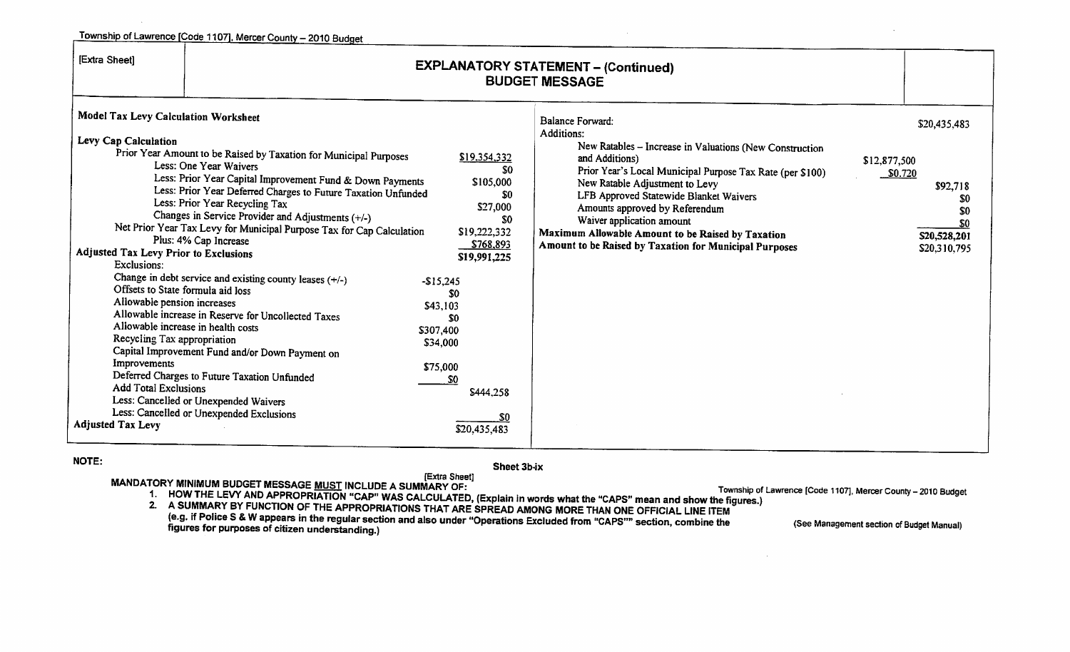[Extra Sheet]

## EXPLANATORY STATEMENT – (Continued)
## BUDGET MESSAGE

**Model Tax Levy Calculation Worksheet**

**Levy Cap Calculation**

| | | |
|---|---|---|
| Prior Year Amount to be Raised by Taxation for Municipal Purposes | | $19,354,332 |
| Less: One Year Waivers | | $0 |
| Less: Prior Year Capital Improvement Fund & Down Payments | | $105,000 |
| Less: Prior Year Deferred Charges to Future Taxation Unfunded | | $0 |
| Less: Prior Year Recycling Tax | | $27,000 |
| Changes in Service Provider and Adjustments (+/-) | | $0 |
| Net Prior Year Tax Levy for Municipal Purpose Tax for Cap Calculation | | $19,222,332 |
| Plus: 4% Cap Increase | | $768,893 |
| **Adjusted Tax Levy Prior to Exclusions** | | $19,991,225 |
| Exclusions: | | |
| Change in debt service and existing county leases (+/-) | -$15,245 | |
| Offsets to State formula aid loss | $0 | |
| Allowable pension increases | $43,103 | |
| Allowable increase in Reserve for Uncollected Taxes | $0 | |
| Allowable increase in health costs | $307,400 | |
| Recycling Tax appropriation | $34,000 | |
| Capital Improvement Fund and/or Down Payment on Improvements | $75,000 | |
| Deferred Charges to Future Taxation Unfunded | $0 | |
| Add Total Exclusions | | $444,258 |
| Less: Cancelled or Unexpended Waivers | | |
| Less: Cancelled or Unexpended Exclusions | | $0 |
| **Adjusted Tax Levy** | | $20,435,483 |

| | | |
|---|---|---|
| Balance Forward: | | $20,435,483 |
| Additions: | | |
| New Ratables – Increase in Valuations (New Construction and Additions) | $12,877,500 | |
| Prior Year's Local Municipal Purpose Tax Rate (per $100) | $0.720 | |
| New Ratable Adjustment to Levy | | $92,718 |
| LFB Approved Statewide Blanket Waivers | | $0 |
| Amounts approved by Referendum | | $0 |
| Waiver application amount | | $0 |
| **Maximum Allowable Amount to be Raised by Taxation** | | $20,528,201 |
| **Amount to be Raised by Taxation for Municipal Purposes** | | $20,310,795 |

**NOTE:**

Sheet 3b-ix

[Extra Sheet]

**MANDATORY MINIMUM BUDGET MESSAGE MUST INCLUDE A SUMMARY OF:**

1. **HOW THE LEVY AND APPROPRIATION "CAP" WAS CALCULATED, (Explain in words what the "CAPS" mean and show the figures.)**
2. **A SUMMARY BY FUNCTION OF THE APPROPRIATIONS THAT ARE SPREAD AMONG MORE THAN ONE OFFICIAL LINE ITEM (e.g. if Police S & W appears in the regular section and also under "Operations Excluded from "CAPS"" section, combine the figures for purposes of citizen understanding.)**

(See Management section of Budget Manual)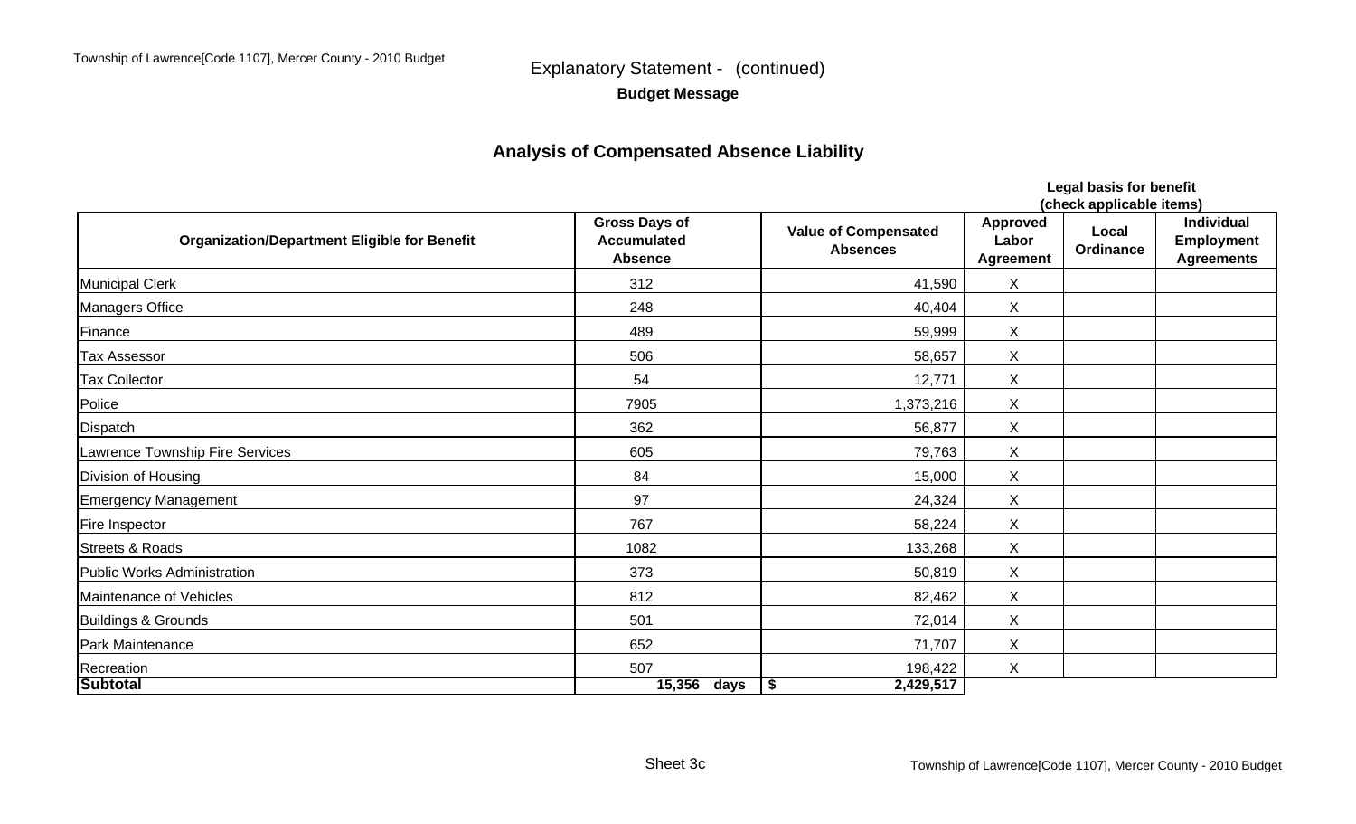## Explanatory Statement - (continued)

**Budget Message**

### Analysis of Compensated Absence Liability

| Organization/Department Eligible for Benefit | Gross Days of Accumulated Absence | Value of Compensated Absences | Legal basis for benefit (check applicable items): Approved Labor Agreement | Local Ordinance | Individual Employment Agreements |
|---|---|---|---|---|---|
| Municipal Clerk | 312 | 41,590 | X | | |
| Managers Office | 248 | 40,404 | X | | |
| Finance | 489 | 59,999 | X | | |
| Tax Assessor | 506 | 58,657 | X | | |
| Tax Collector | 54 | 12,771 | X | | |
| Police | 7905 | 1,373,216 | X | | |
| Dispatch | 362 | 56,877 | X | | |
| Lawrence Township Fire Services | 605 | 79,763 | X | | |
| Division of Housing | 84 | 15,000 | X | | |
| Emergency Management | 97 | 24,324 | X | | |
| Fire Inspector | 767 | 58,224 | X | | |
| Streets & Roads | 1082 | 133,268 | X | | |
| Public Works Administration | 373 | 50,819 | X | | |
| Maintenance of Vehicles | 812 | 82,462 | X | | |
| Buildings & Grounds | 501 | 72,014 | X | | |
| Park Maintenance | 652 | 71,707 | X | | |
| Recreation | 507 | 198,422 | X | | |
| **Subtotal** | **15,356 days** | **$ 2,429,517** | | | |

Sheet 3c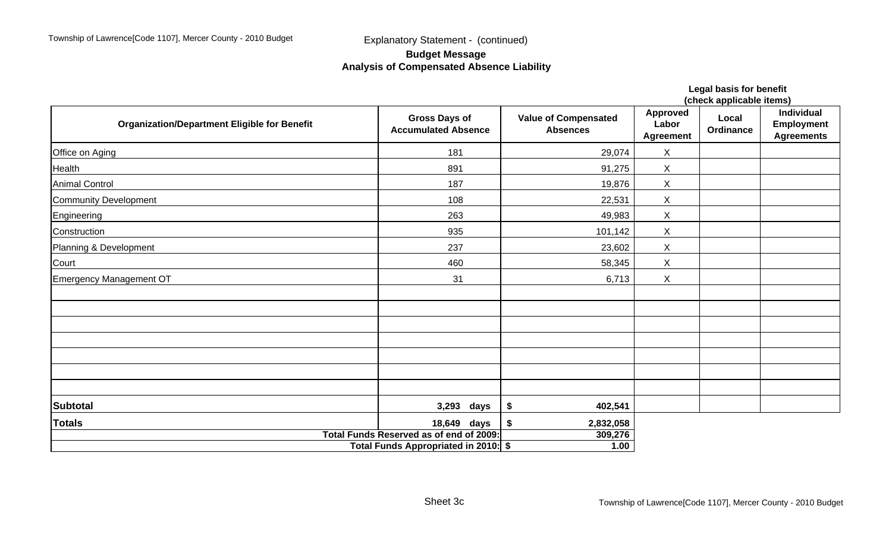Explanatory Statement - (continued)

## Budget Message

### Analysis of Compensated Absence Liability

| Organization/Department Eligible for Benefit | Gross Days of Accumulated Absence | Value of Compensated Absences | Legal basis for benefit (check applicable items) Approved Labor Agreement | Local Ordinance | Individual Employment Agreements |
|---|---|---|---|---|---|
| Office on Aging | 181 | 29,074 | X | | |
| Health | 891 | 91,275 | X | | |
| Animal Control | 187 | 19,876 | X | | |
| Community Development | 108 | 22,531 | X | | |
| Engineering | 263 | 49,983 | X | | |
| Construction | 935 | 101,142 | X | | |
| Planning & Development | 237 | 23,602 | X | | |
| Court | 460 | 58,345 | X | | |
| Emergency Management OT | 31 | 6,713 | X | | |
| | | | | | |
| | | | | | |
| | | | | | |
| | | | | | |
| | | | | | |
| | | | | | |
| | | | | | |
| **Subtotal** | **3,293 days** | **$ 402,541** | | | |
| **Totals** | **18,649 days** | **$ 2,832,058** | | | |
| | **Total Funds Reserved as of end of 2009:** | **309,276** | | | |
| | **Total Funds Appropriated in 2010: $** | **1.00** | | | |

Sheet 3c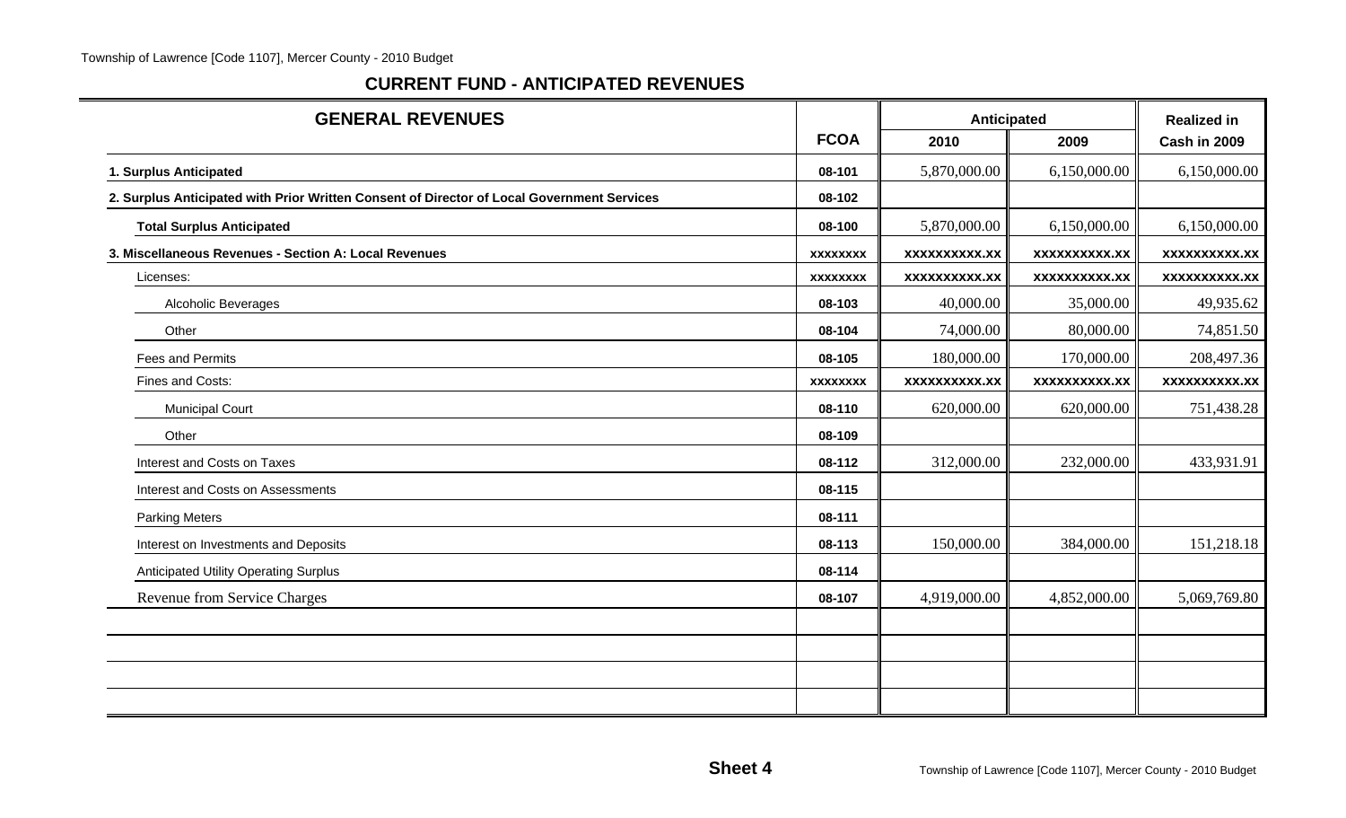## CURRENT FUND - ANTICIPATED REVENUES

| GENERAL REVENUES | FCOA | Anticipated 2010 | Anticipated 2009 | Realized in Cash in 2009 |
|---|---|---|---|---|
| **1. Surplus Anticipated** | 08-101 | 5,870,000.00 | 6,150,000.00 | 6,150,000.00 |
| **2. Surplus Anticipated with Prior Written Consent of Director of Local Government Services** | 08-102 | | | |
| **Total Surplus Anticipated** | 08-100 | 5,870,000.00 | 6,150,000.00 | 6,150,000.00 |
| **3. Miscellaneous Revenues - Section A: Local Revenues** | xxxxxxxx | xxxxxxxxxxx.xx | xxxxxxxxxxx.xx | xxxxxxxxxxx.xx |
| Licenses: | xxxxxxxx | xxxxxxxxxxx.xx | xxxxxxxxxxx.xx | xxxxxxxxxxx.xx |
| Alcoholic Beverages | 08-103 | 40,000.00 | 35,000.00 | 49,935.62 |
| Other | 08-104 | 74,000.00 | 80,000.00 | 74,851.50 |
| Fees and Permits | 08-105 | 180,000.00 | 170,000.00 | 208,497.36 |
| Fines and Costs: | xxxxxxxx | xxxxxxxxxxx.xx | xxxxxxxxxxx.xx | xxxxxxxxxxx.xx |
| Municipal Court | 08-110 | 620,000.00 | 620,000.00 | 751,438.28 |
| Other | 08-109 | | | |
| Interest and Costs on Taxes | 08-112 | 312,000.00 | 232,000.00 | 433,931.91 |
| Interest and Costs on Assessments | 08-115 | | | |
| Parking Meters | 08-111 | | | |
| Interest on Investments and Deposits | 08-113 | 150,000.00 | 384,000.00 | 151,218.18 |
| Anticipated Utility Operating Surplus | 08-114 | | | |
| Revenue from Service Charges | 08-107 | 4,919,000.00 | 4,852,000.00 | 5,069,769.80 |
| | | | | |
| | | | | |
| | | | | |
| | | | | |

**Sheet 4**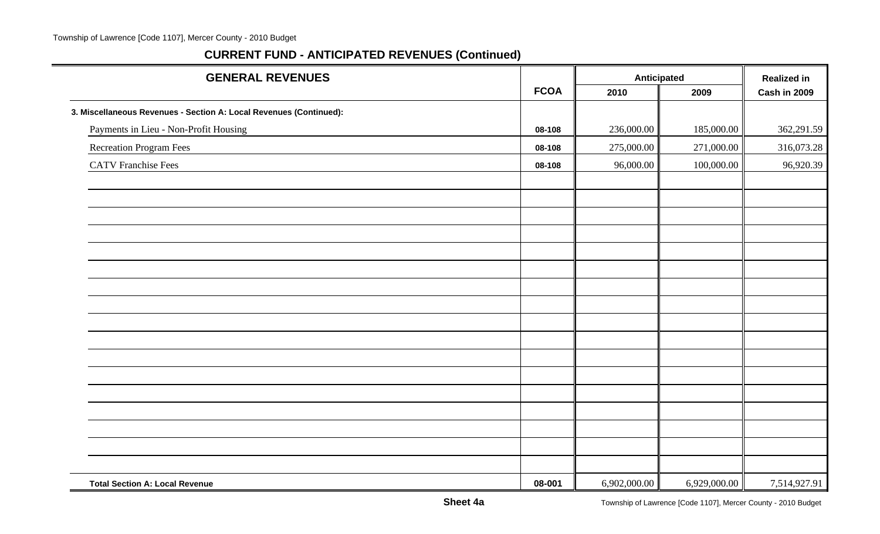## CURRENT FUND - ANTICIPATED REVENUES (Continued)

| GENERAL REVENUES | FCOA | Anticipated 2010 | Anticipated 2009 | Realized in Cash in 2009 |
|---|---|---|---|---|
| **3. Miscellaneous Revenues - Section A: Local Revenues (Continued):** | | | | |
| Payments in Lieu - Non-Profit Housing | 08-108 | 236,000.00 | 185,000.00 | 362,291.59 |
| Recreation Program Fees | 08-108 | 275,000.00 | 271,000.00 | 316,073.28 |
| CATV Franchise Fees | 08-108 | 96,000.00 | 100,000.00 | 96,920.39 |
| **Total Section A: Local Revenue** | 08-001 | 6,902,000.00 | 6,929,000.00 | 7,514,927.91 |

**Sheet 4a**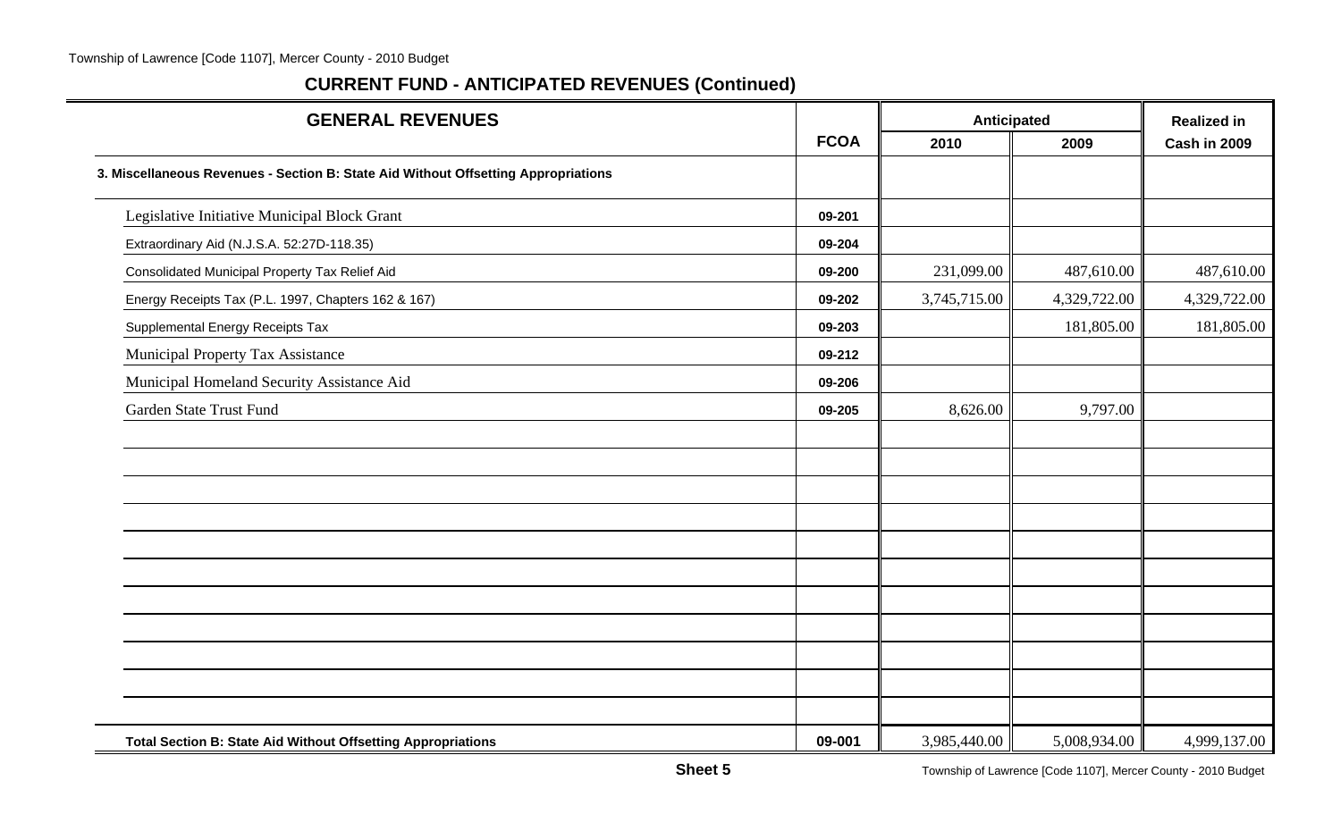## CURRENT FUND - ANTICIPATED REVENUES (Continued)

| GENERAL REVENUES | FCOA | Anticipated 2010 | Anticipated 2009 | Realized in Cash in 2009 |
|---|---|---|---|---|
| **3. Miscellaneous Revenues - Section B: State Aid Without Offsetting Appropriations** | | | | |
| Legislative Initiative Municipal Block Grant | 09-201 | | | |
| Extraordinary Aid (N.J.S.A. 52:27D-118.35) | 09-204 | | | |
| Consolidated Municipal Property Tax Relief Aid | 09-200 | 231,099.00 | 487,610.00 | 487,610.00 |
| Energy Receipts Tax (P.L. 1997, Chapters 162 & 167) | 09-202 | 3,745,715.00 | 4,329,722.00 | 4,329,722.00 |
| Supplemental Energy Receipts Tax | 09-203 | | 181,805.00 | 181,805.00 |
| Municipal Property Tax Assistance | 09-212 | | | |
| Municipal Homeland Security Assistance Aid | 09-206 | | | |
| Garden State Trust Fund | 09-205 | 8,626.00 | 9,797.00 | |
| **Total Section B: State Aid Without Offsetting Appropriations** | 09-001 | 3,985,440.00 | 5,008,934.00 | 4,999,137.00 |

**Sheet 5**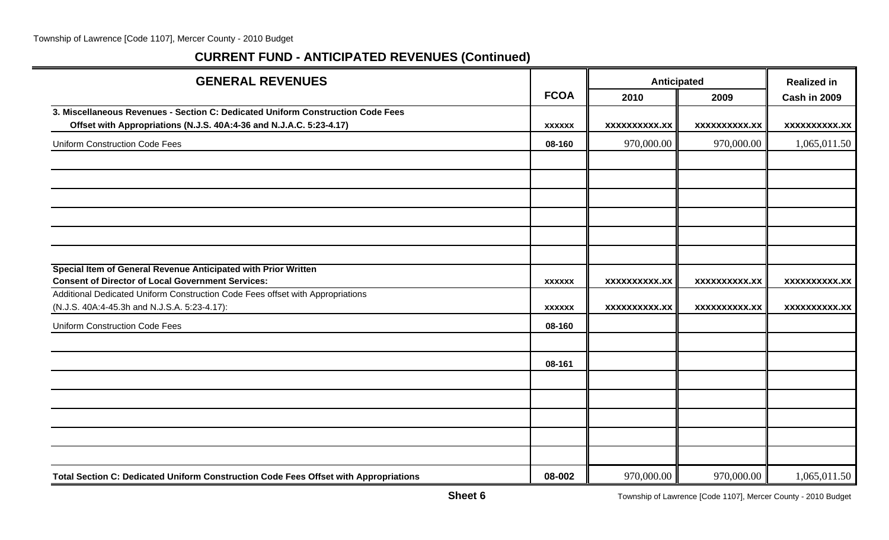## CURRENT FUND - ANTICIPATED REVENUES (Continued)

| GENERAL REVENUES | FCOA | Anticipated 2010 | Anticipated 2009 | Realized in Cash in 2009 |
|---|---|---|---|---|
| **3. Miscellaneous Revenues - Section C: Dedicated Uniform Construction Code Fees Offset with Appropriations (N.J.S. 40A:4-36 and N.J.A.C. 5:23-4.17)** | xxxxxx | xxxxxxxxxx.xx | xxxxxxxxxx.xx | xxxxxxxxxx.xx |
| Uniform Construction Code Fees | 08-160 | 970,000.00 | 970,000.00 | 1,065,011.50 |
| | | | | |
| | | | | |
| | | | | |
| | | | | |
| | | | | |
| | | | | |
| **Special Item of General Revenue Anticipated with Prior Written Consent of Director of Local Government Services:** | xxxxxx | xxxxxxxxxx.xx | xxxxxxxxxx.xx | xxxxxxxxxx.xx |
| Additional Dedicated Uniform Construction Code Fees offset with Appropriations (N.J.S. 40A:4-45.3h and N.J.S.A. 5:23-4.17): | xxxxxx | xxxxxxxxxx.xx | xxxxxxxxxx.xx | xxxxxxxxxx.xx |
| Uniform Construction Code Fees | 08-160 | | | |
| | | | | |
| | 08-161 | | | |
| | | | | |
| | | | | |
| | | | | |
| | | | | |
| | | | | |
| **Total Section C: Dedicated Uniform Construction Code Fees Offset with Appropriations** | 08-002 | 970,000.00 | 970,000.00 | 1,065,011.50 |

**Sheet 6**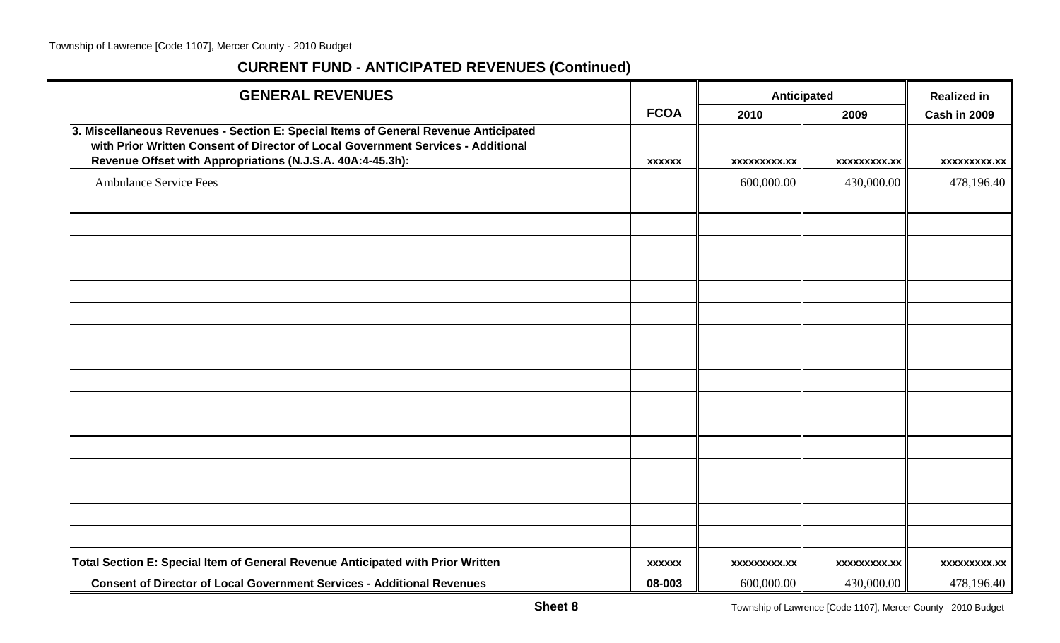## CURRENT FUND - ANTICIPATED REVENUES (Continued)

| GENERAL REVENUES | FCOA | Anticipated 2010 | Anticipated 2009 | Realized in Cash in 2009 |
|---|---|---|---|---|
| **3. Miscellaneous Revenues - Section E: Special Items of General Revenue Anticipated with Prior Written Consent of Director of Local Government Services - Additional Revenue Offset with Appropriations (N.J.S.A. 40A:4-45.3h):** | xxxxxx | xxxxxxxxx.xx | xxxxxxxxx.xx | xxxxxxxxx.xx |
| Ambulance Service Fees | | 600,000.00 | 430,000.00 | 478,196.40 |
| | | | | |
| | | | | |
| | | | | |
| | | | | |
| | | | | |
| | | | | |
| | | | | |
| | | | | |
| | | | | |
| | | | | |
| | | | | |
| | | | | |
| | | | | |
| | | | | |
| | | | | |
| | | | | |
| **Total Section E: Special Item of General Revenue Anticipated with Prior Written** | xxxxxx | xxxxxxxxx.xx | xxxxxxxxx.xx | xxxxxxxxx.xx |
| **Consent of Director of Local Government Services - Additional Revenues** | 08-003 | 600,000.00 | 430,000.00 | 478,196.40 |

**Sheet 8**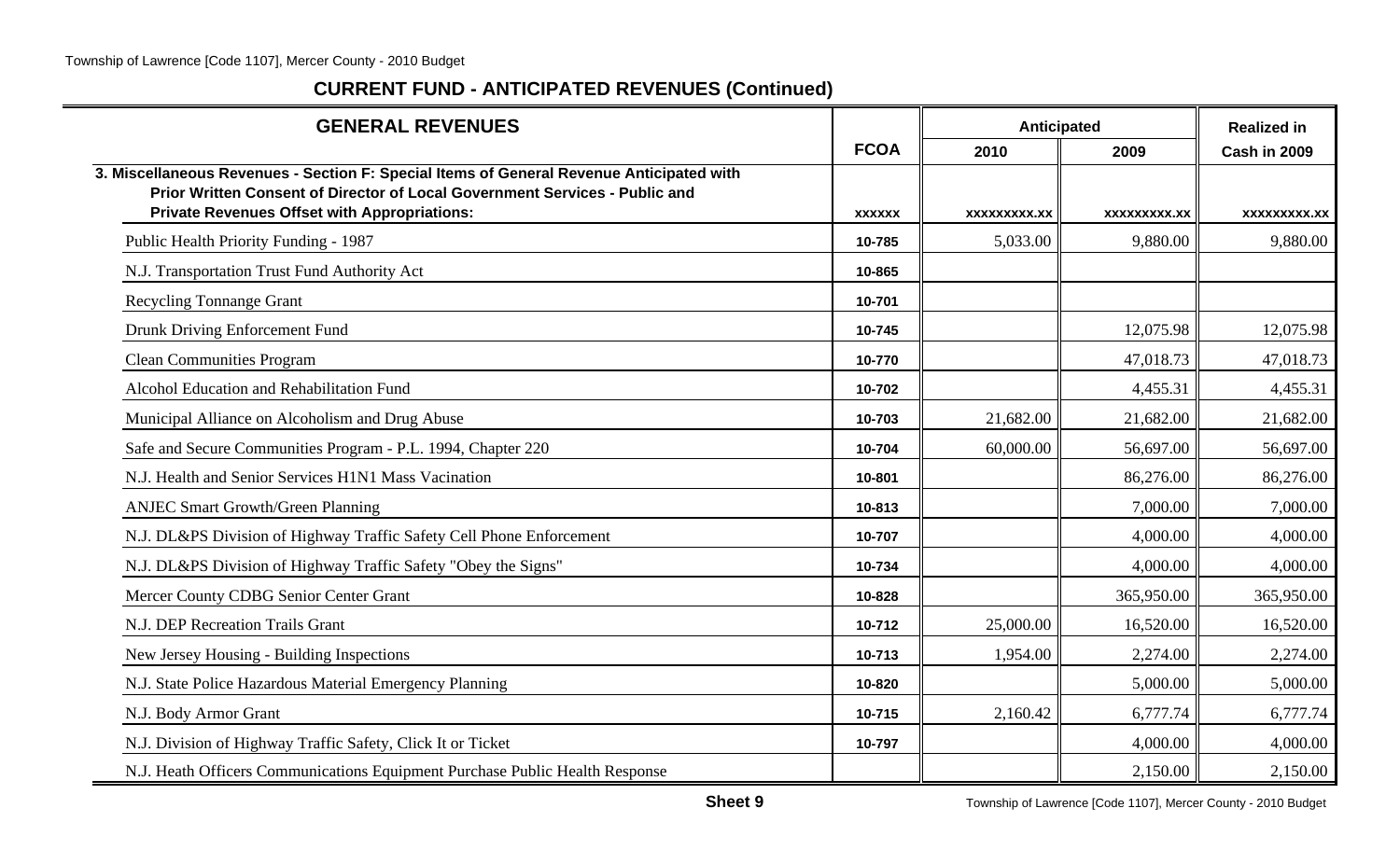## CURRENT FUND - ANTICIPATED REVENUES (Continued)

| GENERAL REVENUES | FCOA | Anticipated 2010 | Anticipated 2009 | Realized in Cash in 2009 |
|---|---|---|---|---|
| **3. Miscellaneous Revenues - Section F: Special Items of General Revenue Anticipated with Prior Written Consent of Director of Local Government Services - Public and Private Revenues Offset with Appropriations:** | xxxxxx | xxxxxxxxx.xx | xxxxxxxxx.xx | xxxxxxxxx.xx |
| Public Health Priority Funding - 1987 | 10-785 | 5,033.00 | 9,880.00 | 9,880.00 |
| N.J. Transportation Trust Fund Authority Act | 10-865 | | | |
| Recycling Tonnange Grant | 10-701 | | | |
| Drunk Driving Enforcement Fund | 10-745 | | 12,075.98 | 12,075.98 |
| Clean Communities Program | 10-770 | | 47,018.73 | 47,018.73 |
| Alcohol Education and Rehabilitation Fund | 10-702 | | 4,455.31 | 4,455.31 |
| Municipal Alliance on Alcoholism and Drug Abuse | 10-703 | 21,682.00 | 21,682.00 | 21,682.00 |
| Safe and Secure Communities Program - P.L. 1994, Chapter 220 | 10-704 | 60,000.00 | 56,697.00 | 56,697.00 |
| N.J. Health and Senior Services H1N1 Mass Vacination | 10-801 | | 86,276.00 | 86,276.00 |
| ANJEC Smart Growth/Green Planning | 10-813 | | 7,000.00 | 7,000.00 |
| N.J. DL&PS Division of Highway Traffic Safety Cell Phone Enforcement | 10-707 | | 4,000.00 | 4,000.00 |
| N.J. DL&PS Division of Highway Traffic Safety "Obey the Signs" | 10-734 | | 4,000.00 | 4,000.00 |
| Mercer County CDBG Senior Center Grant | 10-828 | | 365,950.00 | 365,950.00 |
| N.J. DEP Recreation Trails Grant | 10-712 | 25,000.00 | 16,520.00 | 16,520.00 |
| New Jersey Housing - Building Inspections | 10-713 | 1,954.00 | 2,274.00 | 2,274.00 |
| N.J. State Police Hazardous Material Emergency Planning | 10-820 | | 5,000.00 | 5,000.00 |
| N.J. Body Armor Grant | 10-715 | 2,160.42 | 6,777.74 | 6,777.74 |
| N.J. Division of Highway Traffic Safety, Click It or Ticket | 10-797 | | 4,000.00 | 4,000.00 |
| N.J. Heath Officers Communications Equipment Purchase Public Health Response | | | 2,150.00 | 2,150.00 |

Sheet 9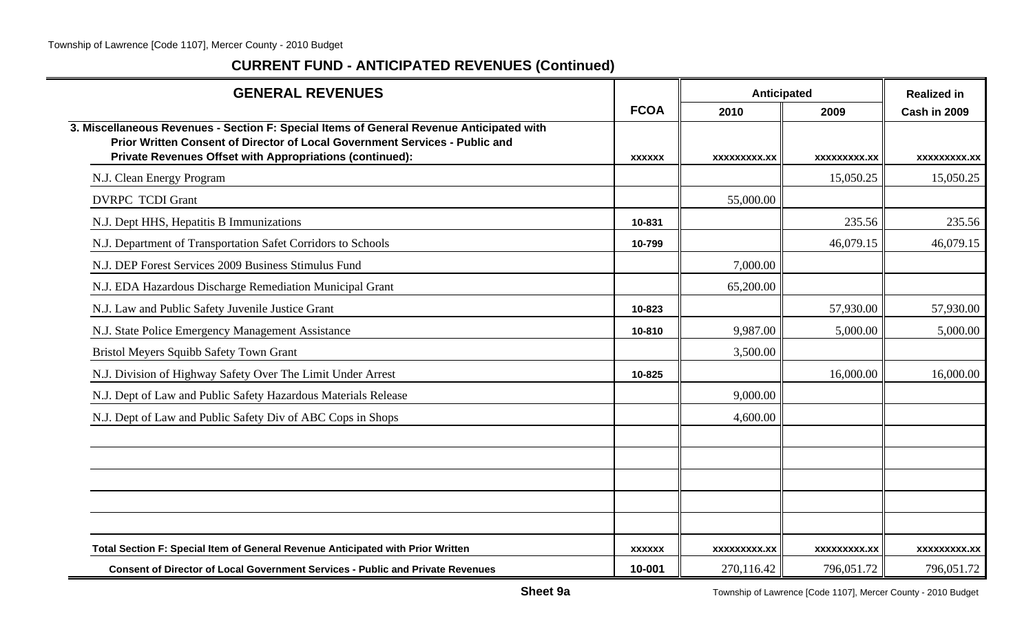## CURRENT FUND - ANTICIPATED REVENUES (Continued)

| GENERAL REVENUES | FCOA | Anticipated | | Realized in |
|---|---|---|---|---|
| | | 2010 | 2009 | Cash in 2009 |
| **3. Miscellaneous Revenues - Section F: Special Items of General Revenue Anticipated with Prior Written Consent of Director of Local Government Services - Public and Private Revenues Offset with Appropriations (continued):** | xxxxxx | xxxxxxxxx.xx | xxxxxxxxx.xx | xxxxxxxxx.xx |
| N.J. Clean Energy Program | | | 15,050.25 | 15,050.25 |
| DVRPC TCDI Grant | | 55,000.00 | | |
| N.J. Dept HHS, Hepatitis B Immunizations | 10-831 | | 235.56 | 235.56 |
| N.J. Department of Transportation Safet Corridors to Schools | 10-799 | | 46,079.15 | 46,079.15 |
| N.J. DEP Forest Services 2009 Business Stimulus Fund | | 7,000.00 | | |
| N.J. EDA Hazardous Discharge Remediation Municipal Grant | | 65,200.00 | | |
| N.J. Law and Public Safety Juvenile Justice Grant | 10-823 | | 57,930.00 | 57,930.00 |
| N.J. State Police Emergency Management Assistance | 10-810 | 9,987.00 | 5,000.00 | 5,000.00 |
| Bristol Meyers Squibb Safety Town Grant | | 3,500.00 | | |
| N.J. Division of Highway Safety Over The Limit Under Arrest | 10-825 | | 16,000.00 | 16,000.00 |
| N.J. Dept of Law and Public Safety Hazardous Materials Release | | 9,000.00 | | |
| N.J. Dept of Law and Public Safety Div of ABC Cops in Shops | | 4,600.00 | | |
| | | | | |
| | | | | |
| | | | | |
| | | | | |
| | | | | |
| **Total Section F: Special Item of General Revenue Anticipated with Prior Written** | xxxxxx | xxxxxxxxx.xx | xxxxxxxxx.xx | xxxxxxxxx.xx |
| **Consent of Director of Local Government Services - Public and Private Revenues** | 10-001 | 270,116.42 | 796,051.72 | 796,051.72 |

**Sheet 9a**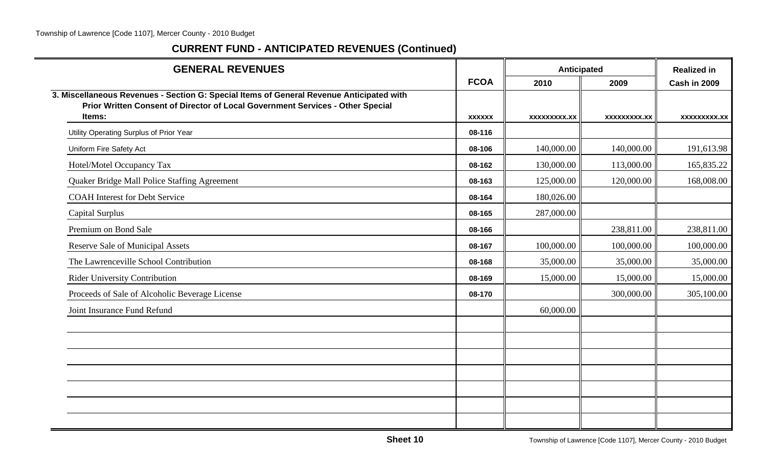## CURRENT FUND - ANTICIPATED REVENUES (Continued)

| GENERAL REVENUES | FCOA | Anticipated | | Realized in |
|---|---|---|---|---|
| | | 2010 | 2009 | Cash in 2009 |
| **3. Miscellaneous Revenues - Section G: Special Items of General Revenue Anticipated with Prior Written Consent of Director of Local Government Services - Other Special Items:** | xxxxxx | xxxxxxxxx.xx | xxxxxxxxx.xx | xxxxxxxxx.xx |
| Utility Operating Surplus of Prior Year | 08-116 | | | |
| Uniform Fire Safety Act | 08-106 | 140,000.00 | 140,000.00 | 191,613.98 |
| Hotel/Motel Occupancy Tax | 08-162 | 130,000.00 | 113,000.00 | 165,835.22 |
| Quaker Bridge Mall Police Staffing Agreement | 08-163 | 125,000.00 | 120,000.00 | 168,008.00 |
| COAH Interest for Debt Service | 08-164 | 180,026.00 | | |
| Capital Surplus | 08-165 | 287,000.00 | | |
| Premium on Bond Sale | 08-166 | | 238,811.00 | 238,811.00 |
| Reserve Sale of Municipal Assets | 08-167 | 100,000.00 | 100,000.00 | 100,000.00 |
| The Lawrenceville School Contribution | 08-168 | 35,000.00 | 35,000.00 | 35,000.00 |
| Rider University Contribution | 08-169 | 15,000.00 | 15,000.00 | 15,000.00 |
| Proceeds of Sale of Alcoholic Beverage License | 08-170 | | 300,000.00 | 305,100.00 |
| Joint Insurance Fund Refund | | 60,000.00 | | |
| | | | | |
| | | | | |
| | | | | |
| | | | | |
| | | | | |
| | | | | |
| | | | | |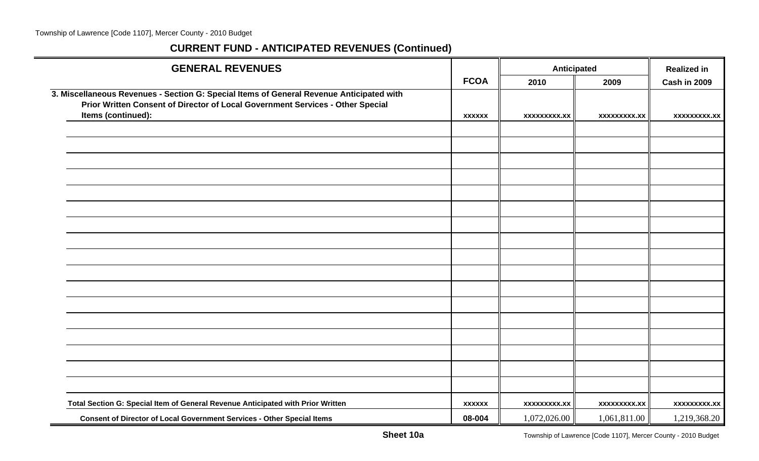## CURRENT FUND - ANTICIPATED REVENUES (Continued)

| GENERAL REVENUES | FCOA | Anticipated | | Realized in |
|---|---|---|---|---|
| | | 2010 | 2009 | Cash in 2009 |
| **3. Miscellaneous Revenues - Section G: Special Items of General Revenue Anticipated with Prior Written Consent of Director of Local Government Services - Other Special Items (continued):** | xxxxxx | xxxxxxxxx.xx | xxxxxxxxx.xx | xxxxxxxxx.xx |
| | | | | |
| | | | | |
| | | | | |
| | | | | |
| | | | | |
| | | | | |
| | | | | |
| | | | | |
| | | | | |
| | | | | |
| | | | | |
| | | | | |
| | | | | |
| | | | | |
| | | | | |
| | | | | |
| | | | | |
| **Total Section G: Special Item of General Revenue Anticipated with Prior Written** | xxxxxx | xxxxxxxxx.xx | xxxxxxxxx.xx | xxxxxxxxx.xx |
| **Consent of Director of Local Government Services - Other Special Items** | 08-004 | 1,072,026.00 | 1,061,811.00 | 1,219,368.20 |

**Sheet 10a**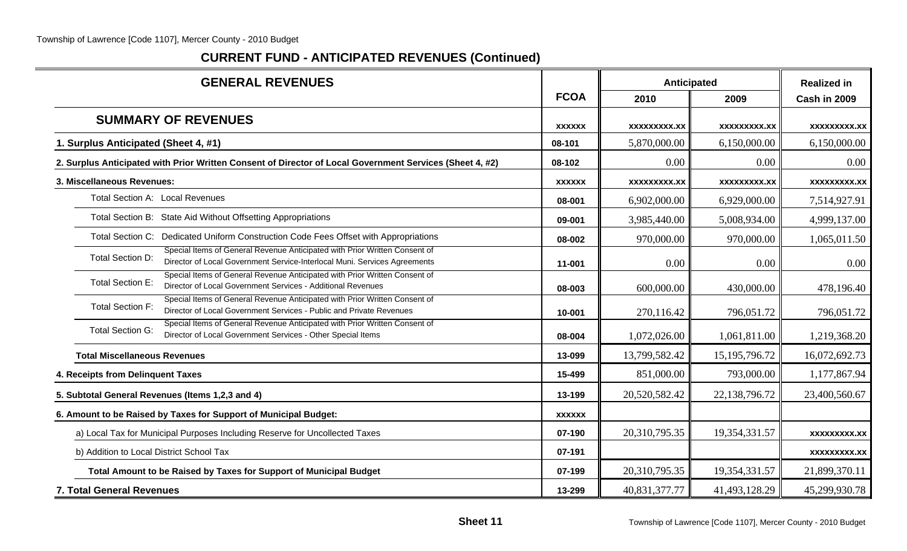## CURRENT FUND - ANTICIPATED REVENUES (Continued)

| GENERAL REVENUES | FCOA | Anticipated 2010 | Anticipated 2009 | Realized in Cash in 2009 |
|---|---|---|---|---|
| **SUMMARY OF REVENUES** | xxxxxx | xxxxxxxxx.xx | xxxxxxxxx.xx | xxxxxxxxx.xx |
| **1. Surplus Anticipated (Sheet 4, #1)** | 08-101 | 5,870,000.00 | 6,150,000.00 | 6,150,000.00 |
| **2. Surplus Anticipated with Prior Written Consent of Director of Local Government Services (Sheet 4, #2)** | 08-102 | 0.00 | 0.00 | 0.00 |
| **3. Miscellaneous Revenues:** | xxxxxx | xxxxxxxxx.xx | xxxxxxxxx.xx | xxxxxxxxx.xx |
| Total Section A: Local Revenues | 08-001 | 6,902,000.00 | 6,929,000.00 | 7,514,927.91 |
| Total Section B: State Aid Without Offsetting Appropriations | 09-001 | 3,985,440.00 | 5,008,934.00 | 4,999,137.00 |
| Total Section C: Dedicated Uniform Construction Code Fees Offset with Appropriations | 08-002 | 970,000.00 | 970,000.00 | 1,065,011.50 |
| Total Section D: Special Items of General Revenue Anticipated with Prior Written Consent of Director of Local Government Service-Interlocal Muni. Services Agreements | 11-001 | 0.00 | 0.00 | 0.00 |
| Total Section E: Special Items of General Revenue Anticipated with Prior Written Consent of Director of Local Government Services - Additional Revenues | 08-003 | 600,000.00 | 430,000.00 | 478,196.40 |
| Total Section F: Special Items of General Revenue Anticipated with Prior Written Consent of Director of Local Government Services - Public and Private Revenues | 10-001 | 270,116.42 | 796,051.72 | 796,051.72 |
| Total Section G: Special Items of General Revenue Anticipated with Prior Written Consent of Director of Local Government Services - Other Special Items | 08-004 | 1,072,026.00 | 1,061,811.00 | 1,219,368.20 |
| **Total Miscellaneous Revenues** | 13-099 | 13,799,582.42 | 15,195,796.72 | 16,072,692.73 |
| **4. Receipts from Delinquent Taxes** | 15-499 | 851,000.00 | 793,000.00 | 1,177,867.94 |
| **5. Subtotal General Revenues (Items 1,2,3 and 4)** | 13-199 | 20,520,582.42 | 22,138,796.72 | 23,400,560.67 |
| **6. Amount to be Raised by Taxes for Support of Municipal Budget:** | xxxxxx | | | |
| a) Local Tax for Municipal Purposes Including Reserve for Uncollected Taxes | 07-190 | 20,310,795.35 | 19,354,331.57 | xxxxxxxxx.xx |
| b) Addition to Local District School Tax | 07-191 | | | xxxxxxxxx.xx |
| **Total Amount to be Raised by Taxes for Support of Municipal Budget** | 07-199 | 20,310,795.35 | 19,354,331.57 | 21,899,370.11 |
| **7. Total General Revenues** | 13-299 | 40,831,377.77 | 41,493,128.29 | 45,299,930.78 |

**Sheet 11**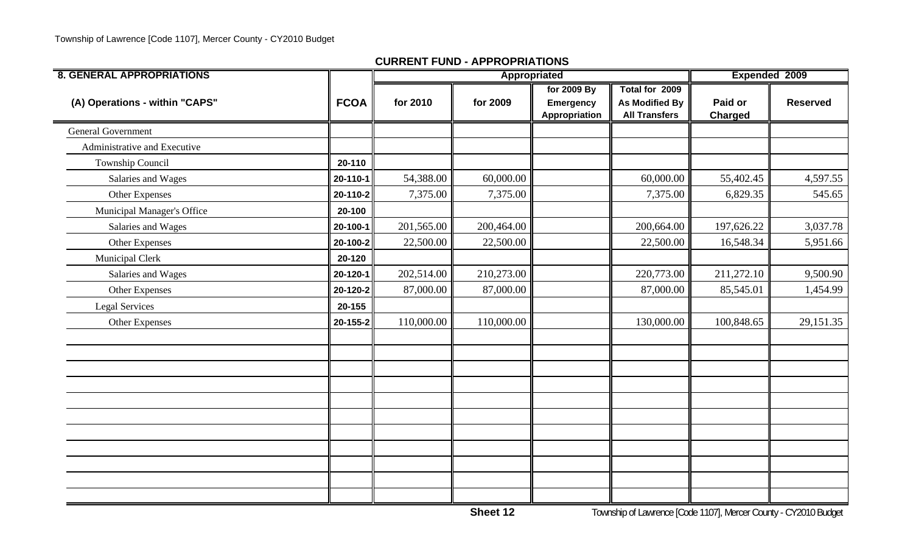## CURRENT FUND - APPROPRIATIONS

| 8. GENERAL APPROPRIATIONS | | Appropriated | | | | Expended 2009 | |
|---|---|---|---|---|---|---|---|
| (A) Operations - within "CAPS" | FCOA | for 2010 | for 2009 | for 2009 By Emergency Appropriation | Total for 2009 As Modified By All Transfers | Paid or Charged | Reserved |
| General Government | | | | | | | |
| Administrative and Executive | | | | | | | |
| Township Council | 20-110 | | | | | | |
| Salaries and Wages | 20-110-1 | 54,388.00 | 60,000.00 | | 60,000.00 | 55,402.45 | 4,597.55 |
| Other Expenses | 20-110-2 | 7,375.00 | 7,375.00 | | 7,375.00 | 6,829.35 | 545.65 |
| Municipal Manager's Office | 20-100 | | | | | | |
| Salaries and Wages | 20-100-1 | 201,565.00 | 200,464.00 | | 200,664.00 | 197,626.22 | 3,037.78 |
| Other Expenses | 20-100-2 | 22,500.00 | 22,500.00 | | 22,500.00 | 16,548.34 | 5,951.66 |
| Municipal Clerk | 20-120 | | | | | | |
| Salaries and Wages | 20-120-1 | 202,514.00 | 210,273.00 | | 220,773.00 | 211,272.10 | 9,500.90 |
| Other Expenses | 20-120-2 | 87,000.00 | 87,000.00 | | 87,000.00 | 85,545.01 | 1,454.99 |
| Legal Services | 20-155 | | | | | | |
| Other Expenses | 20-155-2 | 110,000.00 | 110,000.00 | | 130,000.00 | 100,848.65 | 29,151.35 |

Sheet 12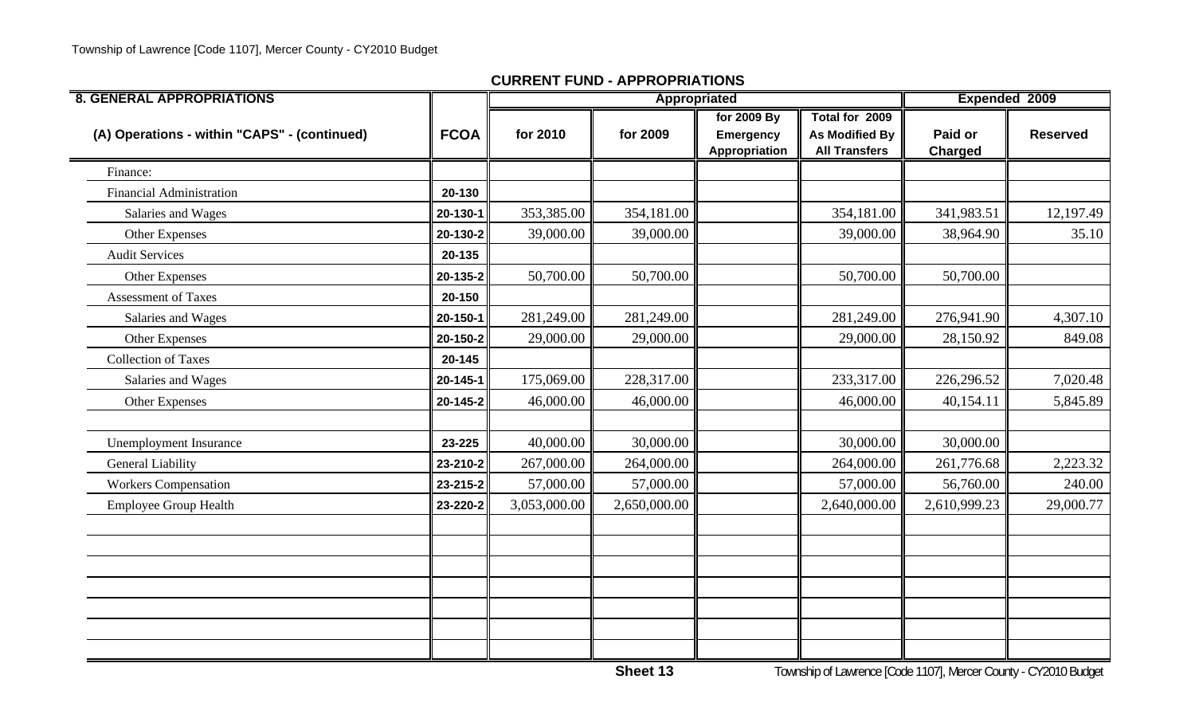## CURRENT FUND - APPROPRIATIONS

| 8. GENERAL APPROPRIATIONS | | Appropriated | | | | Expended 2009 | |
|---|---|---|---|---|---|---|---|
| (A) Operations - within "CAPS" - (continued) | FCOA | for 2010 | for 2009 | for 2009 By Emergency Appropriation | Total for 2009 As Modified By All Transfers | Paid or Charged | Reserved |
| Finance: | | | | | | | |
| Financial Administration | 20-130 | | | | | | |
| Salaries and Wages | 20-130-1 | 353,385.00 | 354,181.00 | | 354,181.00 | 341,983.51 | 12,197.49 |
| Other Expenses | 20-130-2 | 39,000.00 | 39,000.00 | | 39,000.00 | 38,964.90 | 35.10 |
| Audit Services | 20-135 | | | | | | |
| Other Expenses | 20-135-2 | 50,700.00 | 50,700.00 | | 50,700.00 | 50,700.00 | |
| Assessment of Taxes | 20-150 | | | | | | |
| Salaries and Wages | 20-150-1 | 281,249.00 | 281,249.00 | | 281,249.00 | 276,941.90 | 4,307.10 |
| Other Expenses | 20-150-2 | 29,000.00 | 29,000.00 | | 29,000.00 | 28,150.92 | 849.08 |
| Collection of Taxes | 20-145 | | | | | | |
| Salaries and Wages | 20-145-1 | 175,069.00 | 228,317.00 | | 233,317.00 | 226,296.52 | 7,020.48 |
| Other Expenses | 20-145-2 | 46,000.00 | 46,000.00 | | 46,000.00 | 40,154.11 | 5,845.89 |
| | | | | | | | |
| Unemployment Insurance | 23-225 | 40,000.00 | 30,000.00 | | 30,000.00 | 30,000.00 | |
| General Liability | 23-210-2 | 267,000.00 | 264,000.00 | | 264,000.00 | 261,776.68 | 2,223.32 |
| Workers Compensation | 23-215-2 | 57,000.00 | 57,000.00 | | 57,000.00 | 56,760.00 | 240.00 |
| Employee Group Health | 23-220-2 | 3,053,000.00 | 2,650,000.00 | | 2,640,000.00 | 2,610,999.23 | 29,000.77 |

Sheet 13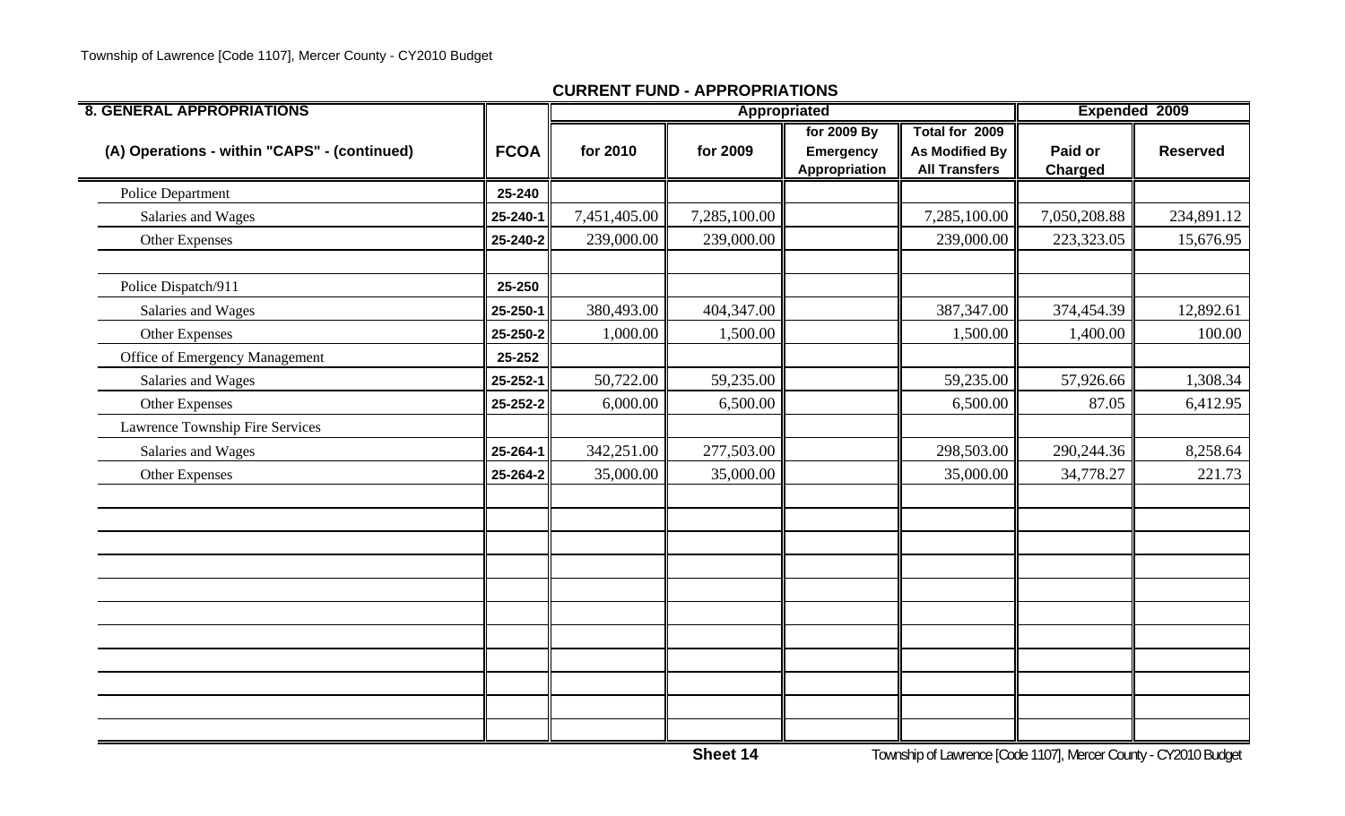## CURRENT FUND - APPROPRIATIONS

| 8. GENERAL APPROPRIATIONS | | Appropriated | | | | Expended 2009 | |
|---|---|---|---|---|---|---|---|
| (A) Operations - within "CAPS" - (continued) | FCOA | for 2010 | for 2009 | for 2009 By Emergency Appropriation | Total for 2009 As Modified By All Transfers | Paid or Charged | Reserved |
| Police Department | 25-240 | | | | | | |
| Salaries and Wages | 25-240-1 | 7,451,405.00 | 7,285,100.00 | | 7,285,100.00 | 7,050,208.88 | 234,891.12 |
| Other Expenses | 25-240-2 | 239,000.00 | 239,000.00 | | 239,000.00 | 223,323.05 | 15,676.95 |
| | | | | | | | |
| Police Dispatch/911 | 25-250 | | | | | | |
| Salaries and Wages | 25-250-1 | 380,493.00 | 404,347.00 | | 387,347.00 | 374,454.39 | 12,892.61 |
| Other Expenses | 25-250-2 | 1,000.00 | 1,500.00 | | 1,500.00 | 1,400.00 | 100.00 |
| Office of Emergency Management | 25-252 | | | | | | |
| Salaries and Wages | 25-252-1 | 50,722.00 | 59,235.00 | | 59,235.00 | 57,926.66 | 1,308.34 |
| Other Expenses | 25-252-2 | 6,000.00 | 6,500.00 | | 6,500.00 | 87.05 | 6,412.95 |
| Lawrence Township Fire Services | | | | | | | |
| Salaries and Wages | 25-264-1 | 342,251.00 | 277,503.00 | | 298,503.00 | 290,244.36 | 8,258.64 |
| Other Expenses | 25-264-2 | 35,000.00 | 35,000.00 | | 35,000.00 | 34,778.27 | 221.73 |

Sheet 14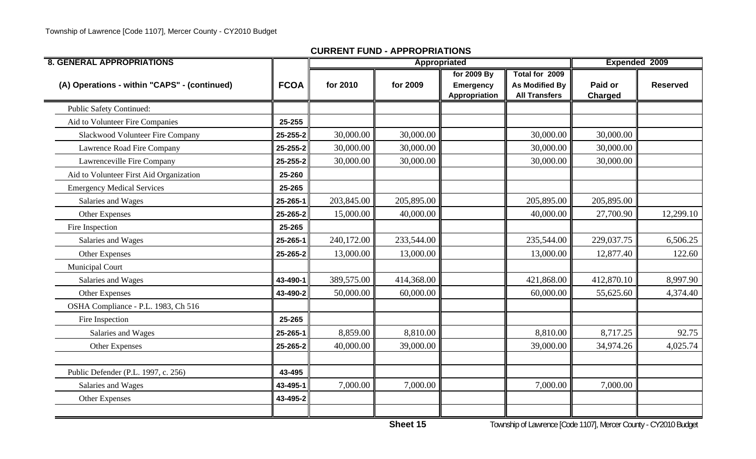## CURRENT FUND - APPROPRIATIONS

| 8. GENERAL APPROPRIATIONS | | Appropriated | | | | Expended 2009 | |
|---|---|---|---|---|---|---|---|
| (A) Operations - within "CAPS" - (continued) | FCOA | for 2010 | for 2009 | for 2009 By Emergency Appropriation | Total for 2009 As Modified By All Transfers | Paid or Charged | Reserved |
| Public Safety Continued: | | | | | | | |
| Aid to Volunteer Fire Companies | 25-255 | | | | | | |
| Slackwood Volunteer Fire Company | 25-255-2 | 30,000.00 | 30,000.00 | | 30,000.00 | 30,000.00 | |
| Lawrence Road Fire Company | 25-255-2 | 30,000.00 | 30,000.00 | | 30,000.00 | 30,000.00 | |
| Lawrenceville Fire Company | 25-255-2 | 30,000.00 | 30,000.00 | | 30,000.00 | 30,000.00 | |
| Aid to Volunteer First Aid Organization | 25-260 | | | | | | |
| Emergency Medical Services | 25-265 | | | | | | |
| Salaries and Wages | 25-265-1 | 203,845.00 | 205,895.00 | | 205,895.00 | 205,895.00 | |
| Other Expenses | 25-265-2 | 15,000.00 | 40,000.00 | | 40,000.00 | 27,700.90 | 12,299.10 |
| Fire Inspection | 25-265 | | | | | | |
| Salaries and Wages | 25-265-1 | 240,172.00 | 233,544.00 | | 235,544.00 | 229,037.75 | 6,506.25 |
| Other Expenses | 25-265-2 | 13,000.00 | 13,000.00 | | 13,000.00 | 12,877.40 | 122.60 |
| Municipal Court | | | | | | | |
| Salaries and Wages | 43-490-1 | 389,575.00 | 414,368.00 | | 421,868.00 | 412,870.10 | 8,997.90 |
| Other Expenses | 43-490-2 | 50,000.00 | 60,000.00 | | 60,000.00 | 55,625.60 | 4,374.40 |
| OSHA Compliance - P.L. 1983, Ch 516 | | | | | | | |
| Fire Inspection | 25-265 | | | | | | |
| Salaries and Wages | 25-265-1 | 8,859.00 | 8,810.00 | | 8,810.00 | 8,717.25 | 92.75 |
| Other Expenses | 25-265-2 | 40,000.00 | 39,000.00 | | 39,000.00 | 34,974.26 | 4,025.74 |
| | | | | | | | |
| Public Defender (P.L. 1997, c. 256) | 43-495 | | | | | | |
| Salaries and Wages | 43-495-1 | 7,000.00 | 7,000.00 | | 7,000.00 | 7,000.00 | |
| Other Expenses | 43-495-2 | | | | | | |
| | | | | | | | |

Sheet 15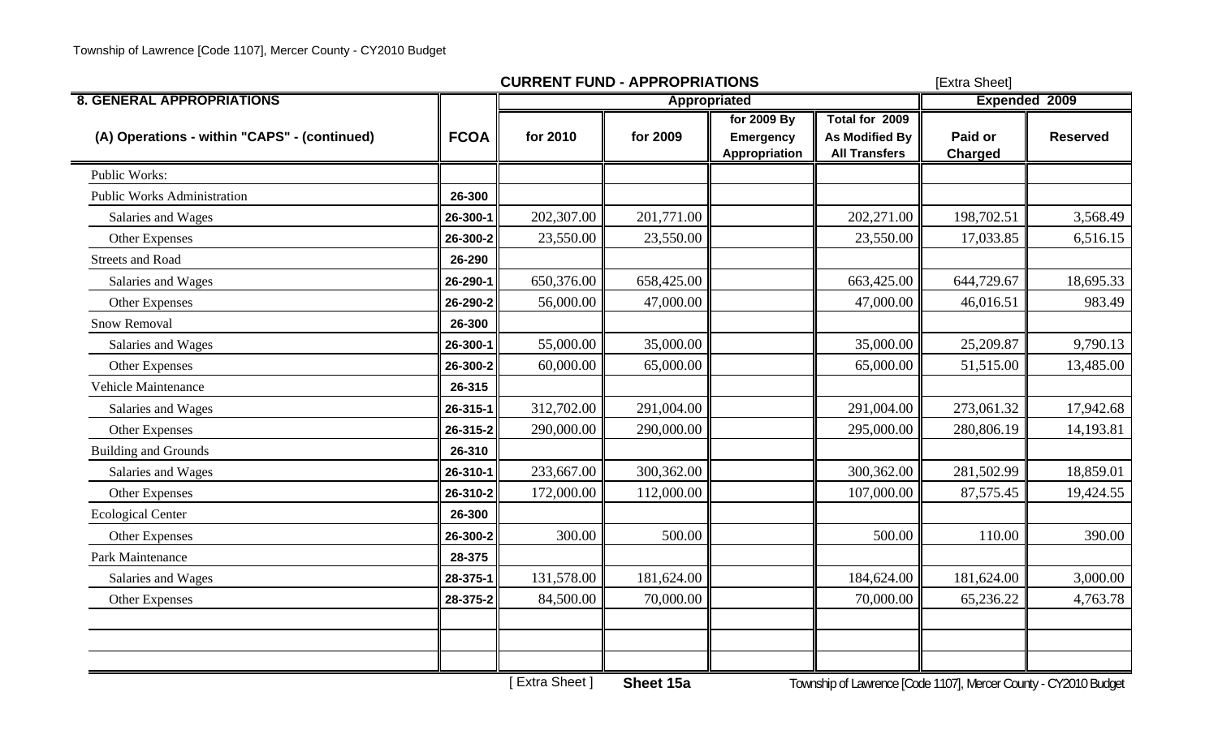**CURRENT FUND - APPROPRIATIONS** [Extra Sheet]

| 8. GENERAL APPROPRIATIONS | | Appropriated | | | | Expended 2009 | |
|---|---|---|---|---|---|---|---|
| (A) Operations - within "CAPS" - (continued) | FCOA | for 2010 | for 2009 | for 2009 By Emergency Appropriation | Total for 2009 As Modified By All Transfers | Paid or Charged | Reserved |
| Public Works: | | | | | | | |
| Public Works Administration | 26-300 | | | | | | |
| Salaries and Wages | 26-300-1 | 202,307.00 | 201,771.00 | | 202,271.00 | 198,702.51 | 3,568.49 |
| Other Expenses | 26-300-2 | 23,550.00 | 23,550.00 | | 23,550.00 | 17,033.85 | 6,516.15 |
| Streets and Road | 26-290 | | | | | | |
| Salaries and Wages | 26-290-1 | 650,376.00 | 658,425.00 | | 663,425.00 | 644,729.67 | 18,695.33 |
| Other Expenses | 26-290-2 | 56,000.00 | 47,000.00 | | 47,000.00 | 46,016.51 | 983.49 |
| Snow Removal | 26-300 | | | | | | |
| Salaries and Wages | 26-300-1 | 55,000.00 | 35,000.00 | | 35,000.00 | 25,209.87 | 9,790.13 |
| Other Expenses | 26-300-2 | 60,000.00 | 65,000.00 | | 65,000.00 | 51,515.00 | 13,485.00 |
| Vehicle Maintenance | 26-315 | | | | | | |
| Salaries and Wages | 26-315-1 | 312,702.00 | 291,004.00 | | 291,004.00 | 273,061.32 | 17,942.68 |
| Other Expenses | 26-315-2 | 290,000.00 | 290,000.00 | | 295,000.00 | 280,806.19 | 14,193.81 |
| Building and Grounds | 26-310 | | | | | | |
| Salaries and Wages | 26-310-1 | 233,667.00 | 300,362.00 | | 300,362.00 | 281,502.99 | 18,859.01 |
| Other Expenses | 26-310-2 | 172,000.00 | 112,000.00 | | 107,000.00 | 87,575.45 | 19,424.55 |
| Ecological Center | 26-300 | | | | | | |
| Other Expenses | 26-300-2 | 300.00 | 500.00 | | 500.00 | 110.00 | 390.00 |
| Park Maintenance | 28-375 | | | | | | |
| Salaries and Wages | 28-375-1 | 131,578.00 | 181,624.00 | | 184,624.00 | 181,624.00 | 3,000.00 |
| Other Expenses | 28-375-2 | 84,500.00 | 70,000.00 | | 70,000.00 | 65,236.22 | 4,763.78 |
| | | | | | | | |
| | | | | | | | |
| | | | | | | | |

[ Extra Sheet ] **Sheet 15a**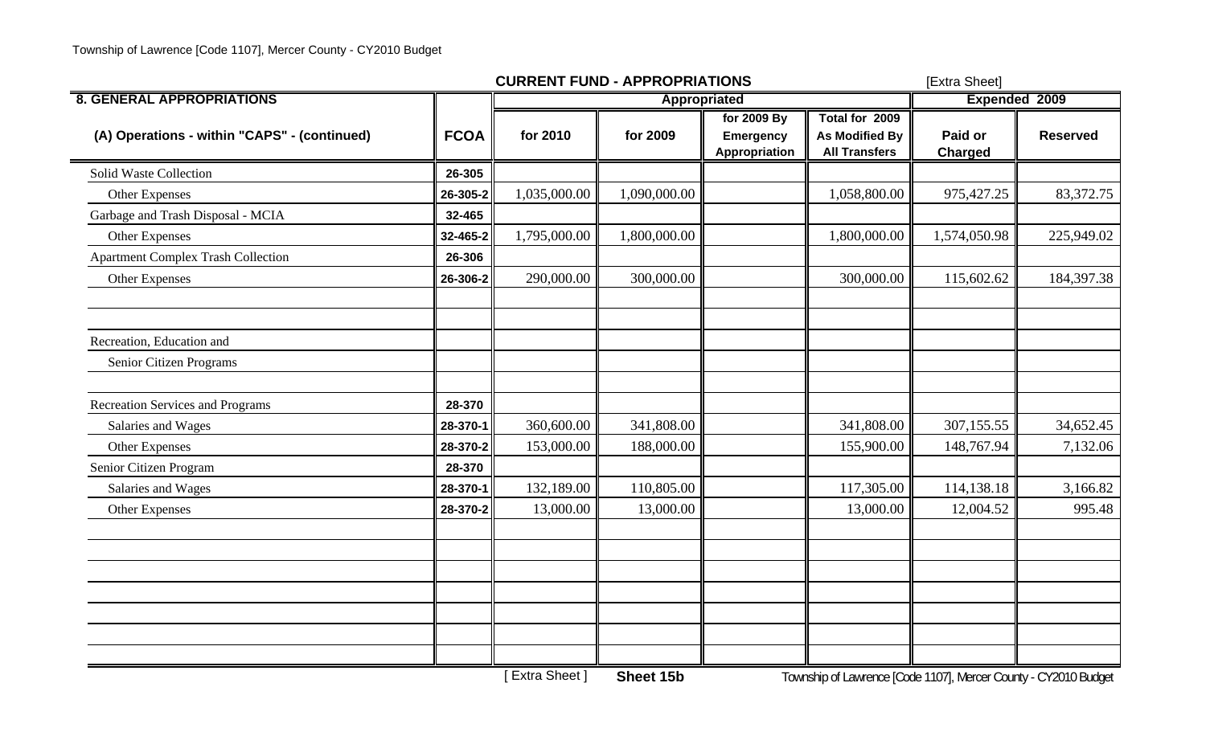## CURRENT FUND - APPROPRIATIONS

[Extra Sheet]

| 8. GENERAL APPROPRIATIONS | | Appropriated | | | | Expended 2009 | |
|---|---|---|---|---|---|---|---|
| (A) Operations - within "CAPS" - (continued) | FCOA | for 2010 | for 2009 | for 2009 By Emergency Appropriation | Total for 2009 As Modified By All Transfers | Paid or Charged | Reserved |
| Solid Waste Collection | 26-305 | | | | | | |
| Other Expenses | 26-305-2 | 1,035,000.00 | 1,090,000.00 | | 1,058,800.00 | 975,427.25 | 83,372.75 |
| Garbage and Trash Disposal - MCIA | 32-465 | | | | | | |
| Other Expenses | 32-465-2 | 1,795,000.00 | 1,800,000.00 | | 1,800,000.00 | 1,574,050.98 | 225,949.02 |
| Apartment Complex Trash Collection | 26-306 | | | | | | |
| Other Expenses | 26-306-2 | 290,000.00 | 300,000.00 | | 300,000.00 | 115,602.62 | 184,397.38 |
| | | | | | | | |
| | | | | | | | |
| Recreation, Education and | | | | | | | |
| Senior Citizen Programs | | | | | | | |
| | | | | | | | |
| Recreation Services and Programs | 28-370 | | | | | | |
| Salaries and Wages | 28-370-1 | 360,600.00 | 341,808.00 | | 341,808.00 | 307,155.55 | 34,652.45 |
| Other Expenses | 28-370-2 | 153,000.00 | 188,000.00 | | 155,900.00 | 148,767.94 | 7,132.06 |
| Senior Citizen Program | 28-370 | | | | | | |
| Salaries and Wages | 28-370-1 | 132,189.00 | 110,805.00 | | 117,305.00 | 114,138.18 | 3,166.82 |
| Other Expenses | 28-370-2 | 13,000.00 | 13,000.00 | | 13,000.00 | 12,004.52 | 995.48 |

[ Extra Sheet ] **Sheet 15b**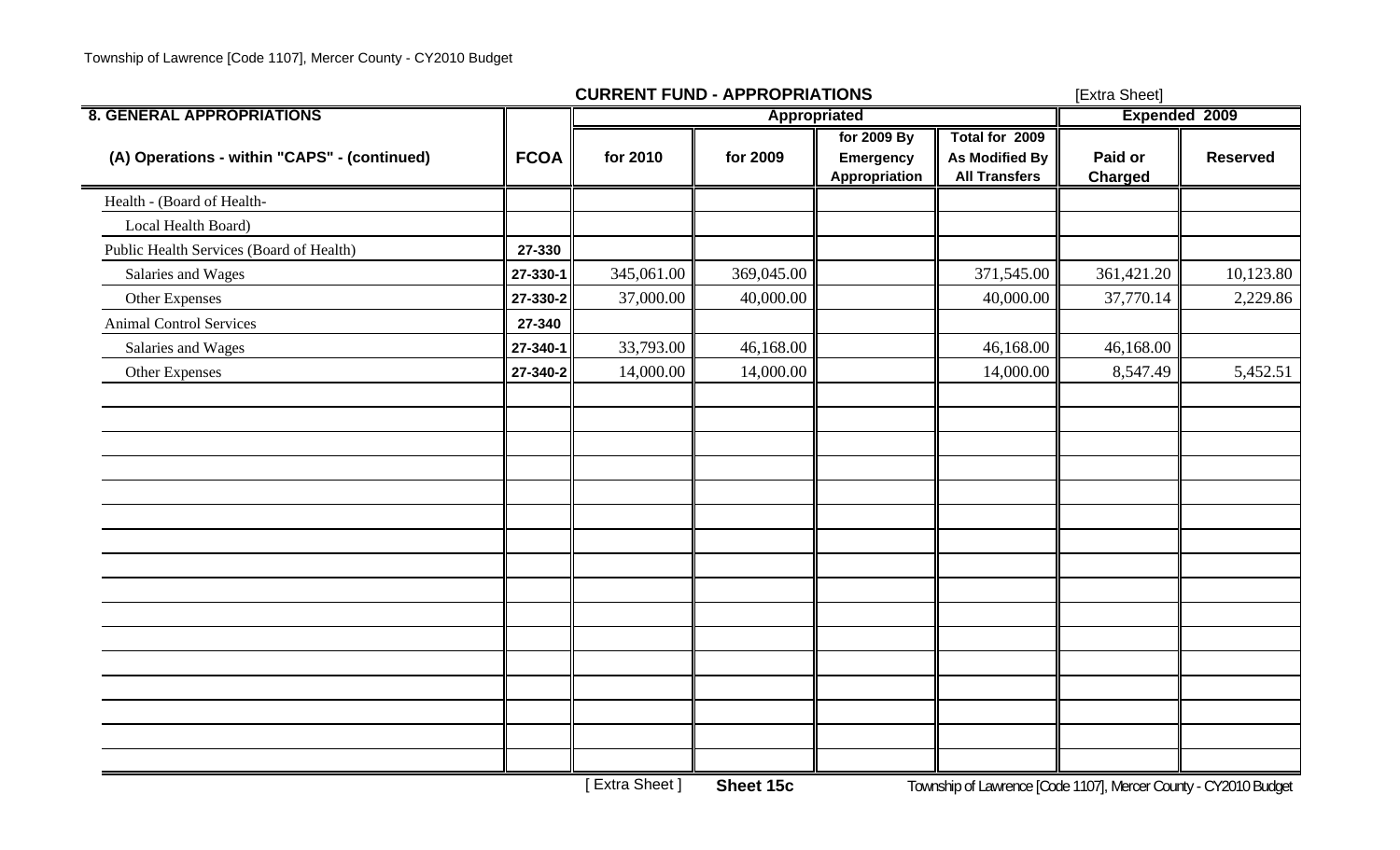**CURRENT FUND - APPROPRIATIONS** [Extra Sheet]

| 8. GENERAL APPROPRIATIONS<br>(A) Operations - within "CAPS" - (continued) | FCOA | Appropriated for 2010 | Appropriated for 2009 | Appropriated for 2009 By Emergency Appropriation | Total for 2009 As Modified By All Transfers | Expended 2009 Paid or Charged | Expended 2009 Reserved |
|---|---|---|---|---|---|---|---|
| Health - (Board of Health- | | | | | | | |
| Local Health Board) | | | | | | | |
| Public Health Services (Board of Health) | 27-330 | | | | | | |
| Salaries and Wages | 27-330-1 | 345,061.00 | 369,045.00 | | 371,545.00 | 361,421.20 | 10,123.80 |
| Other Expenses | 27-330-2 | 37,000.00 | 40,000.00 | | 40,000.00 | 37,770.14 | 2,229.86 |
| Animal Control Services | 27-340 | | | | | | |
| Salaries and Wages | 27-340-1 | 33,793.00 | 46,168.00 | | 46,168.00 | 46,168.00 | |
| Other Expenses | 27-340-2 | 14,000.00 | 14,000.00 | | 14,000.00 | 8,547.49 | 5,452.51 |

[ Extra Sheet ] **Sheet 15c**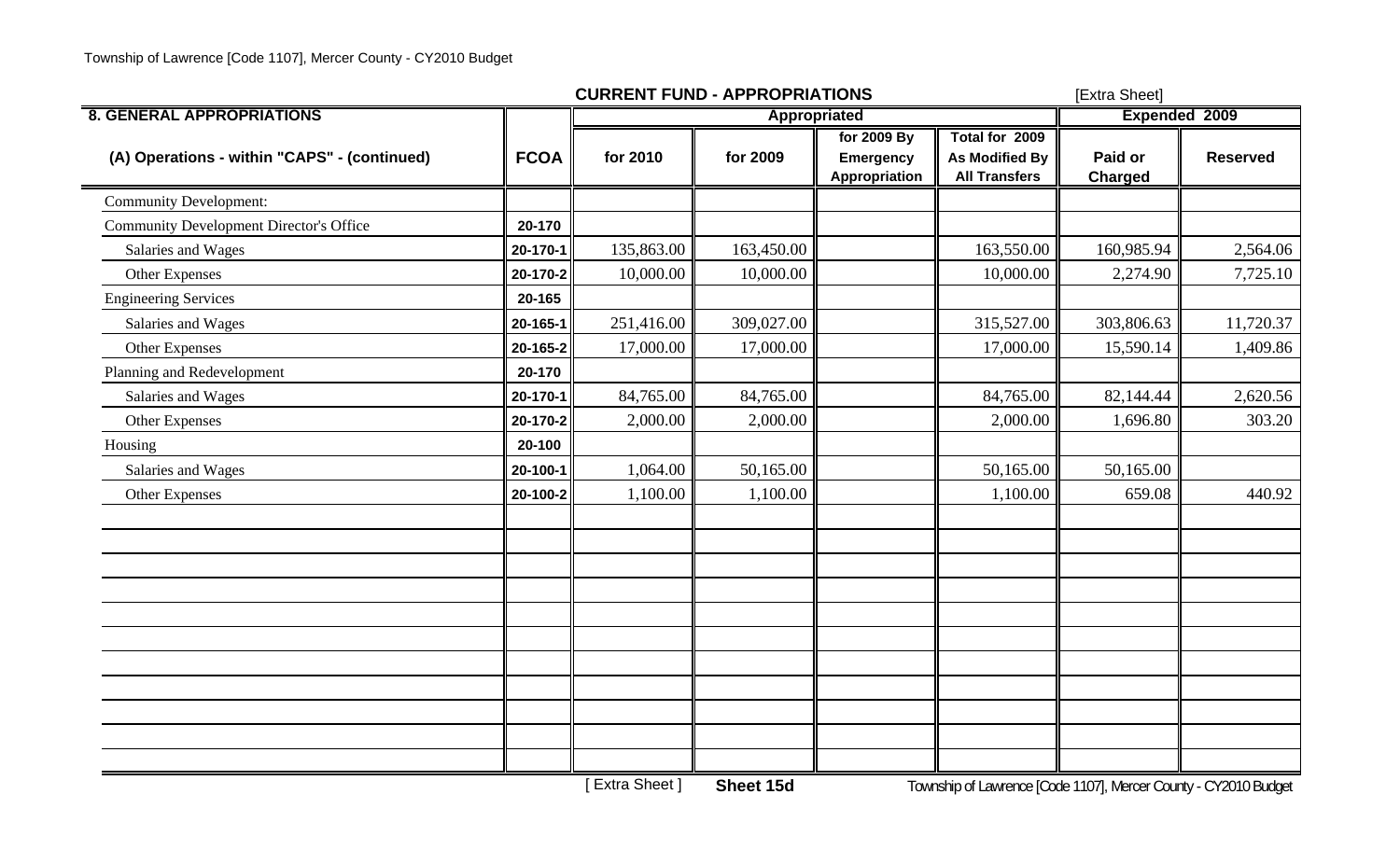## CURRENT FUND - APPROPRIATIONS

[Extra Sheet]

| 8. GENERAL APPROPRIATIONS | | Appropriated | | | | Expended 2009 | |
|---|---|---|---|---|---|---|---|
| (A) Operations - within "CAPS" - (continued) | FCOA | for 2010 | for 2009 | for 2009 By Emergency Appropriation | Total for 2009 As Modified By All Transfers | Paid or Charged | Reserved |
| Community Development: | | | | | | | |
| Community Development Director's Office | 20-170 | | | | | | |
| Salaries and Wages | 20-170-1 | 135,863.00 | 163,450.00 | | 163,550.00 | 160,985.94 | 2,564.06 |
| Other Expenses | 20-170-2 | 10,000.00 | 10,000.00 | | 10,000.00 | 2,274.90 | 7,725.10 |
| Engineering Services | 20-165 | | | | | | |
| Salaries and Wages | 20-165-1 | 251,416.00 | 309,027.00 | | 315,527.00 | 303,806.63 | 11,720.37 |
| Other Expenses | 20-165-2 | 17,000.00 | 17,000.00 | | 17,000.00 | 15,590.14 | 1,409.86 |
| Planning and Redevelopment | 20-170 | | | | | | |
| Salaries and Wages | 20-170-1 | 84,765.00 | 84,765.00 | | 84,765.00 | 82,144.44 | 2,620.56 |
| Other Expenses | 20-170-2 | 2,000.00 | 2,000.00 | | 2,000.00 | 1,696.80 | 303.20 |
| Housing | 20-100 | | | | | | |
| Salaries and Wages | 20-100-1 | 1,064.00 | 50,165.00 | | 50,165.00 | 50,165.00 | |
| Other Expenses | 20-100-2 | 1,100.00 | 1,100.00 | | 1,100.00 | 659.08 | 440.92 |

[ Extra Sheet ] **Sheet 15d**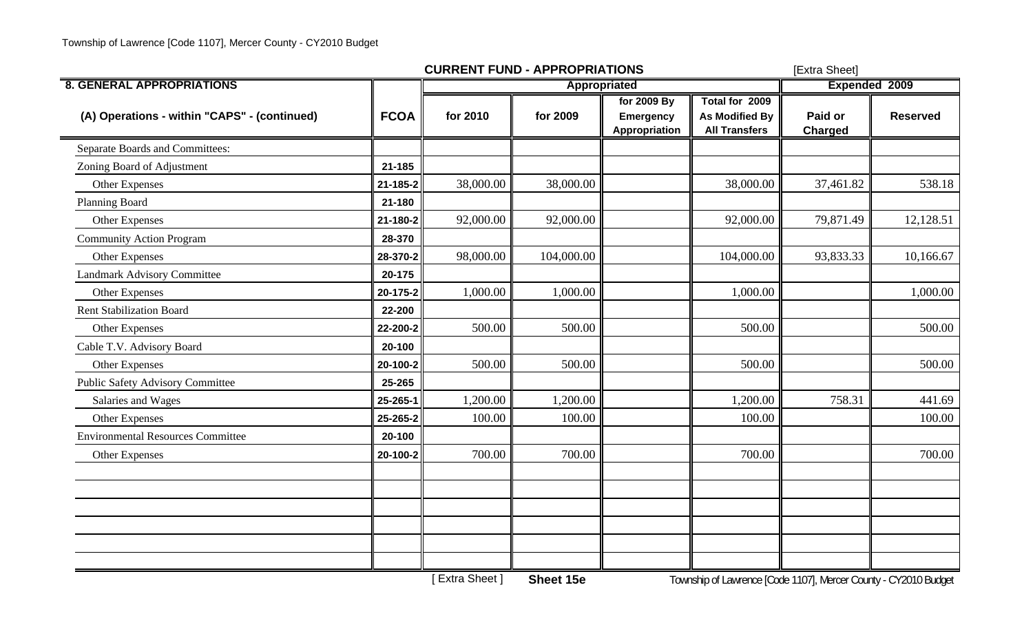## CURRENT FUND - APPROPRIATIONS

[Extra Sheet]

| 8. GENERAL APPROPRIATIONS | | Appropriated | | | | Expended 2009 | |
|---|---|---|---|---|---|---|---|
| (A) Operations - within "CAPS" - (continued) | FCOA | for 2010 | for 2009 | for 2009 By Emergency Appropriation | Total for 2009 As Modified By All Transfers | Paid or Charged | Reserved |
| Separate Boards and Committees: | | | | | | | |
| Zoning Board of Adjustment | 21-185 | | | | | | |
| Other Expenses | 21-185-2 | 38,000.00 | 38,000.00 | | 38,000.00 | 37,461.82 | 538.18 |
| Planning Board | 21-180 | | | | | | |
| Other Expenses | 21-180-2 | 92,000.00 | 92,000.00 | | 92,000.00 | 79,871.49 | 12,128.51 |
| Community Action Program | 28-370 | | | | | | |
| Other Expenses | 28-370-2 | 98,000.00 | 104,000.00 | | 104,000.00 | 93,833.33 | 10,166.67 |
| Landmark Advisory Committee | 20-175 | | | | | | |
| Other Expenses | 20-175-2 | 1,000.00 | 1,000.00 | | 1,000.00 | | 1,000.00 |
| Rent Stabilization Board | 22-200 | | | | | | |
| Other Expenses | 22-200-2 | 500.00 | 500.00 | | 500.00 | | 500.00 |
| Cable T.V. Advisory Board | 20-100 | | | | | | |
| Other Expenses | 20-100-2 | 500.00 | 500.00 | | 500.00 | | 500.00 |
| Public Safety Advisory Committee | 25-265 | | | | | | |
| Salaries and Wages | 25-265-1 | 1,200.00 | 1,200.00 | | 1,200.00 | 758.31 | 441.69 |
| Other Expenses | 25-265-2 | 100.00 | 100.00 | | 100.00 | | 100.00 |
| Environmental Resources Committee | 20-100 | | | | | | |
| Other Expenses | 20-100-2 | 700.00 | 700.00 | | 700.00 | | 700.00 |

[ Extra Sheet ] **Sheet 15e**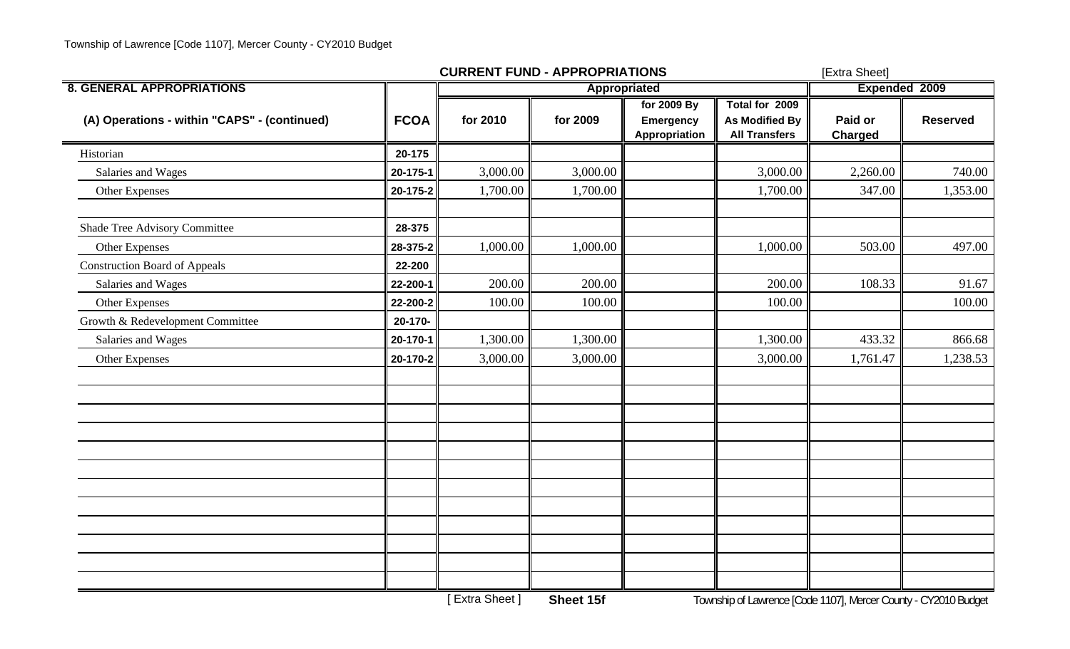## CURRENT FUND - APPROPRIATIONS

[Extra Sheet]

| 8. GENERAL APPROPRIATIONS | | Appropriated | | | | Expended 2009 | |
|---|---|---|---|---|---|---|---|
| (A) Operations - within "CAPS" - (continued) | FCOA | for 2010 | for 2009 | for 2009 By Emergency Appropriation | Total for 2009 As Modified By All Transfers | Paid or Charged | Reserved |
| Historian | 20-175 | | | | | | |
| Salaries and Wages | 20-175-1 | 3,000.00 | 3,000.00 | | 3,000.00 | 2,260.00 | 740.00 |
| Other Expenses | 20-175-2 | 1,700.00 | 1,700.00 | | 1,700.00 | 347.00 | 1,353.00 |
| | | | | | | | |
| Shade Tree Advisory Committee | 28-375 | | | | | | |
| Other Expenses | 28-375-2 | 1,000.00 | 1,000.00 | | 1,000.00 | 503.00 | 497.00 |
| Construction Board of Appeals | 22-200 | | | | | | |
| Salaries and Wages | 22-200-1 | 200.00 | 200.00 | | 200.00 | 108.33 | 91.67 |
| Other Expenses | 22-200-2 | 100.00 | 100.00 | | 100.00 | | 100.00 |
| Growth & Redevelopment Committee | 20-170- | | | | | | |
| Salaries and Wages | 20-170-1 | 1,300.00 | 1,300.00 | | 1,300.00 | 433.32 | 866.68 |
| Other Expenses | 20-170-2 | 3,000.00 | 3,000.00 | | 3,000.00 | 1,761.47 | 1,238.53 |

[ Extra Sheet ] **Sheet 15f**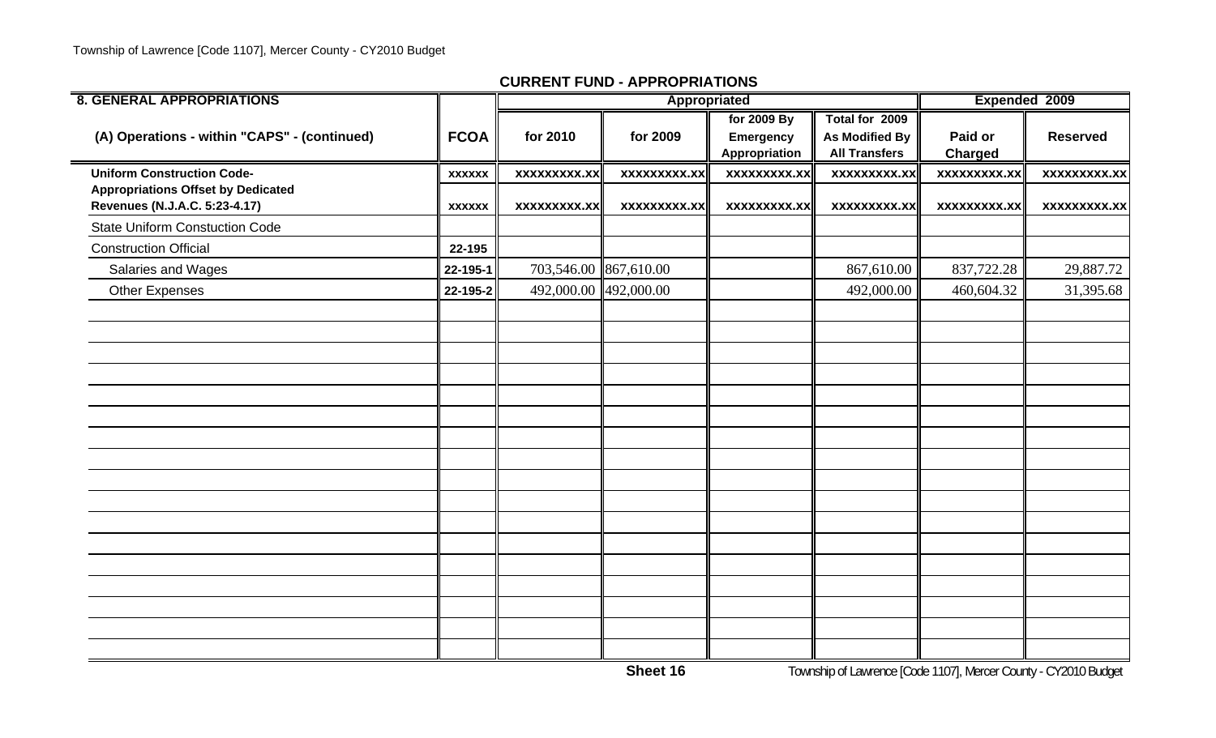## CURRENT FUND - APPROPRIATIONS

| 8. GENERAL APPROPRIATIONS | | Appropriated | | | | Expended 2009 | |
|---|---|---|---|---|---|---|---|
| (A) Operations - within "CAPS" - (continued) | FCOA | for 2010 | for 2009 | for 2009 By Emergency Appropriation | Total for 2009 As Modified By All Transfers | Paid or Charged | Reserved |
| **Uniform Construction Code-** | xxxxxx | xxxxxxxxx.xx | xxxxxxxxx.xx | xxxxxxxxx.xx | xxxxxxxxx.xx | xxxxxxxxx.xx | xxxxxxxxx.xx |
| **Appropriations Offset by Dedicated Revenues (N.J.A.C. 5:23-4.17)** | xxxxxx | xxxxxxxxx.xx | xxxxxxxxx.xx | xxxxxxxxx.xx | xxxxxxxxx.xx | xxxxxxxxx.xx | xxxxxxxxx.xx |
| State Uniform Constuction Code | | | | | | | |
| Construction Official | 22-195 | | | | | | |
| Salaries and Wages | 22-195-1 | 703,546.00 | 867,610.00 | | 867,610.00 | 837,722.28 | 29,887.72 |
| Other Expenses | 22-195-2 | 492,000.00 | 492,000.00 | | 492,000.00 | 460,604.32 | 31,395.68 |

Sheet 16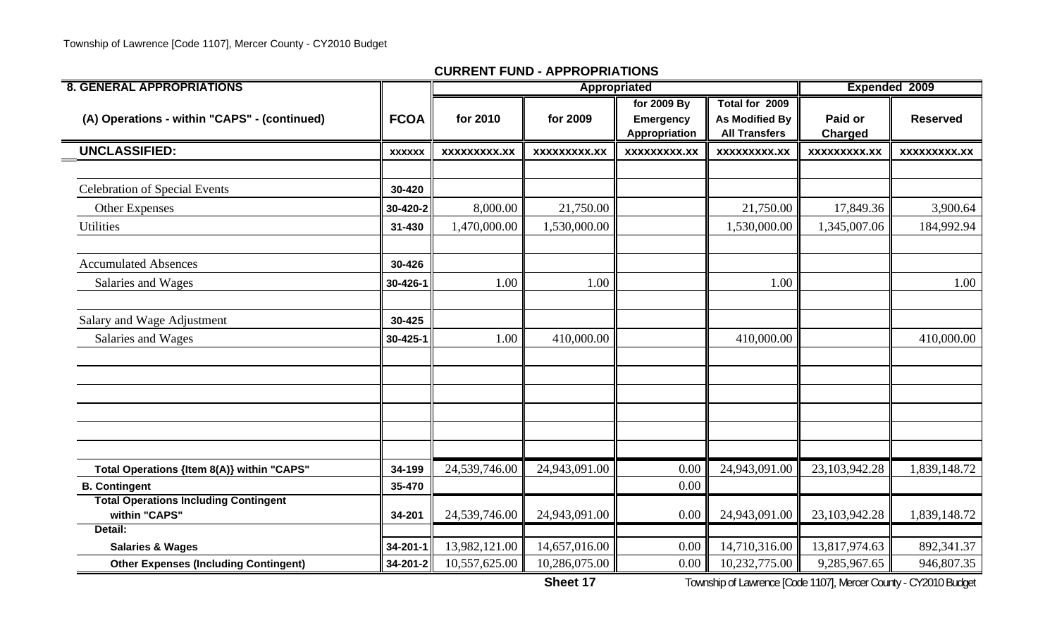**CURRENT FUND - APPROPRIATIONS**

| 8. GENERAL APPROPRIATIONS | | Appropriated | | | | Expended 2009 | |
|---|---|---|---|---|---|---|---|
| (A) Operations - within "CAPS" - (continued) | FCOA | for 2010 | for 2009 | for 2009 By Emergency Appropriation | Total for 2009 As Modified By All Transfers | Paid or Charged | Reserved |
| **UNCLASSIFIED:** | xxxxxx | xxxxxxxxx.xx | xxxxxxxxx.xx | xxxxxxxxx.xx | xxxxxxxxx.xx | xxxxxxxxx.xx | xxxxxxxxx.xx |
| | | | | | | | |
| Celebration of Special Events | 30-420 | | | | | | |
| Other Expenses | 30-420-2 | 8,000.00 | 21,750.00 | | 21,750.00 | 17,849.36 | 3,900.64 |
| Utilities | 31-430 | 1,470,000.00 | 1,530,000.00 | | 1,530,000.00 | 1,345,007.06 | 184,992.94 |
| | | | | | | | |
| Accumulated Absences | 30-426 | | | | | | |
| Salaries and Wages | 30-426-1 | 1.00 | 1.00 | | 1.00 | | 1.00 |
| | | | | | | | |
| Salary and Wage Adjustment | 30-425 | | | | | | |
| Salaries and Wages | 30-425-1 | 1.00 | 410,000.00 | | 410,000.00 | | 410,000.00 |
| | | | | | | | |
| | | | | | | | |
| | | | | | | | |
| | | | | | | | |
| | | | | | | | |
| | | | | | | | |
| **Total Operations {Item 8(A)} within "CAPS"** | 34-199 | 24,539,746.00 | 24,943,091.00 | 0.00 | 24,943,091.00 | 23,103,942.28 | 1,839,148.72 |
| **B. Contingent** | 35-470 | | | 0.00 | | | |
| **Total Operations Including Contingent within "CAPS"** | 34-201 | 24,539,746.00 | 24,943,091.00 | 0.00 | 24,943,091.00 | 23,103,942.28 | 1,839,148.72 |
| **Detail:** | | | | | | | |
| **Salaries & Wages** | 34-201-1 | 13,982,121.00 | 14,657,016.00 | 0.00 | 14,710,316.00 | 13,817,974.63 | 892,341.37 |
| **Other Expenses (Including Contingent)** | 34-201-2 | 10,557,625.00 | 10,286,075.00 | 0.00 | 10,232,775.00 | 9,285,967.65 | 946,807.35 |

**Sheet 17**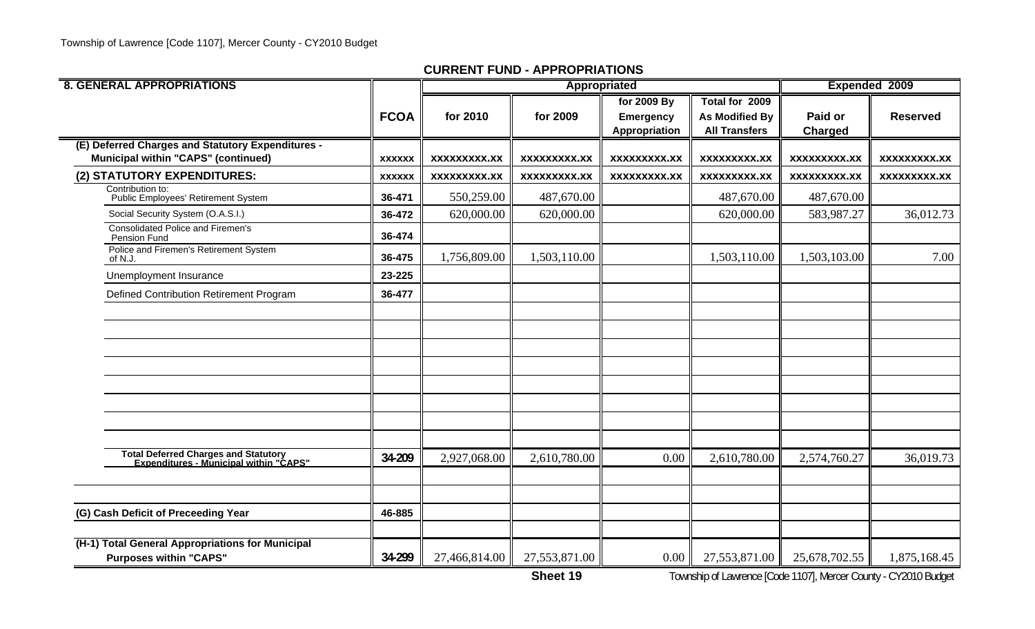## CURRENT FUND - APPROPRIATIONS

| 8. GENERAL APPROPRIATIONS | FCOA | Appropriated for 2010 | Appropriated for 2009 | Appropriated for 2009 By Emergency Appropriation | Total for 2009 As Modified By All Transfers | Expended 2009 Paid or Charged | Expended 2009 Reserved |
|---|---|---|---|---|---|---|---|
| (E) Deferred Charges and Statutory Expenditures - Municipal within "CAPS" (continued) | xxxxxx | xxxxxxxxx.xx | xxxxxxxxx.xx | xxxxxxxxx.xx | xxxxxxxxx.xx | xxxxxxxxx.xx | xxxxxxxxx.xx |
| (2) STATUTORY EXPENDITURES: | xxxxxx | xxxxxxxxx.xx | xxxxxxxxx.xx | xxxxxxxxx.xx | xxxxxxxxx.xx | xxxxxxxxx.xx | xxxxxxxxx.xx |
| Contribution to: Public Employees' Retirement System | 36-471 | 550,259.00 | 487,670.00 | | 487,670.00 | 487,670.00 | |
| Social Security System (O.A.S.I.) | 36-472 | 620,000.00 | 620,000.00 | | 620,000.00 | 583,987.27 | 36,012.73 |
| Consolidated Police and Firemen's Pension Fund | 36-474 | | | | | | |
| Police and Firemen's Retirement System of N.J. | 36-475 | 1,756,809.00 | 1,503,110.00 | | 1,503,110.00 | 1,503,103.00 | 7.00 |
| Unemployment Insurance | 23-225 | | | | | | |
| Defined Contribution Retirement Program | 36-477 | | | | | | |
| Total Deferred Charges and Statutory Expenditures - Municipal within "CAPS" | 34-209 | 2,927,068.00 | 2,610,780.00 | 0.00 | 2,610,780.00 | 2,574,760.27 | 36,019.73 |
| (G) Cash Deficit of Preceeding Year | 46-885 | | | | | | |
| (H-1) Total General Appropriations for Municipal Purposes within "CAPS" | 34-299 | 27,466,814.00 | 27,553,871.00 | 0.00 | 27,553,871.00 | 25,678,702.55 | 1,875,168.45 |

Sheet 19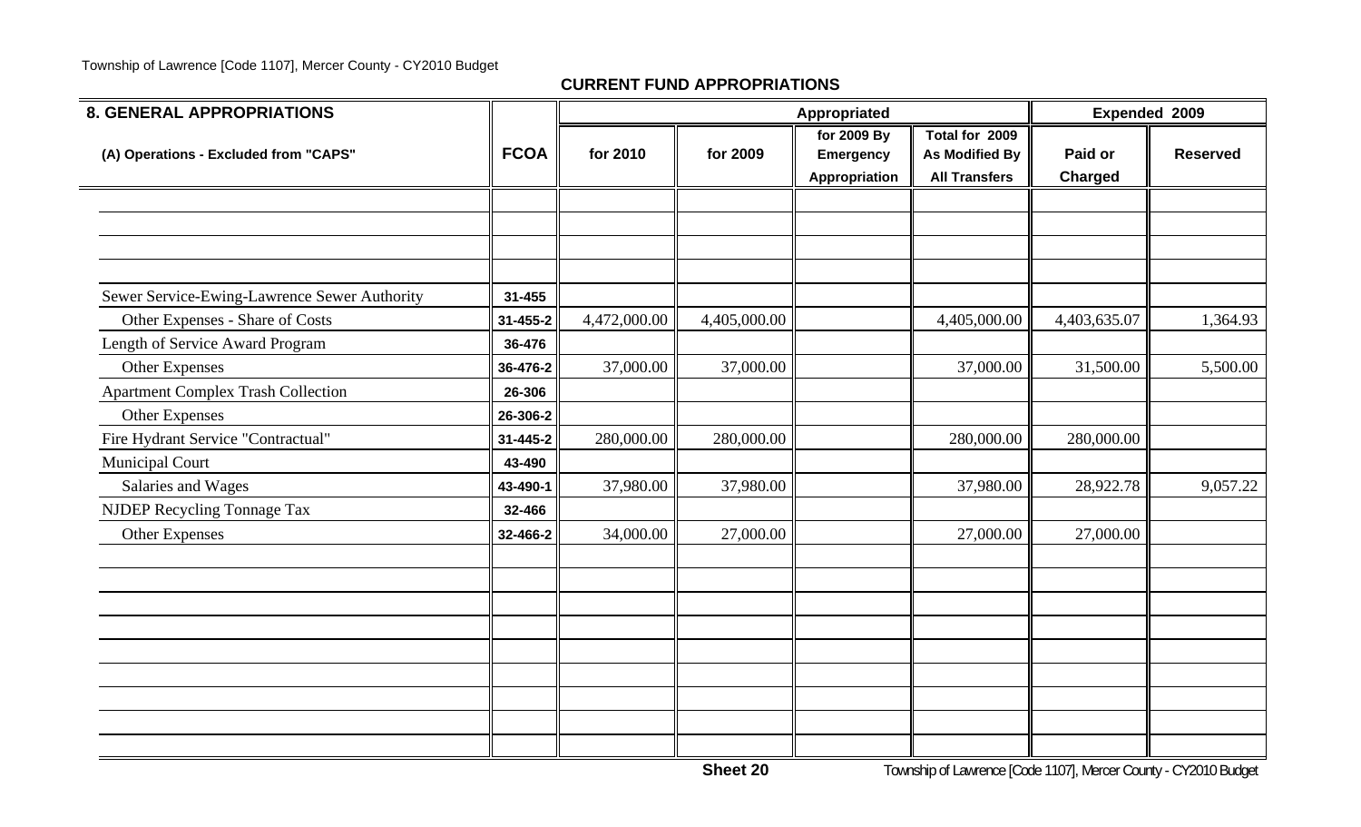## CURRENT FUND APPROPRIATIONS

| 8. GENERAL APPROPRIATIONS | | Appropriated | | | | Expended 2009 | |
|---|---|---|---|---|---|---|---|
| (A) Operations - Excluded from "CAPS" | FCOA | for 2010 | for 2009 | for 2009 By Emergency Appropriation | Total for 2009 As Modified By All Transfers | Paid or Charged | Reserved |
| | | | | | | | |
| | | | | | | | |
| | | | | | | | |
| | | | | | | | |
| Sewer Service-Ewing-Lawrence Sewer Authority | 31-455 | | | | | | |
| Other Expenses - Share of Costs | 31-455-2 | 4,472,000.00 | 4,405,000.00 | | 4,405,000.00 | 4,403,635.07 | 1,364.93 |
| Length of Service Award Program | 36-476 | | | | | | |
| Other Expenses | 36-476-2 | 37,000.00 | 37,000.00 | | 37,000.00 | 31,500.00 | 5,500.00 |
| Apartment Complex Trash Collection | 26-306 | | | | | | |
| Other Expenses | 26-306-2 | | | | | | |
| Fire Hydrant Service "Contractual" | 31-445-2 | 280,000.00 | 280,000.00 | | 280,000.00 | 280,000.00 | |
| Municipal Court | 43-490 | | | | | | |
| Salaries and Wages | 43-490-1 | 37,980.00 | 37,980.00 | | 37,980.00 | 28,922.78 | 9,057.22 |
| NJDEP Recycling Tonnage Tax | 32-466 | | | | | | |
| Other Expenses | 32-466-2 | 34,000.00 | 27,000.00 | | 27,000.00 | 27,000.00 | |
| | | | | | | | |
| | | | | | | | |
| | | | | | | | |
| | | | | | | | |
| | | | | | | | |
| | | | | | | | |
| | | | | | | | |
| | | | | | | | |
| | | | | | | | |

Sheet 20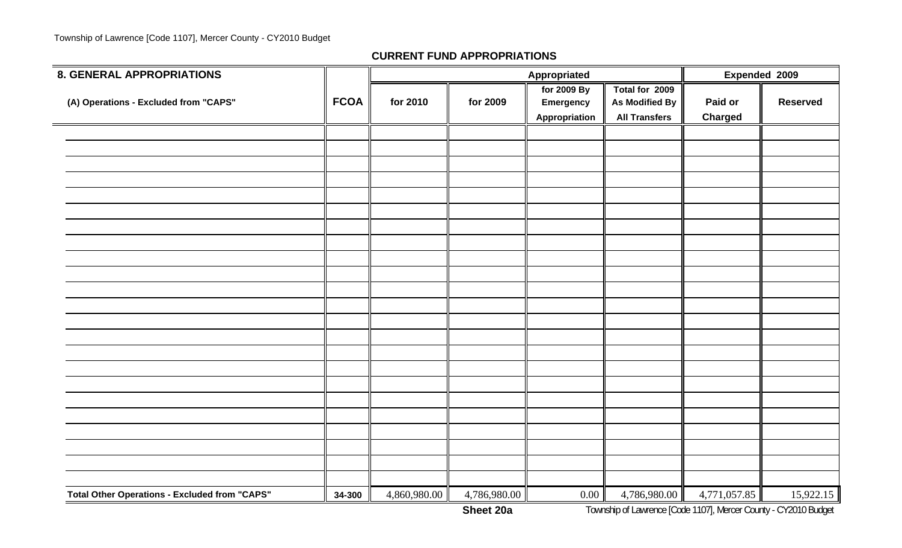**CURRENT FUND APPROPRIATIONS**

| 8. GENERAL APPROPRIATIONS | | Appropriated | | | | Expended 2009 | |
|---|---|---|---|---|---|---|---|
| (A) Operations - Excluded from "CAPS" | FCOA | for 2010 | for 2009 | for 2009 By Emergency Appropriation | Total for 2009 As Modified By All Transfers | Paid or Charged | Reserved |
| | | | | | | | |
| | | | | | | | |
| | | | | | | | |
| | | | | | | | |
| | | | | | | | |
| | | | | | | | |
| | | | | | | | |
| | | | | | | | |
| | | | | | | | |
| | | | | | | | |
| | | | | | | | |
| | | | | | | | |
| | | | | | | | |
| | | | | | | | |
| | | | | | | | |
| | | | | | | | |
| | | | | | | | |
| | | | | | | | |
| | | | | | | | |
| | | | | | | | |
| | | | | | | | |
| | | | | | | | |
| | | | | | | | |
| **Total Other Operations - Excluded from "CAPS"** | 34-300 | 4,860,980.00 | 4,786,980.00 | 0.00 | 4,786,980.00 | 4,771,057.85 | 15,922.15 |

**Sheet 20a**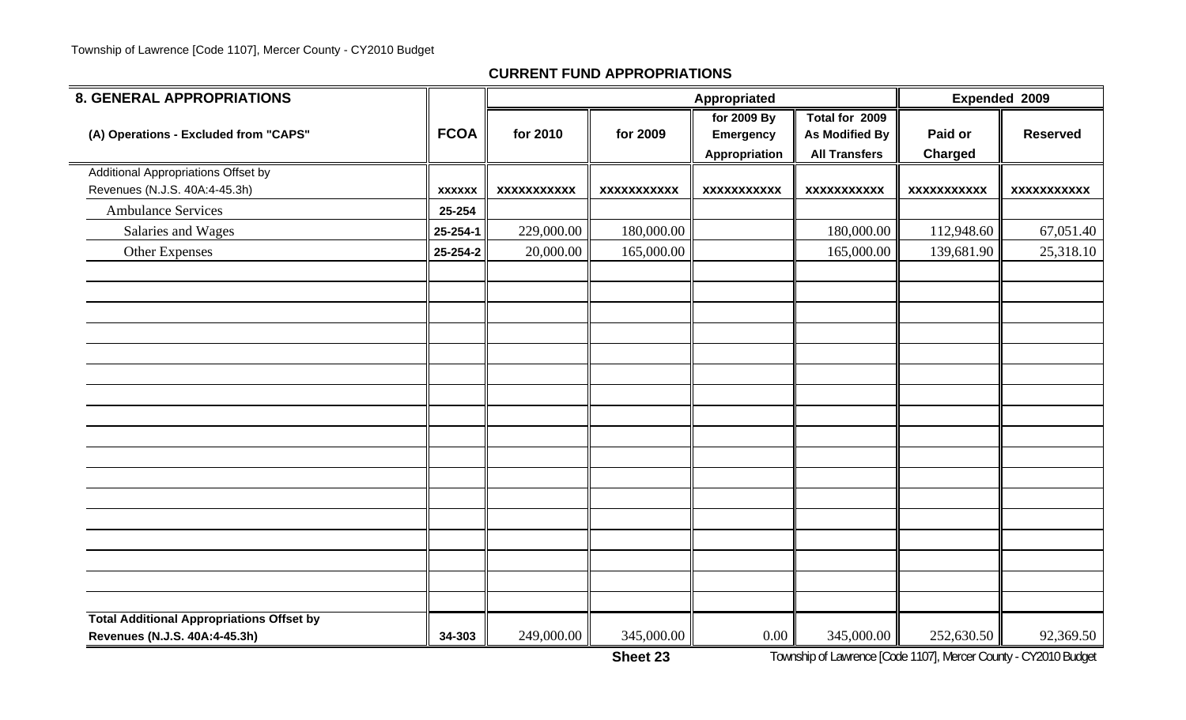**CURRENT FUND APPROPRIATIONS**

| 8. GENERAL APPROPRIATIONS | | Appropriated | | | | Expended 2009 | |
|---|---|---|---|---|---|---|---|
| (A) Operations - Excluded from "CAPS" | FCOA | for 2010 | for 2009 | for 2009 By Emergency Appropriation | Total for 2009 As Modified By All Transfers | Paid or Charged | Reserved |
| Additional Appropriations Offset by Revenues (N.J.S. 40A:4-45.3h) | xxxxxx | xxxxxxxxxxx | xxxxxxxxxxx | xxxxxxxxxxx | xxxxxxxxxxx | xxxxxxxxxxx | xxxxxxxxxxx |
| Ambulance Services | 25-254 | | | | | | |
| Salaries and Wages | 25-254-1 | 229,000.00 | 180,000.00 | | 180,000.00 | 112,948.60 | 67,051.40 |
| Other Expenses | 25-254-2 | 20,000.00 | 165,000.00 | | 165,000.00 | 139,681.90 | 25,318.10 |
| **Total Additional Appropriations Offset by Revenues (N.J.S. 40A:4-45.3h)** | 34-303 | 249,000.00 | 345,000.00 | 0.00 | 345,000.00 | 252,630.50 | 92,369.50 |

**Sheet 23**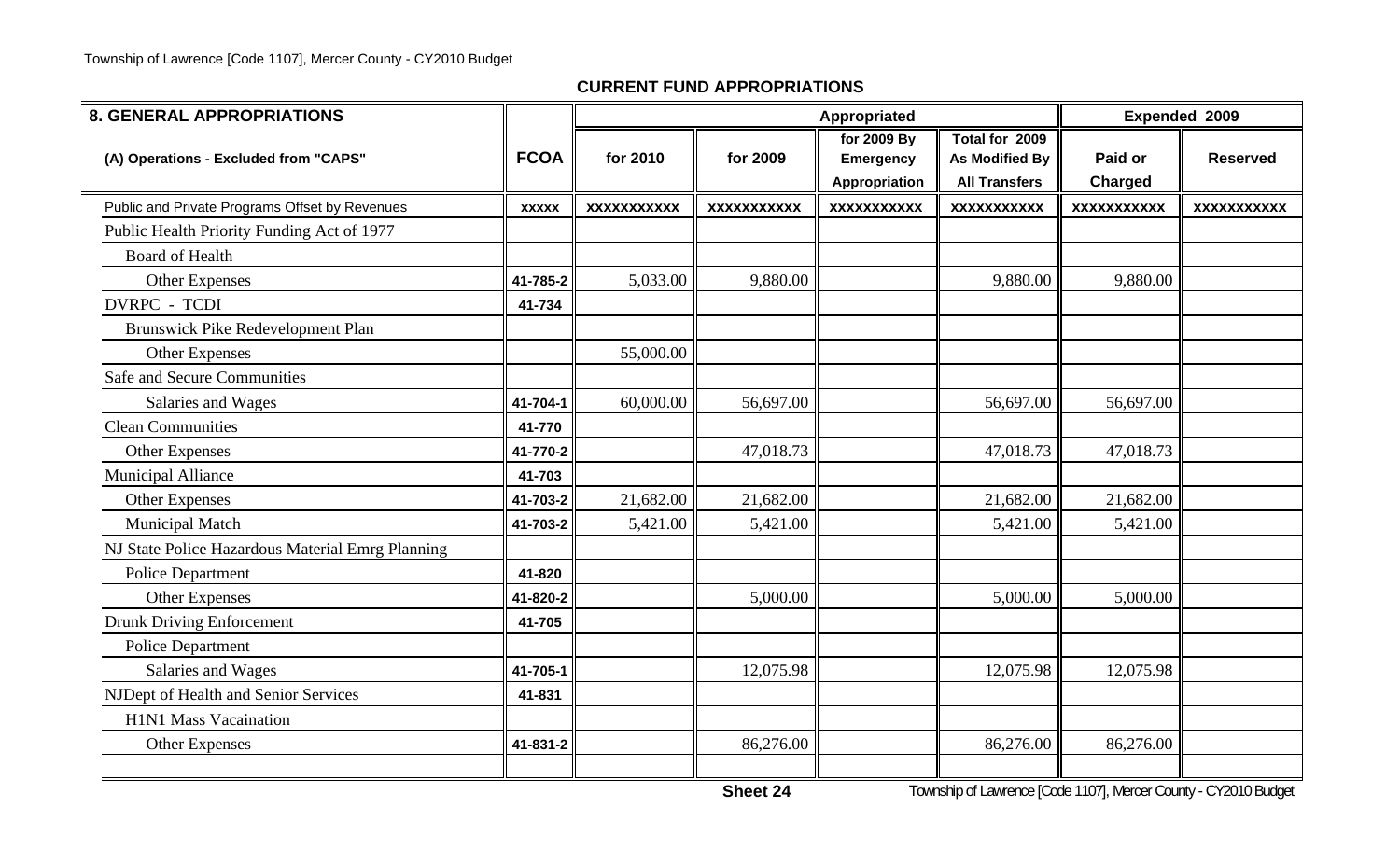## CURRENT FUND APPROPRIATIONS

| 8. GENERAL APPROPRIATIONS | | Appropriated | | | | Expended 2009 | |
|---|---|---|---|---|---|---|---|
| (A) Operations - Excluded from "CAPS" | FCOA | for 2010 | for 2009 | for 2009 By Emergency Appropriation | Total for 2009 As Modified By All Transfers | Paid or Charged | Reserved |
| Public and Private Programs Offset by Revenues | xxxxx | xxxxxxxxxxx | xxxxxxxxxxx | xxxxxxxxxxx | xxxxxxxxxxx | xxxxxxxxxxx | xxxxxxxxxxx |
| Public Health Priority Funding Act of 1977 | | | | | | | |
| Board of Health | | | | | | | |
| Other Expenses | 41-785-2 | 5,033.00 | 9,880.00 | | 9,880.00 | 9,880.00 | |
| DVRPC - TCDI | 41-734 | | | | | | |
| Brunswick Pike Redevelopment Plan | | | | | | | |
| Other Expenses | | 55,000.00 | | | | | |
| Safe and Secure Communities | | | | | | | |
| Salaries and Wages | 41-704-1 | 60,000.00 | 56,697.00 | | 56,697.00 | 56,697.00 | |
| Clean Communities | 41-770 | | | | | | |
| Other Expenses | 41-770-2 | | 47,018.73 | | 47,018.73 | 47,018.73 | |
| Municipal Alliance | 41-703 | | | | | | |
| Other Expenses | 41-703-2 | 21,682.00 | 21,682.00 | | 21,682.00 | 21,682.00 | |
| Municipal Match | 41-703-2 | 5,421.00 | 5,421.00 | | 5,421.00 | 5,421.00 | |
| NJ State Police Hazardous Material Emrg Planning | | | | | | | |
| Police Department | 41-820 | | | | | | |
| Other Expenses | 41-820-2 | | 5,000.00 | | 5,000.00 | 5,000.00 | |
| Drunk Driving Enforcement | 41-705 | | | | | | |
| Police Department | | | | | | | |
| Salaries and Wages | 41-705-1 | | 12,075.98 | | 12,075.98 | 12,075.98 | |
| NJDept of Health and Senior Services | 41-831 | | | | | | |
| H1N1 Mass Vacaination | | | | | | | |
| Other Expenses | 41-831-2 | | 86,276.00 | | 86,276.00 | 86,276.00 | |
| | | | | | | | |

Sheet 24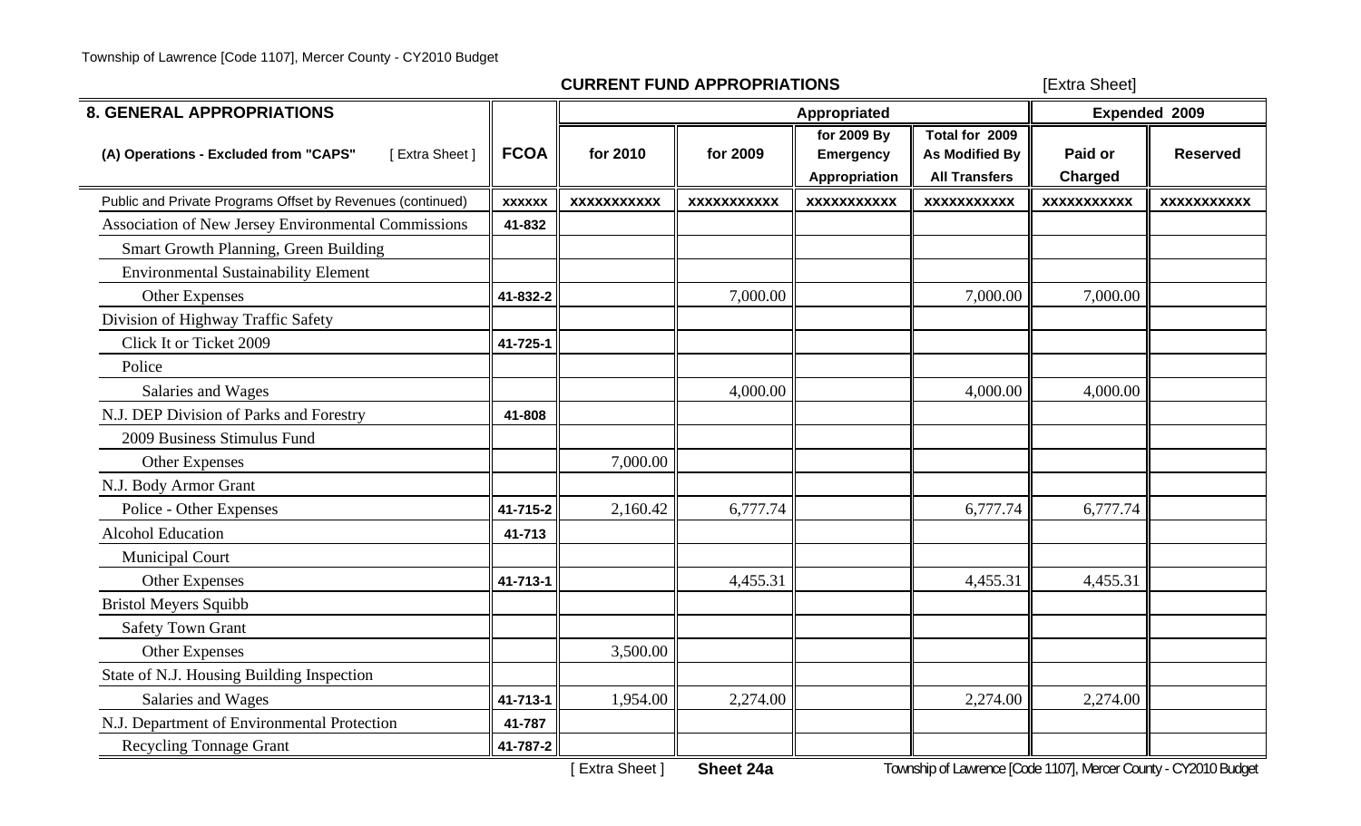**CURRENT FUND APPROPRIATIONS** [Extra Sheet]

| 8. GENERAL APPROPRIATIONS | | Appropriated | | | | Expended 2009 | |
|---|---|---|---|---|---|---|---|
| (A) Operations - Excluded from "CAPS" [ Extra Sheet ] | FCOA | for 2010 | for 2009 | for 2009 By Emergency Appropriation | Total for 2009 As Modified By All Transfers | Paid or Charged | Reserved |
| Public and Private Programs Offset by Revenues (continued) | xxxxxx | xxxxxxxxxxx | xxxxxxxxxxx | xxxxxxxxxxx | xxxxxxxxxxx | xxxxxxxxxxx | xxxxxxxxxxx |
| Association of New Jersey Environmental Commissions | 41-832 | | | | | | |
| Smart Growth Planning, Green Building | | | | | | | |
| Environmental Sustainability Element | | | | | | | |
| Other Expenses | 41-832-2 | | 7,000.00 | | 7,000.00 | 7,000.00 | |
| Division of Highway Traffic Safety | | | | | | | |
| Click It or Ticket 2009 | 41-725-1 | | | | | | |
| Police | | | | | | | |
| Salaries and Wages | | | 4,000.00 | | 4,000.00 | 4,000.00 | |
| N.J. DEP Division of Parks and Forestry | 41-808 | | | | | | |
| 2009 Business Stimulus Fund | | | | | | | |
| Other Expenses | | 7,000.00 | | | | | |
| N.J. Body Armor Grant | | | | | | | |
| Police - Other Expenses | 41-715-2 | 2,160.42 | 6,777.74 | | 6,777.74 | 6,777.74 | |
| Alcohol Education | 41-713 | | | | | | |
| Municipal Court | | | | | | | |
| Other Expenses | 41-713-1 | | 4,455.31 | | 4,455.31 | 4,455.31 | |
| Bristol Meyers Squibb | | | | | | | |
| Safety Town Grant | | | | | | | |
| Other Expenses | | 3,500.00 | | | | | |
| State of N.J. Housing Building Inspection | | | | | | | |
| Salaries and Wages | 41-713-1 | 1,954.00 | 2,274.00 | | 2,274.00 | 2,274.00 | |
| N.J. Department of Environmental Protection | 41-787 | | | | | | |
| Recycling Tonnage Grant | 41-787-2 | | | | | | |

[ Extra Sheet ] **Sheet 24a**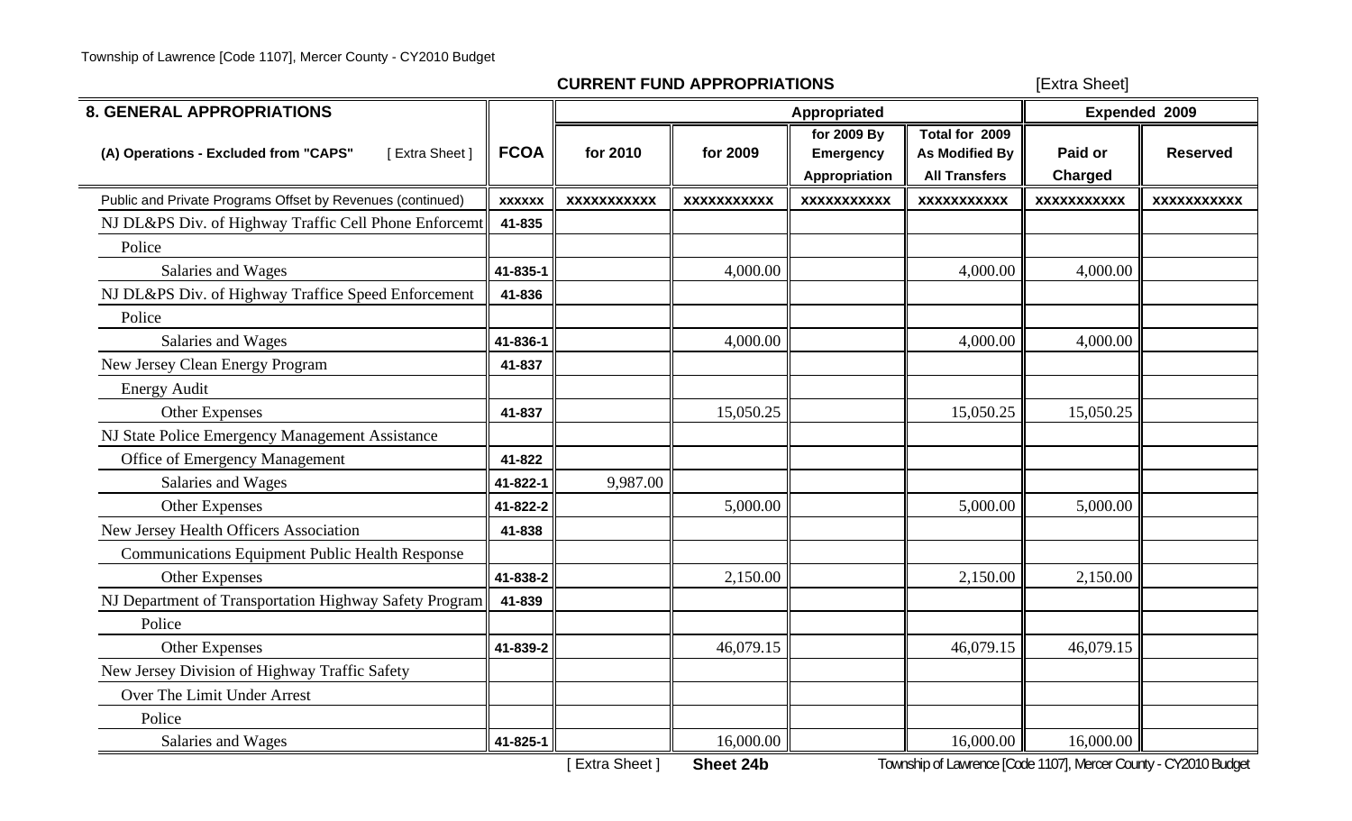## CURRENT FUND APPROPRIATIONS

[Extra Sheet]

| 8. GENERAL APPROPRIATIONS | | Appropriated | | | | Expended 2009 | |
|---|---|---|---|---|---|---|---|
| (A) Operations - Excluded from "CAPS" [ Extra Sheet ] | FCOA | for 2010 | for 2009 | for 2009 By Emergency Appropriation | Total for 2009 As Modified By All Transfers | Paid or Charged | Reserved |
| Public and Private Programs Offset by Revenues (continued) | XXXXXX | XXXXXXXXXXX | XXXXXXXXXXX | XXXXXXXXXXX | XXXXXXXXXXX | XXXXXXXXXXX | XXXXXXXXXXX |
| NJ DL&PS Div. of Highway Traffic Cell Phone Enforcemt | 41-835 | | | | | | |
| Police | | | | | | | |
| Salaries and Wages | 41-835-1 | | 4,000.00 | | 4,000.00 | 4,000.00 | |
| NJ DL&PS Div. of Highway Traffice Speed Enforcement | 41-836 | | | | | | |
| Police | | | | | | | |
| Salaries and Wages | 41-836-1 | | 4,000.00 | | 4,000.00 | 4,000.00 | |
| New Jersey Clean Energy Program | 41-837 | | | | | | |
| Energy Audit | | | | | | | |
| Other Expenses | 41-837 | | 15,050.25 | | 15,050.25 | 15,050.25 | |
| NJ State Police Emergency Management Assistance | | | | | | | |
| Office of Emergency Management | 41-822 | | | | | | |
| Salaries and Wages | 41-822-1 | 9,987.00 | | | | | |
| Other Expenses | 41-822-2 | | 5,000.00 | | 5,000.00 | 5,000.00 | |
| New Jersey Health Officers Association | 41-838 | | | | | | |
| Communications Equipment Public Health Response | | | | | | | |
| Other Expenses | 41-838-2 | | 2,150.00 | | 2,150.00 | 2,150.00 | |
| NJ Department of Transportation Highway Safety Program | 41-839 | | | | | | |
| Police | | | | | | | |
| Other Expenses | 41-839-2 | | 46,079.15 | | 46,079.15 | 46,079.15 | |
| New Jersey Division of Highway Traffic Safety | | | | | | | |
| Over The Limit Under Arrest | | | | | | | |
| Police | | | | | | | |
| Salaries and Wages | 41-825-1 | | 16,000.00 | | 16,000.00 | 16,000.00 | |

[ Extra Sheet ] **Sheet 24b**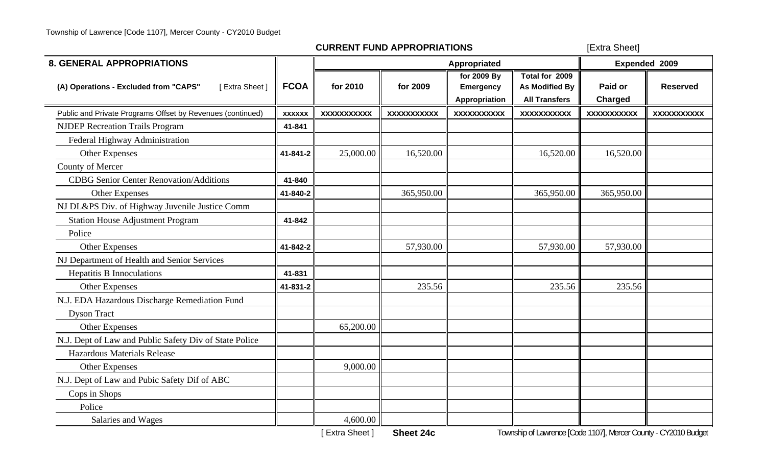**CURRENT FUND APPROPRIATIONS** [Extra Sheet]

| 8. GENERAL APPROPRIATIONS | | Appropriated | | | | Expended 2009 | |
|---|---|---|---|---|---|---|---|
| (A) Operations - Excluded from "CAPS" [ Extra Sheet ] | FCOA | for 2010 | for 2009 | for 2009 By Emergency Appropriation | Total for 2009 As Modified By All Transfers | Paid or Charged | Reserved |
| Public and Private Programs Offset by Revenues (continued) | xxxxxx | xxxxxxxxxxx | xxxxxxxxxxx | xxxxxxxxxxx | xxxxxxxxxxx | xxxxxxxxxxx | xxxxxxxxxxx |
| NJDEP Recreation Trails Program | 41-841 | | | | | | |
| Federal Highway Administration | | | | | | | |
| Other Expenses | 41-841-2 | 25,000.00 | 16,520.00 | | 16,520.00 | 16,520.00 | |
| County of Mercer | | | | | | | |
| CDBG Senior Center Renovation/Additions | 41-840 | | | | | | |
| Other Expenses | 41-840-2 | | 365,950.00 | | 365,950.00 | 365,950.00 | |
| NJ DL&PS Div. of Highway Juvenile Justice Comm | | | | | | | |
| Station House Adjustment Program | 41-842 | | | | | | |
| Police | | | | | | | |
| Other Expenses | 41-842-2 | | 57,930.00 | | 57,930.00 | 57,930.00 | |
| NJ Department of Health and Senior Services | | | | | | | |
| Hepatitis B Innoculations | 41-831 | | | | | | |
| Other Expenses | 41-831-2 | | 235.56 | | 235.56 | 235.56 | |
| N.J. EDA Hazardous Discharge Remediation Fund | | | | | | | |
| Dyson Tract | | | | | | | |
| Other Expenses | | 65,200.00 | | | | | |
| N.J. Dept of Law and Public Safety Div of State Police | | | | | | | |
| Hazardous Materials Release | | | | | | | |
| Other Expenses | | 9,000.00 | | | | | |
| N.J. Dept of Law and Pubic Safety Dif of ABC | | | | | | | |
| Cops in Shops | | | | | | | |
| Police | | | | | | | |
| Salaries and Wages | | 4,600.00 | | | | | |

[ Extra Sheet ] **Sheet 24c**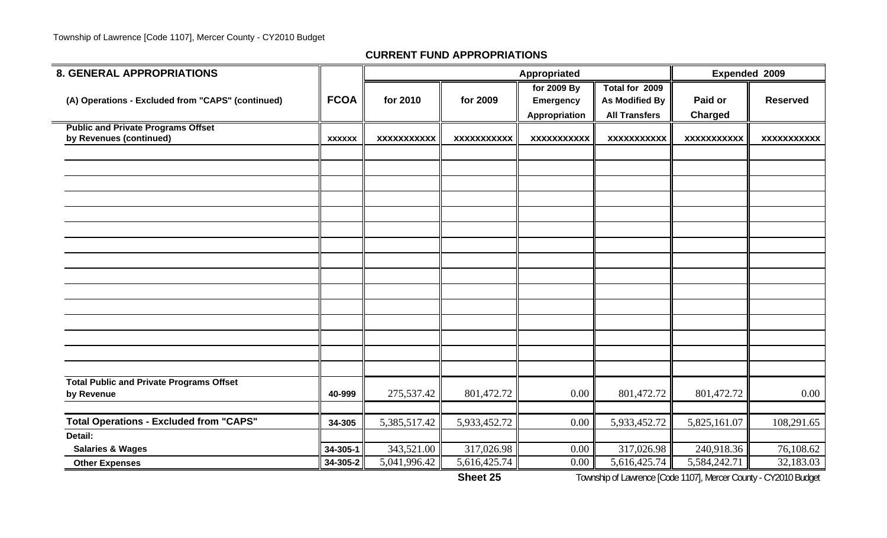## CURRENT FUND APPROPRIATIONS

| 8. GENERAL APPROPRIATIONS | | Appropriated | | | | Expended 2009 | |
|---|---|---|---|---|---|---|---|
| (A) Operations - Excluded from "CAPS" (continued) | FCOA | for 2010 | for 2009 | for 2009 By Emergency Appropriation | Total for 2009 As Modified By All Transfers | Paid or Charged | Reserved |
| **Public and Private Programs Offset by Revenues (continued)** | xxxxxx | xxxxxxxxxxx | xxxxxxxxxxx | xxxxxxxxxxx | xxxxxxxxxxx | xxxxxxxxxxx | xxxxxxxxxxx |
| | | | | | | | |
| | | | | | | | |
| | | | | | | | |
| | | | | | | | |
| | | | | | | | |
| | | | | | | | |
| | | | | | | | |
| | | | | | | | |
| | | | | | | | |
| | | | | | | | |
| | | | | | | | |
| | | | | | | | |
| | | | | | | | |
| | | | | | | | |
| | | | | | | | |
| **Total Public and Private Programs Offset by Revenue** | 40-999 | 275,537.42 | 801,472.72 | 0.00 | 801,472.72 | 801,472.72 | 0.00 |
| | | | | | | | |
| **Total Operations - Excluded from "CAPS"** | 34-305 | 5,385,517.42 | 5,933,452.72 | 0.00 | 5,933,452.72 | 5,825,161.07 | 108,291.65 |
| **Detail:** | | | | | | | |
| **Salaries & Wages** | 34-305-1 | 343,521.00 | 317,026.98 | 0.00 | 317,026.98 | 240,918.36 | 76,108.62 |
| **Other Expenses** | 34-305-2 | 5,041,996.42 | 5,616,425.74 | 0.00 | 5,616,425.74 | 5,584,242.71 | 32,183.03 |

**Sheet 25**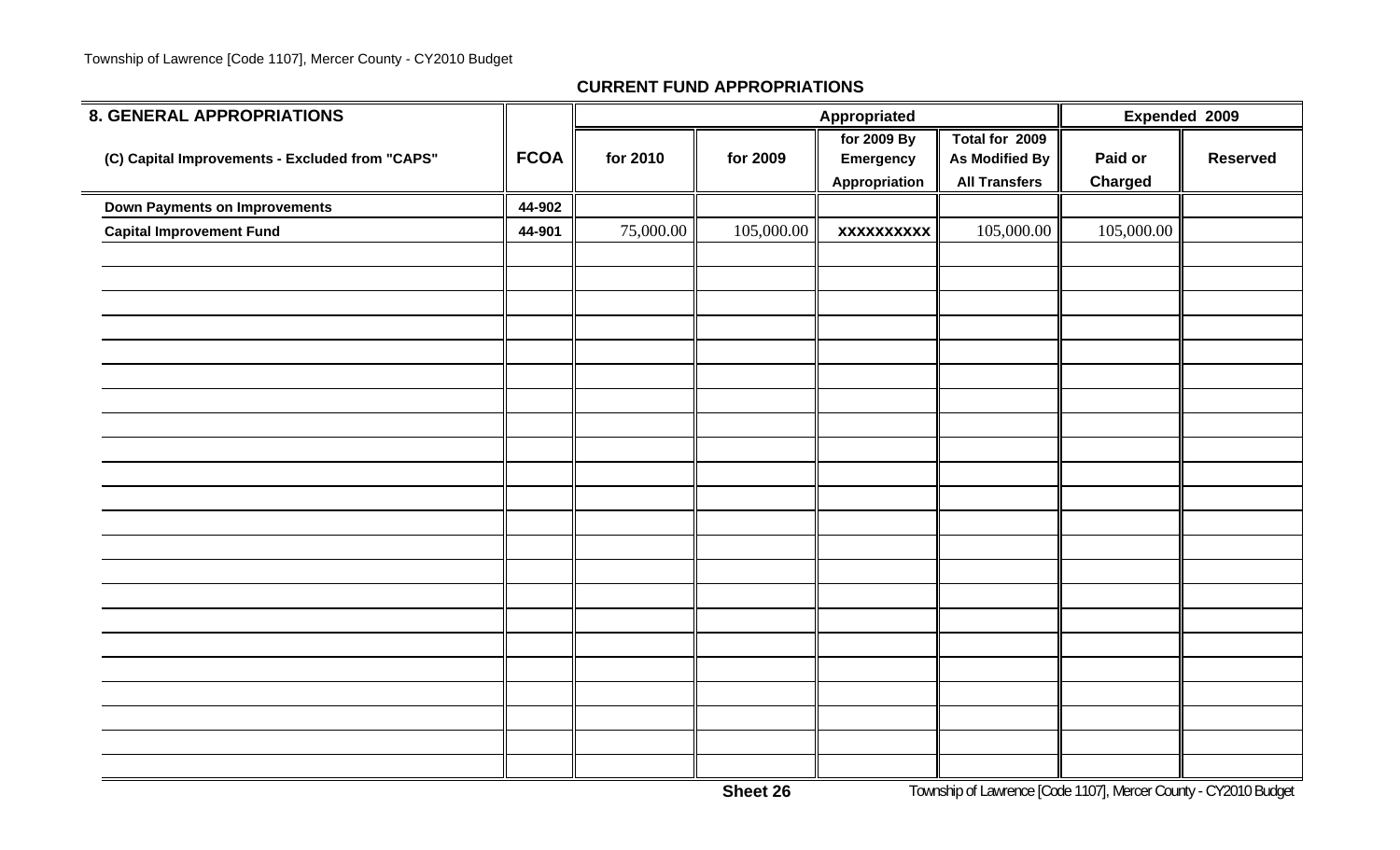## CURRENT FUND APPROPRIATIONS

| 8. GENERAL APPROPRIATIONS | | Appropriated | | | | Expended 2009 | |
|---|---|---|---|---|---|---|---|
| (C) Capital Improvements - Excluded from "CAPS" | FCOA | for 2010 | for 2009 | for 2009 By Emergency Appropriation | Total for 2009 As Modified By All Transfers | Paid or Charged | Reserved |
| **Down Payments on Improvements** | 44-902 | | | | | | |
| **Capital Improvement Fund** | 44-901 | 75,000.00 | 105,000.00 | XXXXXXXXXX | 105,000.00 | 105,000.00 | |
| | | | | | | | |
| | | | | | | | |
| | | | | | | | |
| | | | | | | | |
| | | | | | | | |
| | | | | | | | |
| | | | | | | | |
| | | | | | | | |
| | | | | | | | |
| | | | | | | | |
| | | | | | | | |
| | | | | | | | |
| | | | | | | | |
| | | | | | | | |
| | | | | | | | |
| | | | | | | | |
| | | | | | | | |
| | | | | | | | |
| | | | | | | | |
| | | | | | | | |
| | | | | | | | |
| | | | | | | | |

Sheet 26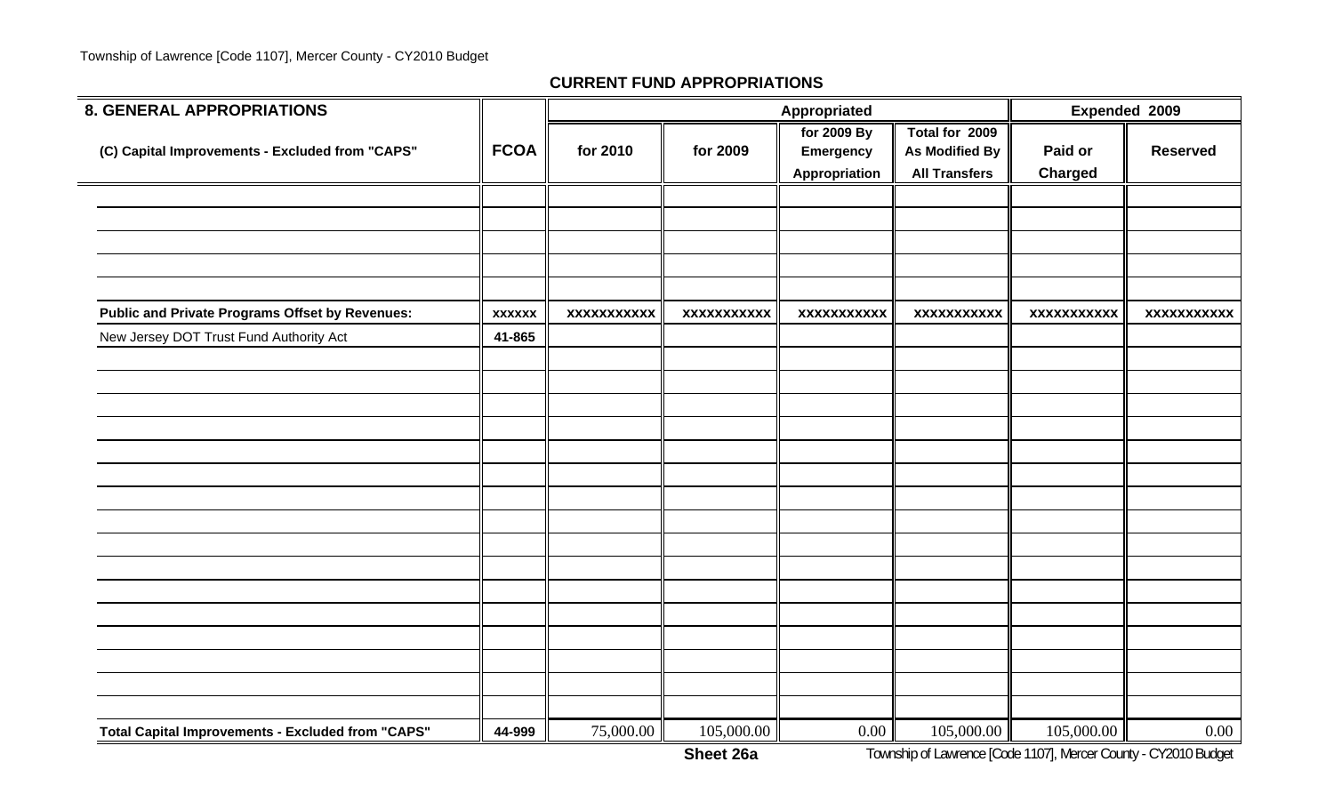## CURRENT FUND APPROPRIATIONS

| 8. GENERAL APPROPRIATIONS | | Appropriated | | | | Expended 2009 | |
|---|---|---|---|---|---|---|---|
| (C) Capital Improvements - Excluded from "CAPS" | FCOA | for 2010 | for 2009 | for 2009 By Emergency Appropriation | Total for 2009 As Modified By All Transfers | Paid or Charged | Reserved |
| | | | | | | | |
| | | | | | | | |
| | | | | | | | |
| | | | | | | | |
| | | | | | | | |
| **Public and Private Programs Offset by Revenues:** | **xxxxxx** | **xxxxxxxxxxx** | **xxxxxxxxxxx** | **xxxxxxxxxxx** | **xxxxxxxxxxx** | **xxxxxxxxxxx** | **xxxxxxxxxxx** |
| New Jersey DOT Trust Fund Authority Act | **41-865** | | | | | | |
| | | | | | | | |
| | | | | | | | |
| | | | | | | | |
| | | | | | | | |
| | | | | | | | |
| | | | | | | | |
| | | | | | | | |
| | | | | | | | |
| | | | | | | | |
| | | | | | | | |
| | | | | | | | |
| | | | | | | | |
| | | | | | | | |
| | | | | | | | |
| | | | | | | | |
| | | | | | | | |
| | | | | | | | |
| **Total Capital Improvements - Excluded from "CAPS"** | **44-999** | 75,000.00 | 105,000.00 | 0.00 | 105,000.00 | 105,000.00 | 0.00 |

**Sheet 26a**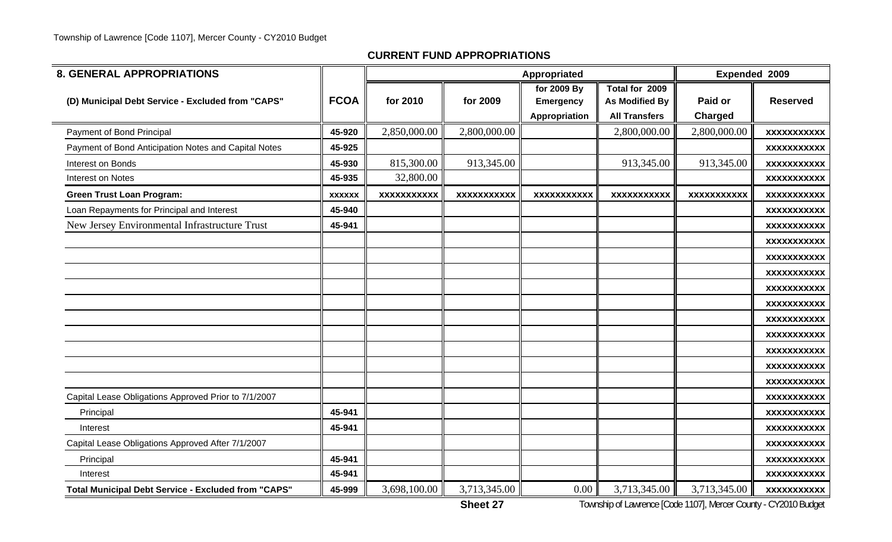## CURRENT FUND APPROPRIATIONS

| 8. GENERAL APPROPRIATIONS | | Appropriated | | | | Expended 2009 | |
|---|---|---|---|---|---|---|---|
| (D) Municipal Debt Service - Excluded from "CAPS" | FCOA | for 2010 | for 2009 | for 2009 By Emergency Appropriation | Total for 2009 As Modified By All Transfers | Paid or Charged | Reserved |
| Payment of Bond Principal | 45-920 | 2,850,000.00 | 2,800,000.00 | | 2,800,000.00 | 2,800,000.00 | xxxxxxxxxxx |
| Payment of Bond Anticipation Notes and Capital Notes | 45-925 | | | | | | xxxxxxxxxxx |
| Interest on Bonds | 45-930 | 815,300.00 | 913,345.00 | | 913,345.00 | 913,345.00 | xxxxxxxxxxx |
| Interest on Notes | 45-935 | 32,800.00 | | | | | xxxxxxxxxxx |
| **Green Trust Loan Program:** | **xxxxxx** | **xxxxxxxxxxx** | **xxxxxxxxxxx** | **xxxxxxxxxxx** | **xxxxxxxxxxx** | **xxxxxxxxxxx** | **xxxxxxxxxxx** |
| Loan Repayments for Principal and Interest | 45-940 | | | | | | xxxxxxxxxxx |
| New Jersey Environmental Infrastructure Trust | 45-941 | | | | | | xxxxxxxxxxx |
| | | | | | | | xxxxxxxxxxx |
| | | | | | | | xxxxxxxxxxx |
| | | | | | | | xxxxxxxxxxx |
| | | | | | | | xxxxxxxxxxx |
| | | | | | | | xxxxxxxxxxx |
| | | | | | | | xxxxxxxxxxx |
| | | | | | | | xxxxxxxxxxx |
| | | | | | | | xxxxxxxxxxx |
| | | | | | | | xxxxxxxxxxx |
| | | | | | | | xxxxxxxxxxx |
| Capital Lease Obligations Approved Prior to 7/1/2007 | | | | | | | xxxxxxxxxxx |
| Principal | 45-941 | | | | | | xxxxxxxxxxx |
| Interest | 45-941 | | | | | | xxxxxxxxxxx |
| Capital Lease Obligations Approved After 7/1/2007 | | | | | | | xxxxxxxxxxx |
| Principal | 45-941 | | | | | | xxxxxxxxxxx |
| Interest | 45-941 | | | | | | xxxxxxxxxxx |
| **Total Municipal Debt Service - Excluded from "CAPS"** | **45-999** | 3,698,100.00 | 3,713,345.00 | 0.00 | 3,713,345.00 | 3,713,345.00 | xxxxxxxxxxx |

Sheet 27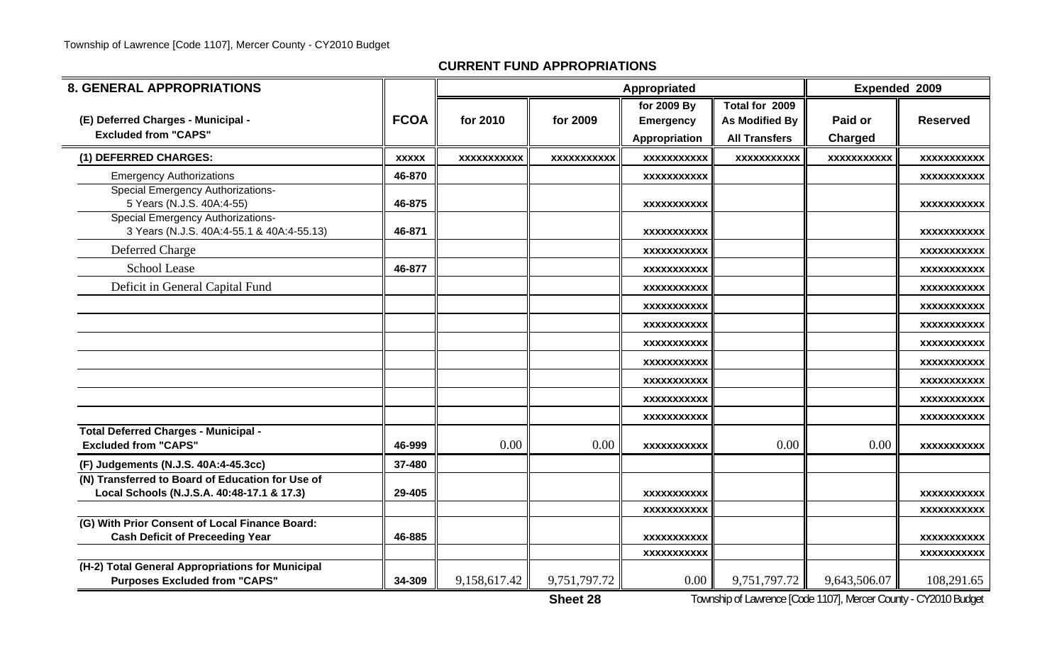## CURRENT FUND APPROPRIATIONS

| 8. GENERAL APPROPRIATIONS | | Appropriated | | | | Expended 2009 | |
|---|---|---|---|---|---|---|---|
| (E) Deferred Charges - Municipal - Excluded from "CAPS" | FCOA | for 2010 | for 2009 | for 2009 By Emergency Appropriation | Total for 2009 As Modified By All Transfers | Paid or Charged | Reserved |
| (1) DEFERRED CHARGES: | xxxxx | xxxxxxxxxxx | xxxxxxxxxxx | xxxxxxxxxxx | xxxxxxxxxxx | xxxxxxxxxxx | xxxxxxxxxxx |
| Emergency Authorizations | 46-870 | | | xxxxxxxxxxx | | | xxxxxxxxxxx |
| Special Emergency Authorizations- 5 Years (N.J.S. 40A:4-55) | 46-875 | | | xxxxxxxxxxx | | | xxxxxxxxxxx |
| Special Emergency Authorizations- 3 Years (N.J.S. 40A:4-55.1 & 40A:4-55.13) | 46-871 | | | xxxxxxxxxxx | | | xxxxxxxxxxx |
| Deferred Charge | | | | xxxxxxxxxxx | | | xxxxxxxxxxx |
| School Lease | 46-877 | | | xxxxxxxxxxx | | | xxxxxxxxxxx |
| Deficit in General Capital Fund | | | | xxxxxxxxxxx | | | xxxxxxxxxxx |
| | | | | xxxxxxxxxxx | | | xxxxxxxxxxx |
| | | | | xxxxxxxxxxx | | | xxxxxxxxxxx |
| | | | | xxxxxxxxxxx | | | xxxxxxxxxxx |
| | | | | xxxxxxxxxxx | | | xxxxxxxxxxx |
| | | | | xxxxxxxxxxx | | | xxxxxxxxxxx |
| | | | | xxxxxxxxxxx | | | xxxxxxxxxxx |
| | | | | xxxxxxxxxxx | | | xxxxxxxxxxx |
| Total Deferred Charges - Municipal - Excluded from "CAPS" | 46-999 | 0.00 | 0.00 | xxxxxxxxxxx | 0.00 | 0.00 | xxxxxxxxxxx |
| (F) Judgements (N.J.S. 40A:4-45.3cc) | 37-480 | | | | | | |
| (N) Transferred to Board of Education for Use of Local Schools (N.J.S.A. 40:48-17.1 & 17.3) | 29-405 | | | xxxxxxxxxxx | | | xxxxxxxxxxx |
| | | | | xxxxxxxxxxx | | | xxxxxxxxxxx |
| (G) With Prior Consent of Local Finance Board: Cash Deficit of Preceeding Year | 46-885 | | | xxxxxxxxxxx | | | xxxxxxxxxxx |
| | | | | xxxxxxxxxxx | | | xxxxxxxxxxx |
| (H-2) Total General Appropriations for Municipal Purposes Excluded from "CAPS" | 34-309 | 9,158,617.42 | 9,751,797.72 | 0.00 | 9,751,797.72 | 9,643,506.07 | 108,291.65 |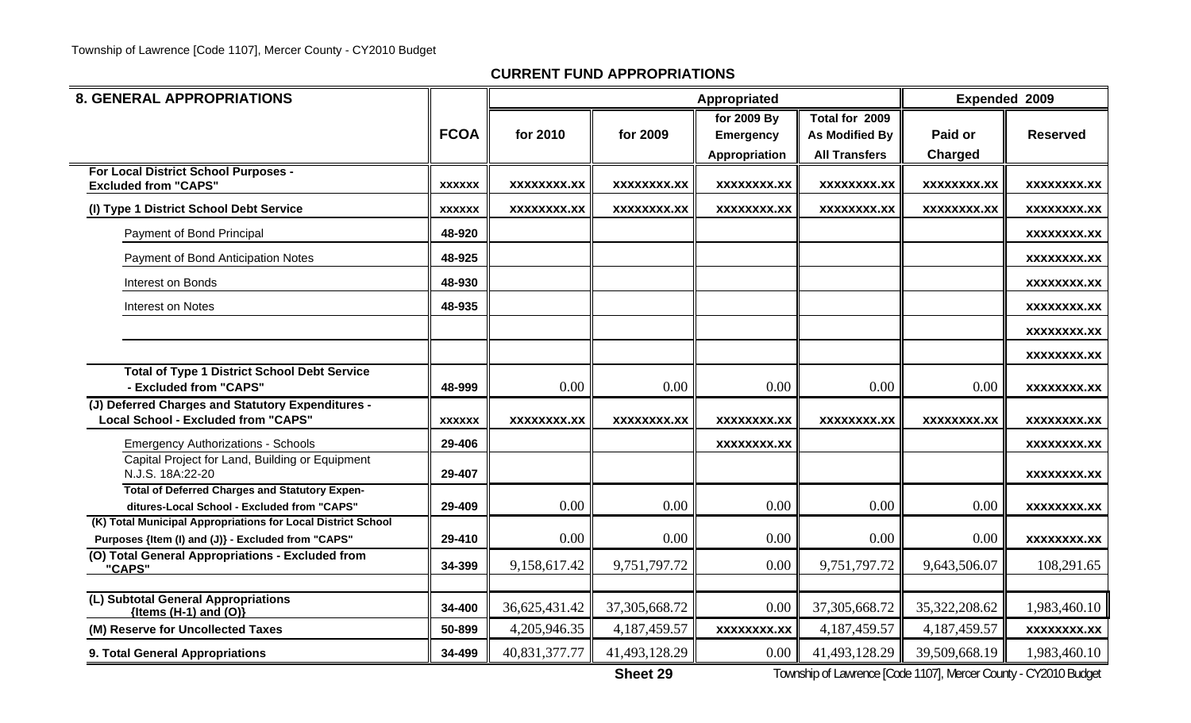## CURRENT FUND APPROPRIATIONS

| 8. GENERAL APPROPRIATIONS | FCOA | Appropriated | | | | Expended 2009 | |
|---|---|---|---|---|---|---|---|
| | | for 2010 | for 2009 | for 2009 By Emergency Appropriation | Total for 2009 As Modified By All Transfers | Paid or Charged | Reserved |
| **For Local District School Purposes - Excluded from "CAPS"** | xxxxxx | xxxxxxxx.xx | xxxxxxxx.xx | xxxxxxxx.xx | xxxxxxxx.xx | xxxxxxxx.xx | xxxxxxxx.xx |
| **(I) Type 1 District School Debt Service** | xxxxxx | xxxxxxxx.xx | xxxxxxxx.xx | xxxxxxxx.xx | xxxxxxxx.xx | xxxxxxxx.xx | xxxxxxxx.xx |
| Payment of Bond Principal | 48-920 | | | | | | xxxxxxxx.xx |
| Payment of Bond Anticipation Notes | 48-925 | | | | | | xxxxxxxx.xx |
| Interest on Bonds | 48-930 | | | | | | xxxxxxxx.xx |
| Interest on Notes | 48-935 | | | | | | xxxxxxxx.xx |
| | | | | | | | xxxxxxxx.xx |
| | | | | | | | xxxxxxxx.xx |
| **Total of Type 1 District School Debt Service - Excluded from "CAPS"** | 48-999 | 0.00 | 0.00 | 0.00 | 0.00 | 0.00 | xxxxxxxx.xx |
| **(J) Deferred Charges and Statutory Expenditures - Local School - Excluded from "CAPS"** | xxxxxx | xxxxxxxx.xx | xxxxxxxx.xx | xxxxxxxx.xx | xxxxxxxx.xx | xxxxxxxx.xx | xxxxxxxx.xx |
| Emergency Authorizations - Schools | 29-406 | | | xxxxxxxx.xx | | | xxxxxxxx.xx |
| Capital Project for Land, Building or Equipment N.J.S. 18A:22-20 | 29-407 | | | | | | xxxxxxxx.xx |
| **Total of Deferred Charges and Statutory Expenditures-Local School - Excluded from "CAPS"** | 29-409 | 0.00 | 0.00 | 0.00 | 0.00 | 0.00 | xxxxxxxx.xx |
| **(K) Total Municipal Appropriations for Local District School Purposes {Item (I) and (J)} - Excluded from "CAPS"** | 29-410 | 0.00 | 0.00 | 0.00 | 0.00 | 0.00 | xxxxxxxx.xx |
| **(O) Total General Appropriations - Excluded from "CAPS"** | 34-399 | 9,158,617.42 | 9,751,797.72 | 0.00 | 9,751,797.72 | 9,643,506.07 | 108,291.65 |
| | | | | | | | |
| **(L) Subtotal General Appropriations {Items (H-1) and (O)}** | 34-400 | 36,625,431.42 | 37,305,668.72 | 0.00 | 37,305,668.72 | 35,322,208.62 | 1,983,460.10 |
| **(M) Reserve for Uncollected Taxes** | 50-899 | 4,205,946.35 | 4,187,459.57 | xxxxxxxx.xx | 4,187,459.57 | 4,187,459.57 | xxxxxxxx.xx |
| **9. Total General Appropriations** | 34-499 | 40,831,377.77 | 41,493,128.29 | 0.00 | 41,493,128.29 | 39,509,668.19 | 1,983,460.10 |

Sheet 29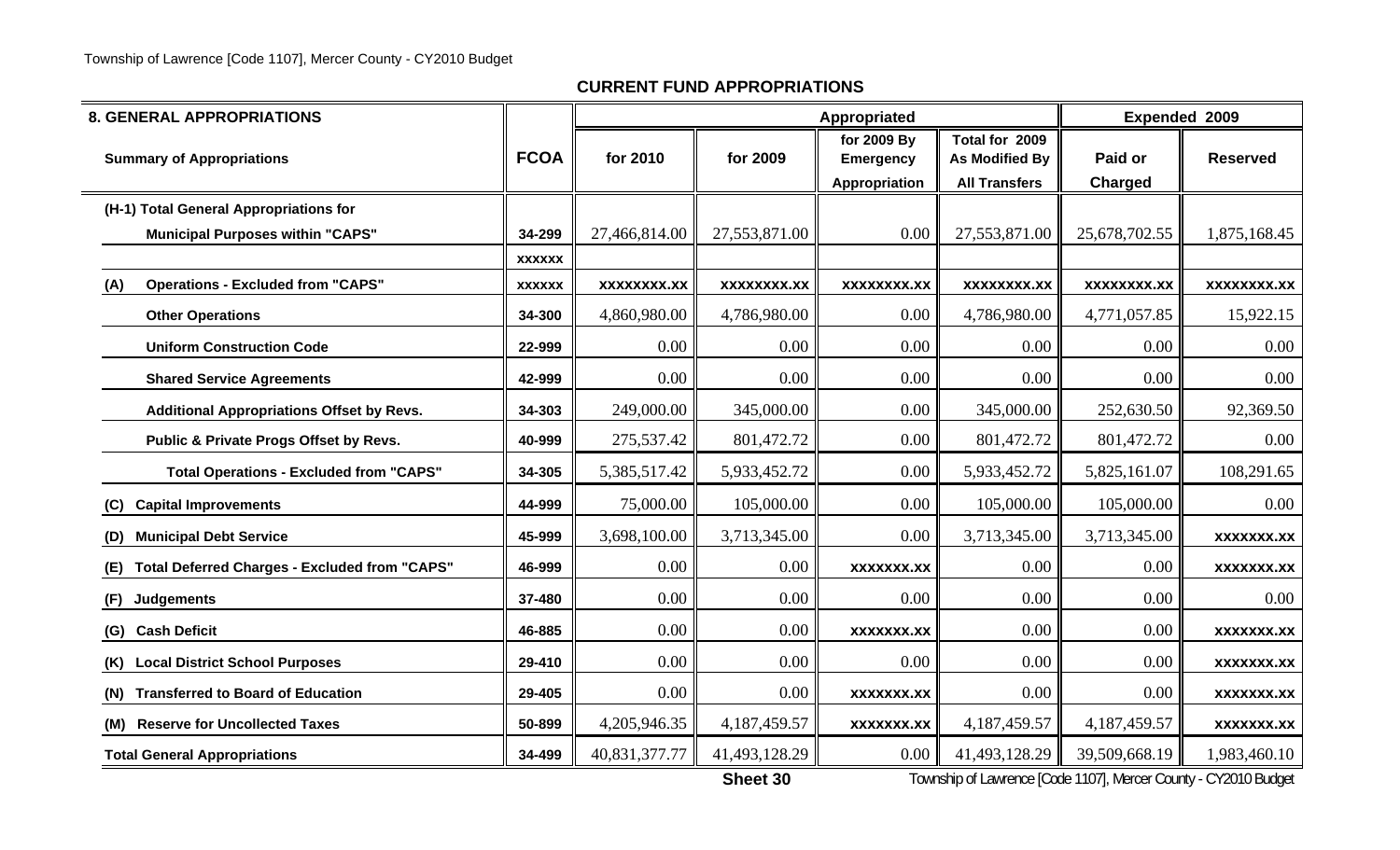## CURRENT FUND APPROPRIATIONS

| 8. GENERAL APPROPRIATIONS | | Appropriated | | | | Expended 2009 | |
|---|---|---|---|---|---|---|---|
| Summary of Appropriations | FCOA | for 2010 | for 2009 | for 2009 By Emergency Appropriation | Total for 2009 As Modified By All Transfers | Paid or Charged | Reserved |
| (H-1) Total General Appropriations for Municipal Purposes within "CAPS" | 34-299 | 27,466,814.00 | 27,553,871.00 | 0.00 | 27,553,871.00 | 25,678,702.55 | 1,875,168.45 |
| | XXXXXX | | | | | | |
| (A) Operations - Excluded from "CAPS" | XXXXXX | XXXXXXXX.XX | XXXXXXXX.XX | XXXXXXXX.XX | XXXXXXXX.XX | XXXXXXXX.XX | XXXXXXXX.XX |
| Other Operations | 34-300 | 4,860,980.00 | 4,786,980.00 | 0.00 | 4,786,980.00 | 4,771,057.85 | 15,922.15 |
| Uniform Construction Code | 22-999 | 0.00 | 0.00 | 0.00 | 0.00 | 0.00 | 0.00 |
| Shared Service Agreements | 42-999 | 0.00 | 0.00 | 0.00 | 0.00 | 0.00 | 0.00 |
| Additional Appropriations Offset by Revs. | 34-303 | 249,000.00 | 345,000.00 | 0.00 | 345,000.00 | 252,630.50 | 92,369.50 |
| Public & Private Progs Offset by Revs. | 40-999 | 275,537.42 | 801,472.72 | 0.00 | 801,472.72 | 801,472.72 | 0.00 |
| Total Operations - Excluded from "CAPS" | 34-305 | 5,385,517.42 | 5,933,452.72 | 0.00 | 5,933,452.72 | 5,825,161.07 | 108,291.65 |
| (C) Capital Improvements | 44-999 | 75,000.00 | 105,000.00 | 0.00 | 105,000.00 | 105,000.00 | 0.00 |
| (D) Municipal Debt Service | 45-999 | 3,698,100.00 | 3,713,345.00 | 0.00 | 3,713,345.00 | 3,713,345.00 | XXXXXXX.XX |
| (E) Total Deferred Charges - Excluded from "CAPS" | 46-999 | 0.00 | 0.00 | XXXXXXX.XX | 0.00 | 0.00 | XXXXXXX.XX |
| (F) Judgements | 37-480 | 0.00 | 0.00 | 0.00 | 0.00 | 0.00 | 0.00 |
| (G) Cash Deficit | 46-885 | 0.00 | 0.00 | XXXXXXX.XX | 0.00 | 0.00 | XXXXXXX.XX |
| (K) Local District School Purposes | 29-410 | 0.00 | 0.00 | 0.00 | 0.00 | 0.00 | XXXXXXX.XX |
| (N) Transferred to Board of Education | 29-405 | 0.00 | 0.00 | XXXXXXX.XX | 0.00 | 0.00 | XXXXXXX.XX |
| (M) Reserve for Uncollected Taxes | 50-899 | 4,205,946.35 | 4,187,459.57 | XXXXXXX.XX | 4,187,459.57 | 4,187,459.57 | XXXXXXX.XX |
| Total General Appropriations | 34-499 | 40,831,377.77 | 41,493,128.29 | 0.00 | 41,493,128.29 | 39,509,668.19 | 1,983,460.10 |

Sheet 30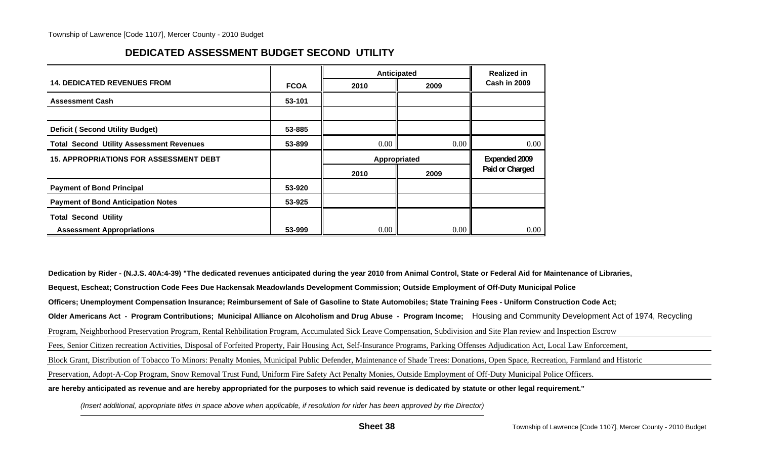## DEDICATED ASSESSMENT BUDGET SECOND UTILITY

| 14. DEDICATED REVENUES FROM | FCOA | Anticipated 2010 | Anticipated 2009 | Realized in Cash in 2009 |
|---|---|---|---|---|
| Assessment Cash | 53-101 | | | |
| | | | | |
| Deficit ( Second Utility Budget) | 53-885 | | | |
| Total Second Utility Assessment Revenues | 53-899 | 0.00 | 0.00 | 0.00 |
| **15. APPROPRIATIONS FOR ASSESSMENT DEBT** | | **Appropriated 2010** | **Appropriated 2009** | **Expended 2009 Paid or Charged** |
| Payment of Bond Principal | 53-920 | | | |
| Payment of Bond Anticipation Notes | 53-925 | | | |
| Total Second Utility Assessment Appropriations | 53-999 | 0.00 | 0.00 | 0.00 |

**Dedication by Rider - (N.J.S. 40A:4-39) "The dedicated revenues anticipated during the year 2010 from Animal Control, State or Federal Aid for Maintenance of Libraries, Bequest, Escheat; Construction Code Fees Due Hackensak Meadowlands Development Commission; Outside Employment of Off-Duty Municipal Police Officers; Unemployment Compensation Insurance; Reimbursement of Sale of Gasoline to State Automobiles; State Training Fees - Uniform Construction Code Act; Older Americans Act - Program Contributions; Municipal Alliance on Alcoholism and Drug Abuse - Program Income;** Housing and Community Development Act of 1974, Recycling Program, Neighborhood Preservation Program, Rental Rehbilitation Program, Accumulated Sick Leave Compensation, Subdivision and Site Plan review and Inspection Escrow Fees, Senior Citizen recreation Activities, Disposal of Forfeited Property, Fair Housing Act, Self-Insurance Programs, Parking Offenses Adjudication Act, Local Law Enforcement, Block Grant, Distribution of Tobacco To Minors: Penalty Monies, Municipal Public Defender, Maintenance of Shade Trees: Donations, Open Space, Recreation, Farmland and Historic Preservation, Adopt-A-Cop Program, Snow Removal Trust Fund, Uniform Fire Safety Act Penalty Monies, Outside Employment of Off-Duty Municipal Police Officers.

**are hereby anticipated as revenue and are hereby appropriated for the purposes to which said revenue is dedicated by statute or other legal requirement."**

*(Insert additional, appropriate titles in space above when applicable, if resolution for rider has been approved by the Director)*

**Sheet 38**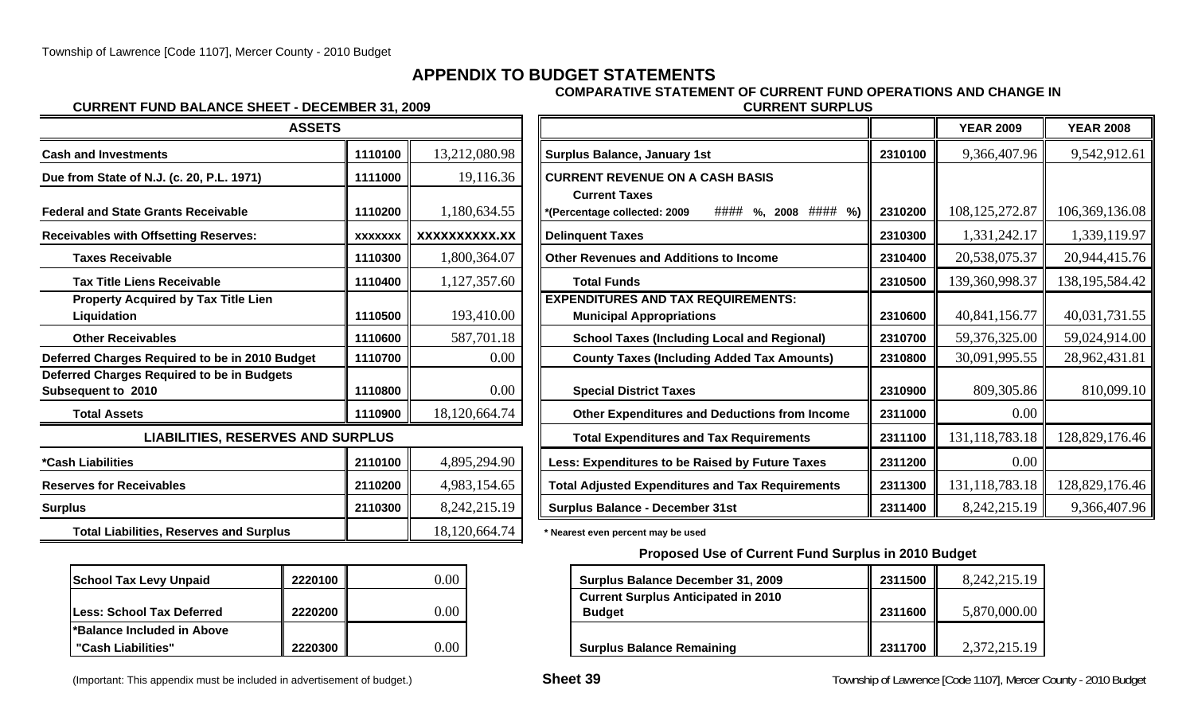# APPENDIX TO BUDGET STATEMENTS

## CURRENT FUND BALANCE SHEET - DECEMBER 31, 2009

| ASSETS | | |
|---|---|---|
| Cash and Investments | 1110100 | 13,212,080.98 |
| Due from State of N.J. (c. 20, P.L. 1971) | 1111000 | 19,116.36 |
| Federal and State Grants Receivable | 1110200 | 1,180,634.55 |
| Receivables with Offsetting Reserves: | xxxxxxx | xxxxxxxxxx.xx |
| Taxes Receivable | 1110300 | 1,800,364.07 |
| Tax Title Liens Receivable | 1110400 | 1,127,357.60 |
| Property Acquired by Tax Title Lien Liquidation | 1110500 | 193,410.00 |
| Other Receivables | 1110600 | 587,701.18 |
| Deferred Charges Required to be in 2010 Budget | 1110700 | 0.00 |
| Deferred Charges Required to be in Budgets Subsequent to 2010 | 1110800 | 0.00 |
| Total Assets | 1110900 | 18,120,664.74 |
| **LIABILITIES, RESERVES AND SURPLUS** | | |
| *Cash Liabilities | 2110100 | 4,895,294.90 |
| Reserves for Receivables | 2110200 | 4,983,154.65 |
| Surplus | 2110300 | 8,242,215.19 |
| Total Liabilities, Reserves and Surplus | | 18,120,664.74 |

| | | |
|---|---|---|
| School Tax Levy Unpaid | 2220100 | 0.00 |
| Less: School Tax Deferred | 2220200 | 0.00 |
| *Balance Included in Above "Cash Liabilities" | 2220300 | 0.00 |

(Important: This appendix must be included in advertisement of budget.)

## COMPARATIVE STATEMENT OF CURRENT FUND OPERATIONS AND CHANGE IN CURRENT SURPLUS

| | | YEAR 2009 | YEAR 2008 |
|---|---|---|---|
| Surplus Balance, January 1st | 2310100 | 9,366,407.96 | 9,542,912.61 |
| CURRENT REVENUE ON A CASH BASIS | | | |
| Current Taxes *(Percentage collected: 2009 #### %, 2008 #### %) | 2310200 | 108,125,272.87 | 106,369,136.08 |
| Delinquent Taxes | 2310300 | 1,331,242.17 | 1,339,119.97 |
| Other Revenues and Additions to Income | 2310400 | 20,538,075.37 | 20,944,415.76 |
| Total Funds | 2310500 | 139,360,998.37 | 138,195,584.42 |
| EXPENDITURES AND TAX REQUIREMENTS: | | | |
| Municipal Appropriations | 2310600 | 40,841,156.77 | 40,031,731.55 |
| School Taxes (Including Local and Regional) | 2310700 | 59,376,325.00 | 59,024,914.00 |
| County Taxes (Including Added Tax Amounts) | 2310800 | 30,091,995.55 | 28,962,431.81 |
| Special District Taxes | 2310900 | 809,305.86 | 810,099.10 |
| Other Expenditures and Deductions from Income | 2311000 | 0.00 | |
| Total Expenditures and Tax Requirements | 2311100 | 131,118,783.18 | 128,829,176.46 |
| Less: Expenditures to be Raised by Future Taxes | 2311200 | 0.00 | |
| Total Adjusted Expenditures and Tax Requirements | 2311300 | 131,118,783.18 | 128,829,176.46 |
| Surplus Balance - December 31st | 2311400 | 8,242,215.19 | 9,366,407.96 |

* Nearest even percent may be used

### Proposed Use of Current Fund Surplus in 2010 Budget

| | | |
|---|---|---|
| Surplus Balance December 31, 2009 | 2311500 | 8,242,215.19 |
| Current Surplus Anticipated in 2010 Budget | 2311600 | 5,870,000.00 |
| Surplus Balance Remaining | 2311700 | 2,372,215.19 |

Sheet 39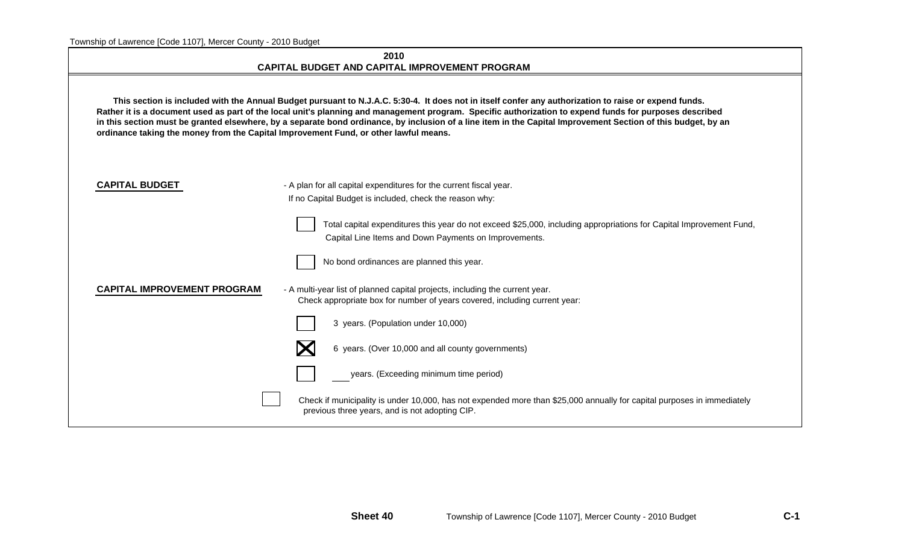# 2010
## CAPITAL BUDGET AND CAPITAL IMPROVEMENT PROGRAM

**This section is included with the Annual Budget pursuant to N.J.A.C. 5:30-4. It does not in itself confer any authorization to raise or expend funds. Rather it is a document used as part of the local unit's planning and management program. Specific authorization to expend funds for purposes described in this section must be granted elsewhere, by a separate bond ordinance, by inclusion of a line item in the Capital Improvement Section of this budget, by an ordinance taking the money from the Capital Improvement Fund, or other lawful means.**

**CAPITAL BUDGET** - A plan for all capital expenditures for the current fiscal year.

If no Capital Budget is included, check the reason why:

- [ ] Total capital expenditures this year do not exceed $25,000, including appropriations for Capital Improvement Fund, Capital Line Items and Down Payments on Improvements.
- [ ] No bond ordinances are planned this year.

**CAPITAL IMPROVEMENT PROGRAM** - A multi-year list of planned capital projects, including the current year.

Check appropriate box for number of years covered, including current year:

- [ ] 3 years. (Population under 10,000)
- [x] 6 years. (Over 10,000 and all county governments)
- [ ] ___ years. (Exceeding minimum time period)

- [ ] Check if municipality is under 10,000, has not expended more than $25,000 annually for capital purposes in immediately previous three years, and is not adopting CIP.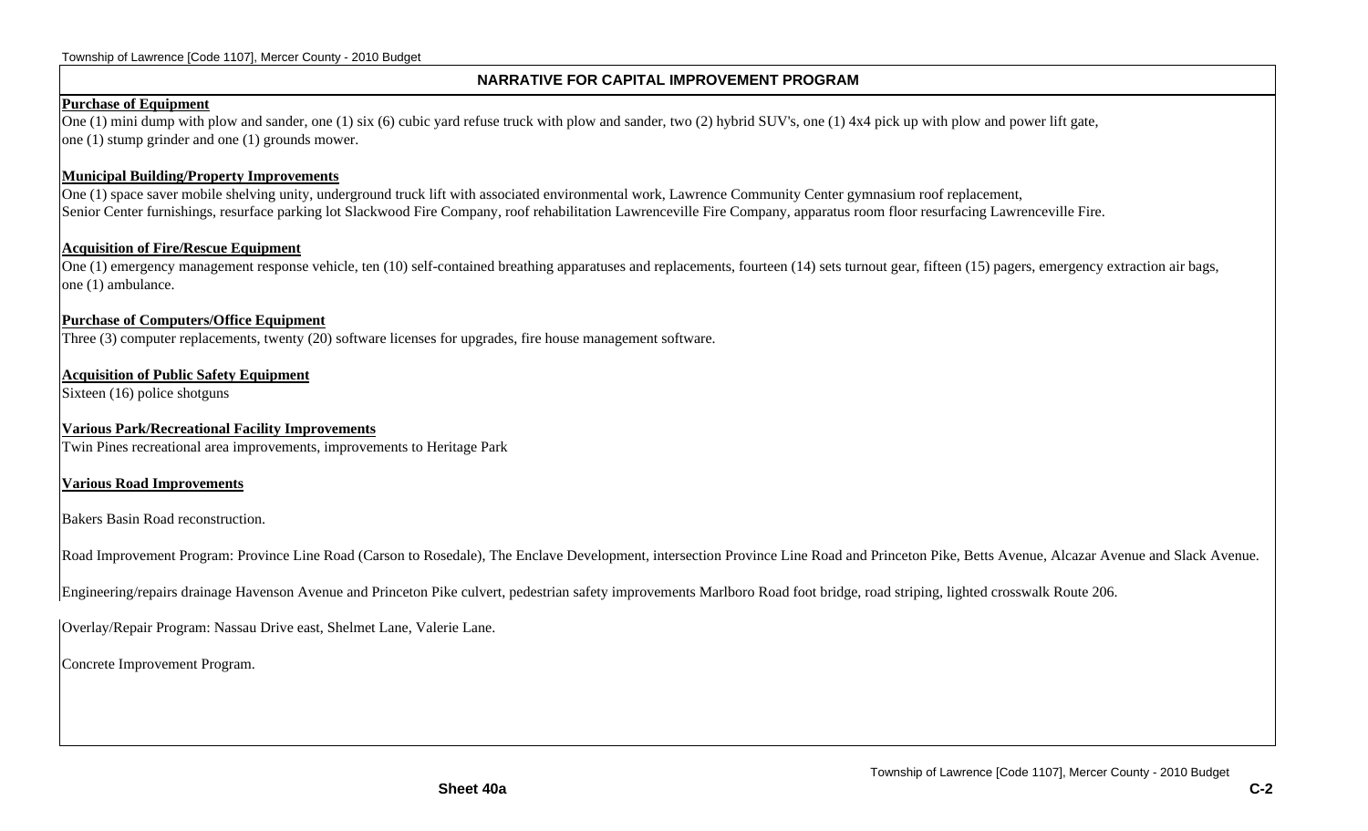## NARRATIVE FOR CAPITAL IMPROVEMENT PROGRAM

**Purchase of Equipment**

One (1) mini dump with plow and sander, one (1) six (6) cubic yard refuse truck with plow and sander, two (2) hybrid SUV's, one (1) 4x4 pick up with plow and power lift gate, one (1) stump grinder and one (1) grounds mower.

**Municipal Building/Property Improvements**

One (1) space saver mobile shelving unity, underground truck lift with associated environmental work, Lawrence Community Center gymnasium roof replacement, Senior Center furnishings, resurface parking lot Slackwood Fire Company, roof rehabilitation Lawrenceville Fire Company, apparatus room floor resurfacing Lawrenceville Fire.

**Acquisition of Fire/Rescue Equipment**

One (1) emergency management response vehicle, ten (10) self-contained breathing apparatuses and replacements, fourteen (14) sets turnout gear, fifteen (15) pagers, emergency extraction air bags, one (1) ambulance.

**Purchase of Computers/Office Equipment**

Three (3) computer replacements, twenty (20) software licenses for upgrades, fire house management software.

**Acquisition of Public Safety Equipment**

Sixteen (16) police shotguns

**Various Park/Recreational Facility Improvements**

Twin Pines recreational area improvements, improvements to Heritage Park

**Various Road Improvements**

Bakers Basin Road reconstruction.

Road Improvement Program: Province Line Road (Carson to Rosedale), The Enclave Development, intersection Province Line Road and Princeton Pike, Betts Avenue, Alcazar Avenue and Slack Avenue.

Engineering/repairs drainage Havenson Avenue and Princeton Pike culvert, pedestrian safety improvements Marlboro Road foot bridge, road striping, lighted crosswalk Route 206.

Overlay/Repair Program: Nassau Drive east, Shelmet Lane, Valerie Lane.

Concrete Improvement Program.

Sheet 40a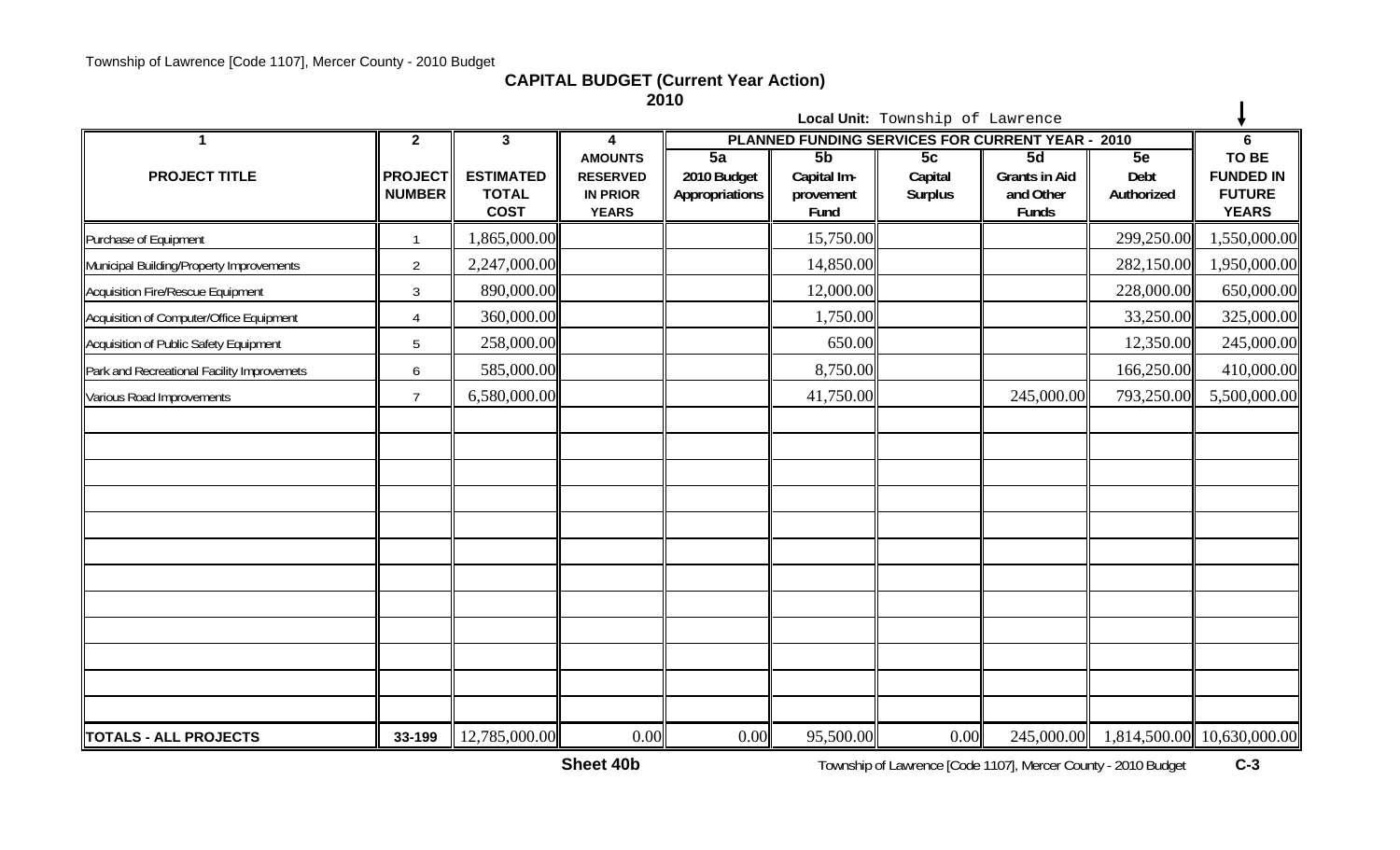## CAPITAL BUDGET (Current Year Action)

**2010**

**Local Unit:** Township of Lawrence

| 1 | 2 | 3 | 4 | PLANNED FUNDING SERVICES FOR CURRENT YEAR - 2010 | | | | | 6 |
|---|---|---|---|---|---|---|---|---|---|
| **PROJECT TITLE** | **PROJECT NUMBER** | **ESTIMATED TOTAL COST** | **AMOUNTS RESERVED IN PRIOR YEARS** | **5a** 2010 Budget Appropriations | **5b** Capital Im-provement Fund | **5c** Capital Surplus | **5d** Grants in Aid and Other Funds | **5e** Debt Authorized | **TO BE FUNDED IN FUTURE YEARS** |
| Purchase of Equipment | 1 | 1,865,000.00 | | | 15,750.00 | | | 299,250.00 | 1,550,000.00 |
| Municipal Building/Property Improvements | 2 | 2,247,000.00 | | | 14,850.00 | | | 282,150.00 | 1,950,000.00 |
| Acquisition Fire/Rescue Equipment | 3 | 890,000.00 | | | 12,000.00 | | | 228,000.00 | 650,000.00 |
| Acquisition of Computer/Office Equipment | 4 | 360,000.00 | | | 1,750.00 | | | 33,250.00 | 325,000.00 |
| Acquisition of Public Safety Equipment | 5 | 258,000.00 | | | 650.00 | | | 12,350.00 | 245,000.00 |
| Park and Recreational Facility Improvemets | 6 | 585,000.00 | | | 8,750.00 | | | 166,250.00 | 410,000.00 |
| Various Road Improvements | 7 | 6,580,000.00 | | | 41,750.00 | | 245,000.00 | 793,250.00 | 5,500,000.00 |
| **TOTALS - ALL PROJECTS** | 33-199 | 12,785,000.00 | 0.00 | 0.00 | 95,500.00 | 0.00 | 245,000.00 | 1,814,500.00 | 10,630,000.00 |

Sheet 40b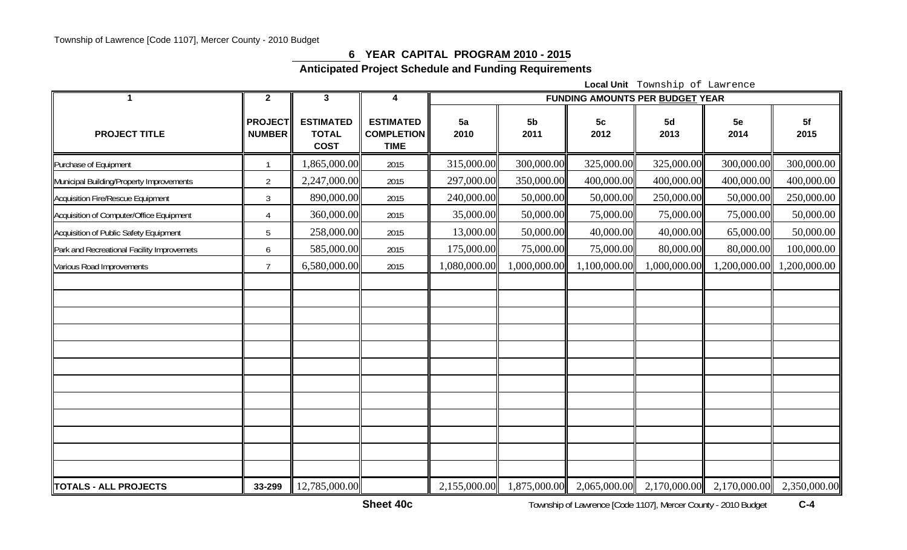## 6 YEAR CAPITAL PROGRAM 2010 - 2015

### Anticipated Project Schedule and Funding Requirements

**Local Unit** Township of Lawrence

| 1 | 2 | 3 | 4 | FUNDING AMOUNTS PER BUDGET YEAR | | | | | |
|---|---|---|---|---|---|---|---|---|---|
| **PROJECT TITLE** | **PROJECT NUMBER** | **ESTIMATED TOTAL COST** | **ESTIMATED COMPLETION TIME** | **5a 2010** | **5b 2011** | **5c 2012** | **5d 2013** | **5e 2014** | **5f 2015** |
| Purchase of Equipment | 1 | 1,865,000.00 | 2015 | 315,000.00 | 300,000.00 | 325,000.00 | 325,000.00 | 300,000.00 | 300,000.00 |
| Municipal Building/Property Improvements | 2 | 2,247,000.00 | 2015 | 297,000.00 | 350,000.00 | 400,000.00 | 400,000.00 | 400,000.00 | 400,000.00 |
| Acquisition Fire/Rescue Equipment | 3 | 890,000.00 | 2015 | 240,000.00 | 50,000.00 | 50,000.00 | 250,000.00 | 50,000.00 | 250,000.00 |
| Acquisition of Computer/Office Equipment | 4 | 360,000.00 | 2015 | 35,000.00 | 50,000.00 | 75,000.00 | 75,000.00 | 75,000.00 | 50,000.00 |
| Acquisition of Public Safety Equipment | 5 | 258,000.00 | 2015 | 13,000.00 | 50,000.00 | 40,000.00 | 40,000.00 | 65,000.00 | 50,000.00 |
| Park and Recreational Facility Improvemets | 6 | 585,000.00 | 2015 | 175,000.00 | 75,000.00 | 75,000.00 | 80,000.00 | 80,000.00 | 100,000.00 |
| Various Road Improvements | 7 | 6,580,000.00 | 2015 | 1,080,000.00 | 1,000,000.00 | 1,100,000.00 | 1,000,000.00 | 1,200,000.00 | 1,200,000.00 |
| | | | | | | | | | |
| **TOTALS - ALL PROJECTS** | 33-299 | 12,785,000.00 | | 2,155,000.00 | 1,875,000.00 | 2,065,000.00 | 2,170,000.00 | 2,170,000.00 | 2,350,000.00 |

**Sheet 40c**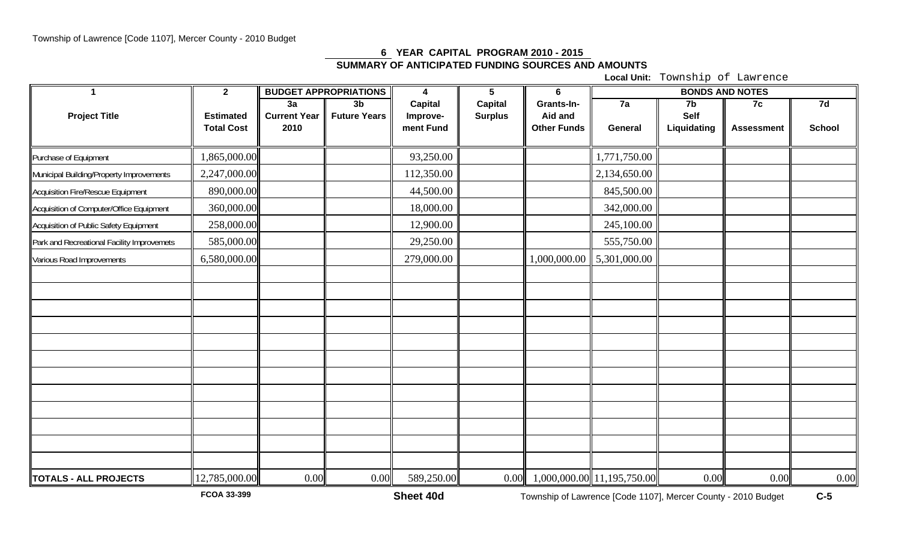## 6 YEAR CAPITAL PROGRAM 2010 - 2015

### SUMMARY OF ANTICIPATED FUNDING SOURCES AND AMOUNTS

**Local Unit:** Township of Lawrence

| 1 | 2 | BUDGET APPROPRIATIONS | | 4 | 5 | 6 | BONDS AND NOTES | | | |
|---|---|---|---|---|---|---|---|---|---|---|
| Project Title | Estimated Total Cost | 3a Current Year 2010 | 3b Future Years | Capital Improve-ment Fund | Capital Surplus | Grants-In-Aid and Other Funds | 7a General | 7b Self Liquidating | 7c Assessment | 7d School |
| Purchase of Equipment | 1,865,000.00 | | | 93,250.00 | | | 1,771,750.00 | | | |
| Municipal Building/Property Improvements | 2,247,000.00 | | | 112,350.00 | | | 2,134,650.00 | | | |
| Acquisition Fire/Rescue Equipment | 890,000.00 | | | 44,500.00 | | | 845,500.00 | | | |
| Acquisition of Computer/Office Equipment | 360,000.00 | | | 18,000.00 | | | 342,000.00 | | | |
| Acquisition of Public Safety Equipment | 258,000.00 | | | 12,900.00 | | | 245,100.00 | | | |
| Park and Recreational Facility Improvemets | 585,000.00 | | | 29,250.00 | | | 555,750.00 | | | |
| Various Road Improvements | 6,580,000.00 | | | 279,000.00 | | 1,000,000.00 | 5,301,000.00 | | | |
| | | | | | | | | | | |
| | | | | | | | | | | |
| | | | | | | | | | | |
| | | | | | | | | | | |
| | | | | | | | | | | |
| | | | | | | | | | | |
| | | | | | | | | | | |
| | | | | | | | | | | |
| | | | | | | | | | | |
| | | | | | | | | | | |
| | | | | | | | | | | |
| | | | | | | | | | | |
| **TOTALS - ALL PROJECTS** | 12,785,000.00 | 0.00 | 0.00 | 589,250.00 | 0.00 | 1,000,000.00 | 11,195,750.00 | 0.00 | 0.00 | 0.00 |

FCOA 33-399

**Sheet 40d**

C-5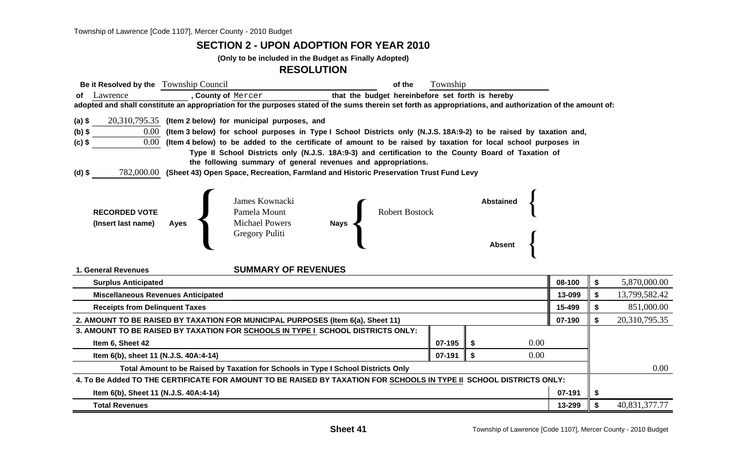## SECTION 2 - UPON ADOPTION FOR YEAR 2010

**(Only to be included in the Budget as Finally Adopted)**

## RESOLUTION

**Be it Resolved by the** Township Council **of the** Township **of** Lawrence **, County of** Mercer **that the budget hereinbefore set forth is hereby adopted and shall constitute an appropriation for the purposes stated of the sums therein set forth as appropriations, and authorization of the amount of:**

**(a) $** 20,310,795.35 **(Item 2 below) for municipal purposes, and**

**(b) $** 0.00 **(Item 3 below) for school purposes in Type I School Districts only (N.J.S. 18A:9-2) to be raised by taxation and,**

**(c) $** 0.00 **(Item 4 below) to be added to the certificate of amount to be raised by taxation for local school purposes in Type II School Districts only (N.J.S. 18A:9-3) and certification to the County Board of Taxation of the following summary of general revenues and appropriations.**

**(d) $** 782,000.00 **(Sheet 43) Open Space, Recreation, Farmland and Historic Preservation Trust Fund Levy**

**RECORDED VOTE (Insert last name)**

**Ayes:** James Kownacki, Pamela Mount, Michael Powers, Gregory Puliti

**Nays:** Robert Bostock

**Abstained:**

**Absent:**

### SUMMARY OF REVENUES

| **1. General Revenues** | | | | |
|---|---|---|---|---|
| **Surplus Anticipated** | | | 08-100 | $ 5,870,000.00 |
| **Miscellaneous Revenues Anticipated** | | | 13-099 | $ 13,799,582.42 |
| **Receipts from Delinquent Taxes** | | | 15-499 | $ 851,000.00 |
| **2. AMOUNT TO BE RAISED BY TAXATION FOR MUNICIPAL PURPOSES (Item 6(a), Sheet 11)** | | | 07-190 | $ 20,310,795.35 |
| **3. AMOUNT TO BE RAISED BY TAXATION FOR SCHOOLS IN TYPE I SCHOOL DISTRICTS ONLY:** | | | | |
| **Item 6, Sheet 42** | 07-195 | $ 0.00 | | |
| **Item 6(b), sheet 11 (N.J.S. 40A:4-14)** | 07-191 | $ 0.00 | | |
| **Total Amount to be Raised by Taxation for Schools in Type I School Districts Only** | | | | 0.00 |
| **4. To Be Added TO THE CERTIFICATE FOR AMOUNT TO BE RAISED BY TAXATION FOR SCHOOLS IN TYPE II SCHOOL DISTRICTS ONLY:** | | | | |
| **Item 6(b), Sheet 11 (N.J.S. 40A:4-14)** | | | 07-191 | $ |
| **Total Revenues** | | | 13-299 | $ 40,831,377.77 |

**Sheet 41**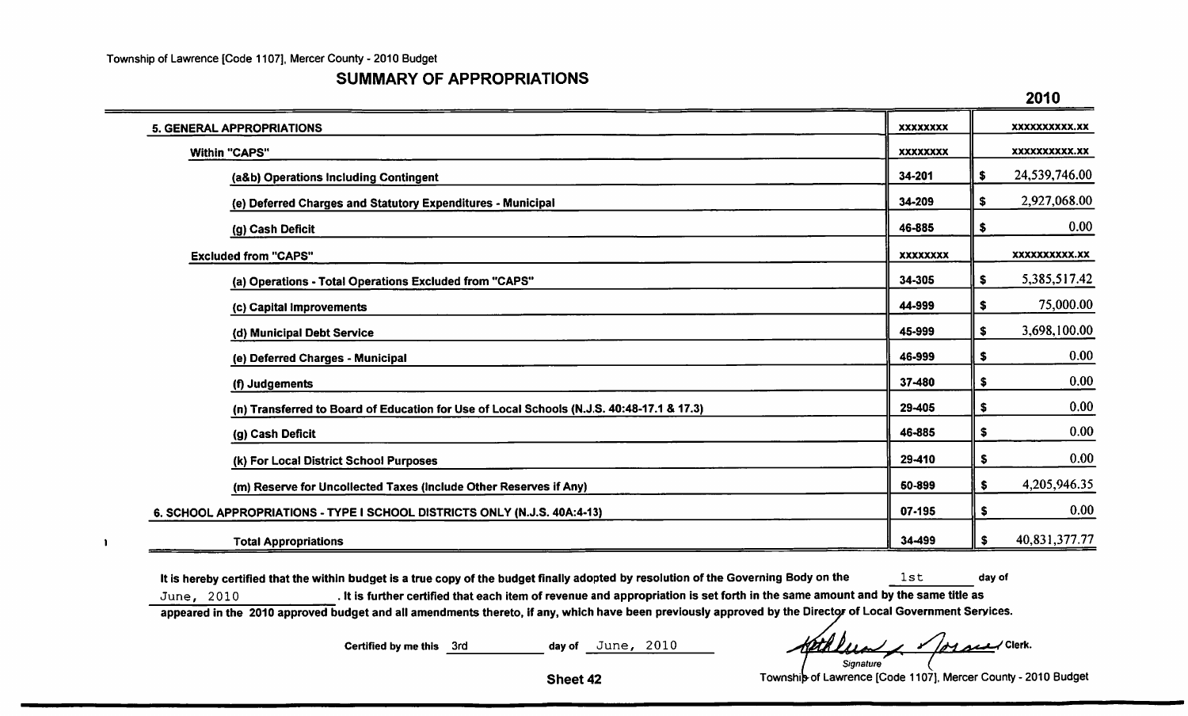Township of Lawrence [Code 1107], Mercer County - 2010 Budget

## SUMMARY OF APPROPRIATIONS

| | | 2010 |
|---|---|---|
| **5. GENERAL APPROPRIATIONS** | xxxxxxxx | xxxxxxxxxx.xx |
| **Within "CAPS"** | xxxxxxxx | xxxxxxxxxx.xx |
| (a&b) Operations Including Contingent | 34-201 | $ 24,539,746.00 |
| (e) Deferred Charges and Statutory Expenditures - Municipal | 34-209 | $ 2,927,068.00 |
| (g) Cash Deficit | 46-885 | $ 0.00 |
| **Excluded from "CAPS"** | xxxxxxxx | xxxxxxxxxx.xx |
| (a) Operations - Total Operations Excluded from "CAPS" | 34-305 | $ 5,385,517.42 |
| (c) Capital Improvements | 44-999 | $ 75,000.00 |
| (d) Municipal Debt Service | 45-999 | $ 3,698,100.00 |
| (e) Deferred Charges - Municipal | 46-999 | $ 0.00 |
| (f) Judgements | 37-480 | $ 0.00 |
| (n) Transferred to Board of Education for Use of Local Schools (N.J.S. 40:48-17.1 & 17.3) | 29-405 | $ 0.00 |
| (g) Cash Deficit | 46-885 | $ 0.00 |
| (k) For Local District School Purposes | 29-410 | $ 0.00 |
| (m) Reserve for Uncollected Taxes (Include Other Reserves if Any) | 50-899 | $ 4,205,946.35 |
| **6. SCHOOL APPROPRIATIONS - TYPE I SCHOOL DISTRICTS ONLY (N.J.S. 40A:4-13)** | 07-195 | $ 0.00 |
| **Total Appropriations** | 34-499 | $ 40,831,377.77 |

It is hereby certified that the within budget is a true copy of the budget finally adopted by resolution of the Governing Body on the 1st day of June, 2010. It is further certified that each item of revenue and appropriation is set forth in the same amount and by the same title as appeared in the 2010 approved budget and all amendments thereto, if any, which have been previously approved by the Director of Local Government Services.

Certified by me this 3rd day of June, 2010

Kathleen S. Norcia Clerk.
*Signature*

Sheet 42

Township of Lawrence [Code 1107], Mercer County - 2010 Budget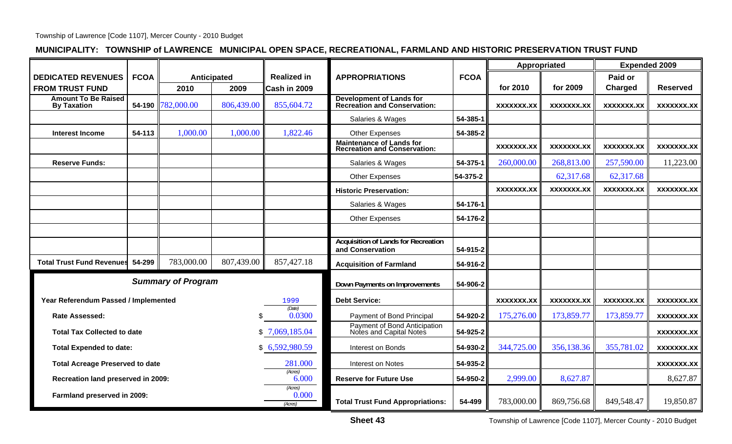## MUNICIPALITY: TOWNSHIP of LAWRENCE MUNICIPAL OPEN SPACE, RECREATIONAL, FARMLAND AND HISTORIC PRESERVATION TRUST FUND

| DEDICATED REVENUES FROM TRUST FUND | FCOA | Anticipated 2010 | Anticipated 2009 | Realized in Cash in 2009 |
|---|---|---|---|---|
| Amount To Be Raised By Taxation | 54-190 | 782,000.00 | 806,439.00 | 855,604.72 |
| Interest Income | 54-113 | 1,000.00 | 1,000.00 | 1,822.46 |
| Reserve Funds: | | | | |
| Total Trust Fund Revenues | 54-299 | 783,000.00 | 807,439.00 | 857,427.18 |

| APPROPRIATIONS | FCOA | Appropriated for 2010 | Appropriated for 2009 | Expended 2009 Paid or Charged | Expended 2009 Reserved |
|---|---|---|---|---|---|
| **Development of Lands for Recreation and Conservation:** | | XXXXXXX.XX | XXXXXXX.XX | XXXXXXX.XX | XXXXXXX.XX |
| Salaries & Wages | 54-385-1 | | | | |
| Other Expenses | 54-385-2 | | | | |
| **Maintenance of Lands for Recreation and Conservation:** | | XXXXXXX.XX | XXXXXXX.XX | XXXXXXX.XX | XXXXXXX.XX |
| Salaries & Wages | 54-375-1 | 260,000.00 | 268,813.00 | 257,590.00 | 11,223.00 |
| Other Expenses | 54-375-2 | | 62,317.68 | 62,317.68 | |
| **Historic Preservation:** | | XXXXXXX.XX | XXXXXXX.XX | XXXXXXX.XX | XXXXXXX.XX |
| Salaries & Wages | 54-176-1 | | | | |
| Other Expenses | 54-176-2 | | | | |
| **Acquisition of Lands for Recreation and Conservation** | 54-915-2 | | | | |
| **Acquisition of Farmland** | 54-916-2 | | | | |
| **Down Payments on Improvements** | 54-906-2 | | | | |
| **Debt Service:** | | XXXXXXX.XX | XXXXXXX.XX | XXXXXXX.XX | XXXXXXX.XX |
| Payment of Bond Principal | 54-920-2 | 175,276.00 | 173,859.77 | 173,859.77 | XXXXXXX.XX |
| Payment of Bond Anticipation Notes and Capital Notes | 54-925-2 | | | | XXXXXXX.XX |
| Interest on Bonds | 54-930-2 | 344,725.00 | 356,138.36 | 355,781.02 | XXXXXXX.XX |
| Interest on Notes | 54-935-2 | | | | XXXXXXX.XX |
| **Reserve for Future Use** | 54-950-2 | 2,999.00 | 8,627.87 | | 8,627.87 |
| **Total Trust Fund Appropriations:** | 54-499 | 783,000.00 | 869,756.68 | 849,548.47 | 19,850.87 |

### *Summary of Program*

| | |
|---|---|
| Year Referendum Passed / Implemented | 1999 (Date) |
| Rate Assessed: | $ 0.0300 |
| Total Tax Collected to date | $ 7,069,185.04 |
| Total Expended to date: | $ 6,592,980.59 |
| Total Acreage Preserved to date | 281.000 (Acres) |
| Recreation land preserved in 2009: | 6.000 (Acres) |
| Farmland preserved in 2009: | 0.000 (Acres) |

**Sheet 43**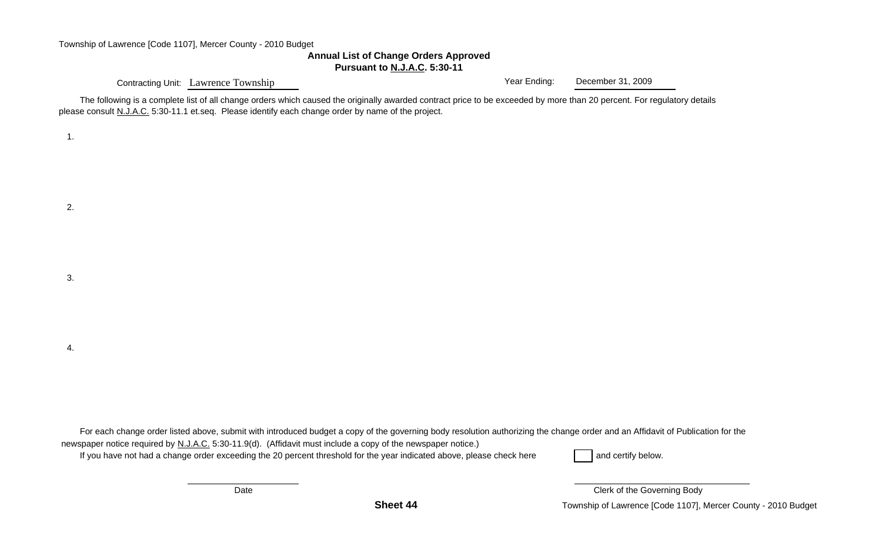**Annual List of Change Orders Approved**
**Pursuant to N.J.A.C. 5:30-11**

Contracting Unit: Lawrence Township

Year Ending: December 31, 2009

The following is a complete list of all change orders which caused the originally awarded contract price to be exceeded by more than 20 percent. For regulatory details please consult N.J.A.C. 5:30-11.1 et.seq. Please identify each change order by name of the project.

1.

2.

3.

4.

For each change order listed above, submit with introduced budget a copy of the governing body resolution authorizing the change order and an Affidavit of Publication for the newspaper notice required by N.J.A.C. 5:30-11.9(d). (Affidavit must include a copy of the newspaper notice.)

If you have not had a change order exceeding the 20 percent threshold for the year indicated above, please check here ☐ and certify below.

Date

Clerk of the Governing Body

**Sheet 44**